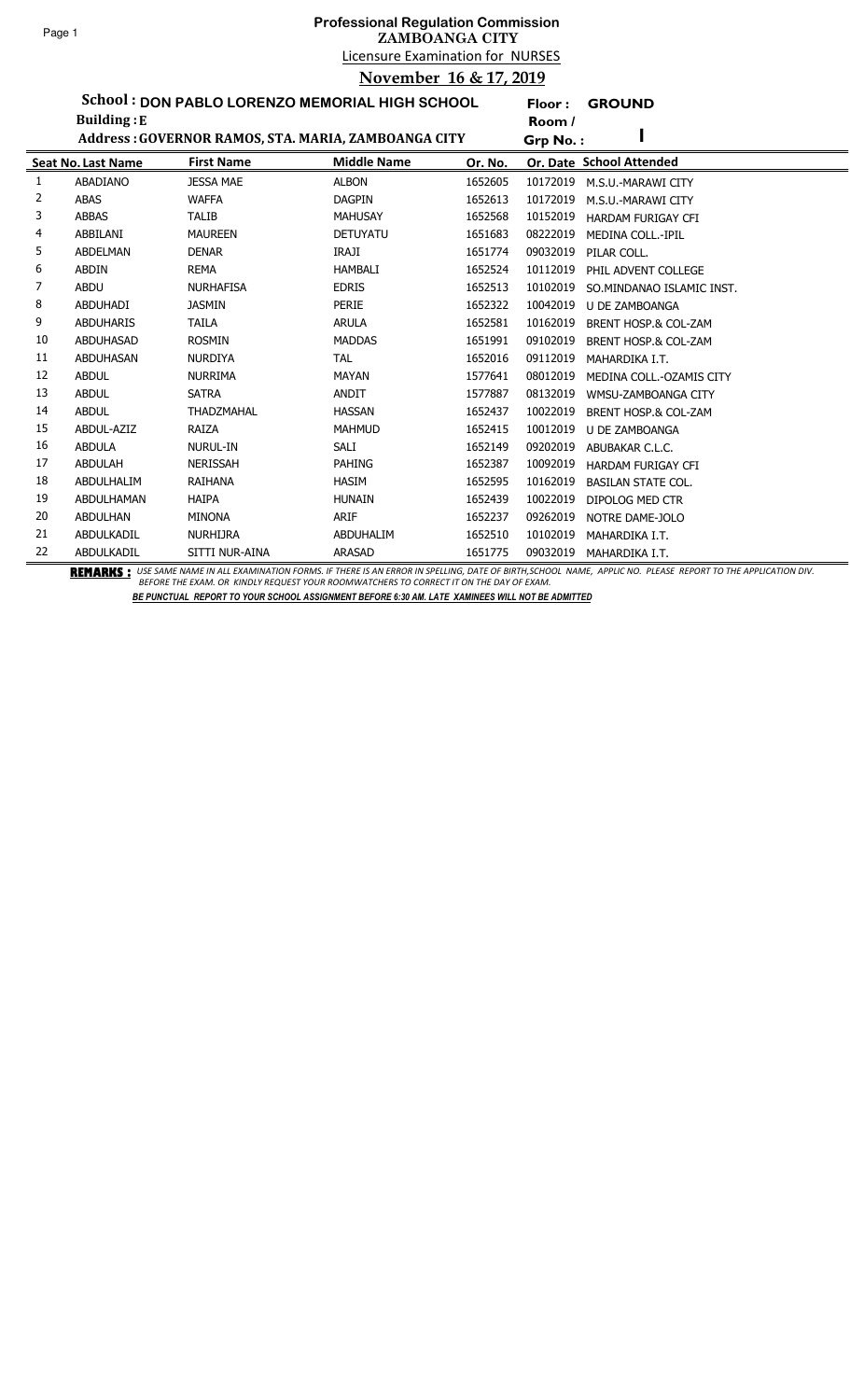# Professional Regulation Commission

## ZAMBOANGA CITY

Licensure Examination for NURSES

**November 16 & 17, 2019**

**School : DON PABLO LORENZO MEMORIAL HIGH SCHOOL** — **Floor : GROUND**

**Building : E** — **Room / Grp No. : I**

**Address : GOVERNOR RAMOS, STA. MARIA, ZAMBOANGA CITY**

| Seat No. | Last Name | First Name | Middle Name | Or. No. | Or. Date | School Attended |
|---|---|---|---|---|---|---|
| 1 | ABADIANO | JESSA MAE | ALBON | 1652605 | 10172019 | M.S.U.-MARAWI CITY |
| 2 | ABAS | WAFFA | DAGPIN | 1652613 | 10172019 | M.S.U.-MARAWI CITY |
| 3 | ABBAS | TALIB | MAHUSAY | 1652568 | 10152019 | HARDAM FURIGAY CFI |
| 4 | ABBILANI | MAUREEN | DETUYATU | 1651683 | 08222019 | MEDINA COLL.-IPIL |
| 5 | ABDELMAN | DENAR | IRAJI | 1651774 | 09032019 | PILAR COLL. |
| 6 | ABDIN | REMA | HAMBALI | 1652524 | 10112019 | PHIL ADVENT COLLEGE |
| 7 | ABDU | NURHAFISA | EDRIS | 1652513 | 10102019 | SO.MINDANAO ISLAMIC INST. |
| 8 | ABDUHADI | JASMIN | PERIE | 1652322 | 10042019 | U DE ZAMBOANGA |
| 9 | ABDUHARIS | TAILA | ARULA | 1652581 | 10162019 | BRENT HOSP.& COL-ZAM |
| 10 | ABDUHASAD | ROSMIN | MADDAS | 1651991 | 09102019 | BRENT HOSP.& COL-ZAM |
| 11 | ABDUHASAN | NURDIYA | TAL | 1652016 | 09112019 | MAHARDIKA I.T. |
| 12 | ABDUL | NURRIMA | MAYAN | 1577641 | 08012019 | MEDINA COLL.-OZAMIS CITY |
| 13 | ABDUL | SATRA | ANDIT | 1577887 | 08132019 | WMSU-ZAMBOANGA CITY |
| 14 | ABDUL | THADZMAHAL | HASSAN | 1652437 | 10022019 | BRENT HOSP.& COL-ZAM |
| 15 | ABDUL-AZIZ | RAIZA | MAHMUD | 1652415 | 10012019 | U DE ZAMBOANGA |
| 16 | ABDULA | NURUL-IN | SALI | 1652149 | 09202019 | ABUBAKAR C.L.C. |
| 17 | ABDULAH | NERISSAH | PAHING | 1652387 | 10092019 | HARDAM FURIGAY CFI |
| 18 | ABDULHALIM | RAIHANA | HASIM | 1652595 | 10162019 | BASILAN STATE COL. |
| 19 | ABDULHAMAN | HAIPA | HUNAIN | 1652439 | 10022019 | DIPOLOG MED CTR |
| 20 | ABDULHAN | MINONA | ARIF | 1652237 | 09262019 | NOTRE DAME-JOLO |
| 21 | ABDULKADIL | NURHIJRA | ABDUHALIM | 1652510 | 10102019 | MAHARDIKA I.T. |
| 22 | ABDULKADIL | SITTI NUR-AINA | ARASAD | 1651775 | 09032019 | MAHARDIKA I.T. |

**REMARKS :** *USE SAME NAME IN ALL EXAMINATION FORMS. IF THERE IS AN ERROR IN SPELLING, DATE OF BIRTH,SCHOOL NAME, APPLIC NO. PLEASE REPORT TO THE APPLICATION DIV. BEFORE THE EXAM. OR KINDLY REQUEST YOUR ROOMWATCHERS TO CORRECT IT ON THE DAY OF EXAM.*

***BE PUNCTUAL REPORT TO YOUR SCHOOL ASSIGNMENT BEFORE 6:30 AM. LATE XAMINEES WILL NOT BE ADMITTED***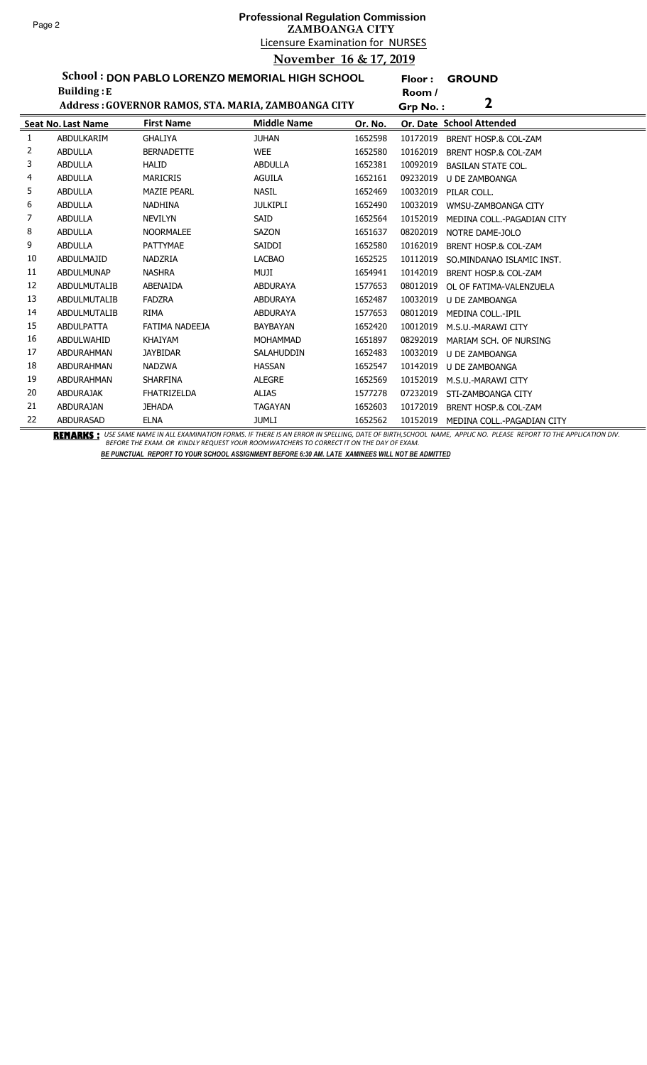**Professional Regulation Commission**
**ZAMBOANGA CITY**
Licensure Examination for NURSES
**November 16 & 17, 2019**

**School : DON PABLO LORENZO MEMORIAL HIGH SCHOOL** — **Floor : GROUND**
**Building : E** — **Room / Grp No. : 2**
**Address : GOVERNOR RAMOS, STA. MARIA, ZAMBOANGA CITY**

| Seat No. | Last Name | First Name | Middle Name | Or. No. | Or. Date | School Attended |
|---|---|---|---|---|---|---|
| 1 | ABDULKARIM | GHALIYA | JUHAN | 1652598 | 10172019 | BRENT HOSP.& COL-ZAM |
| 2 | ABDULLA | BERNADETTE | WEE | 1652580 | 10162019 | BRENT HOSP.& COL-ZAM |
| 3 | ABDULLA | HALID | ABDULLA | 1652381 | 10092019 | BASILAN STATE COL. |
| 4 | ABDULLA | MARICRIS | AGUILA | 1652161 | 09232019 | U DE ZAMBOANGA |
| 5 | ABDULLA | MAZIE PEARL | NASIL | 1652469 | 10032019 | PILAR COLL. |
| 6 | ABDULLA | NADHINA | JULKIPLI | 1652490 | 10032019 | WMSU-ZAMBOANGA CITY |
| 7 | ABDULLA | NEVILYN | SAID | 1652564 | 10152019 | MEDINA COLL.-PAGADIAN CITY |
| 8 | ABDULLA | NOORMALEE | SAZON | 1651637 | 08202019 | NOTRE DAME-JOLO |
| 9 | ABDULLA | PATTYMAE | SAIDDI | 1652580 | 10162019 | BRENT HOSP.& COL-ZAM |
| 10 | ABDULMAJID | NADZRIA | LACBAO | 1652525 | 10112019 | SO.MINDANAO ISLAMIC INST. |
| 11 | ABDULMUNAP | NASHRA | MUJI | 1654941 | 10142019 | BRENT HOSP.& COL-ZAM |
| 12 | ABDULMUTALIB | ABENAIDA | ABDURAYA | 1577653 | 08012019 | OL OF FATIMA-VALENZUELA |
| 13 | ABDULMUTALIB | FADZRA | ABDURAYA | 1652487 | 10032019 | U DE ZAMBOANGA |
| 14 | ABDULMUTALIB | RIMA | ABDURAYA | 1577653 | 08012019 | MEDINA COLL.-IPIL |
| 15 | ABDULPATTA | FATIMA NADEEJA | BAYBAYAN | 1652420 | 10012019 | M.S.U.-MARAWI CITY |
| 16 | ABDULWAHID | KHAIYAM | MOHAMMAD | 1651897 | 08292019 | MARIAM SCH. OF NURSING |
| 17 | ABDURAHMAN | JAYBIDAR | SALAHUDDIN | 1652483 | 10032019 | U DE ZAMBOANGA |
| 18 | ABDURAHMAN | NADZWA | HASSAN | 1652547 | 10142019 | U DE ZAMBOANGA |
| 19 | ABDURAHMAN | SHARFINA | ALEGRE | 1652569 | 10152019 | M.S.U.-MARAWI CITY |
| 20 | ABDURAJAK | FHATRIZELDA | ALIAS | 1577278 | 07232019 | STI-ZAMBOANGA CITY |
| 21 | ABDURAJAN | JEHADA | TAGAYAN | 1652603 | 10172019 | BRENT HOSP.& COL-ZAM |
| 22 | ABDURASAD | ELNA | JUMLI | 1652562 | 10152019 | MEDINA COLL.-PAGADIAN CITY |

**REMARKS :** *USE SAME NAME IN ALL EXAMINATION FORMS. IF THERE IS AN ERROR IN SPELLING, DATE OF BIRTH,SCHOOL NAME, APPLIC NO. PLEASE REPORT TO THE APPLICATION DIV. BEFORE THE EXAM. OR KINDLY REQUEST YOUR ROOMWATCHERS TO CORRECT IT ON THE DAY OF EXAM.*

***BE PUNCTUAL REPORT TO YOUR SCHOOL ASSIGNMENT BEFORE 6:30 AM. LATE XAMINEES WILL NOT BE ADMITTED***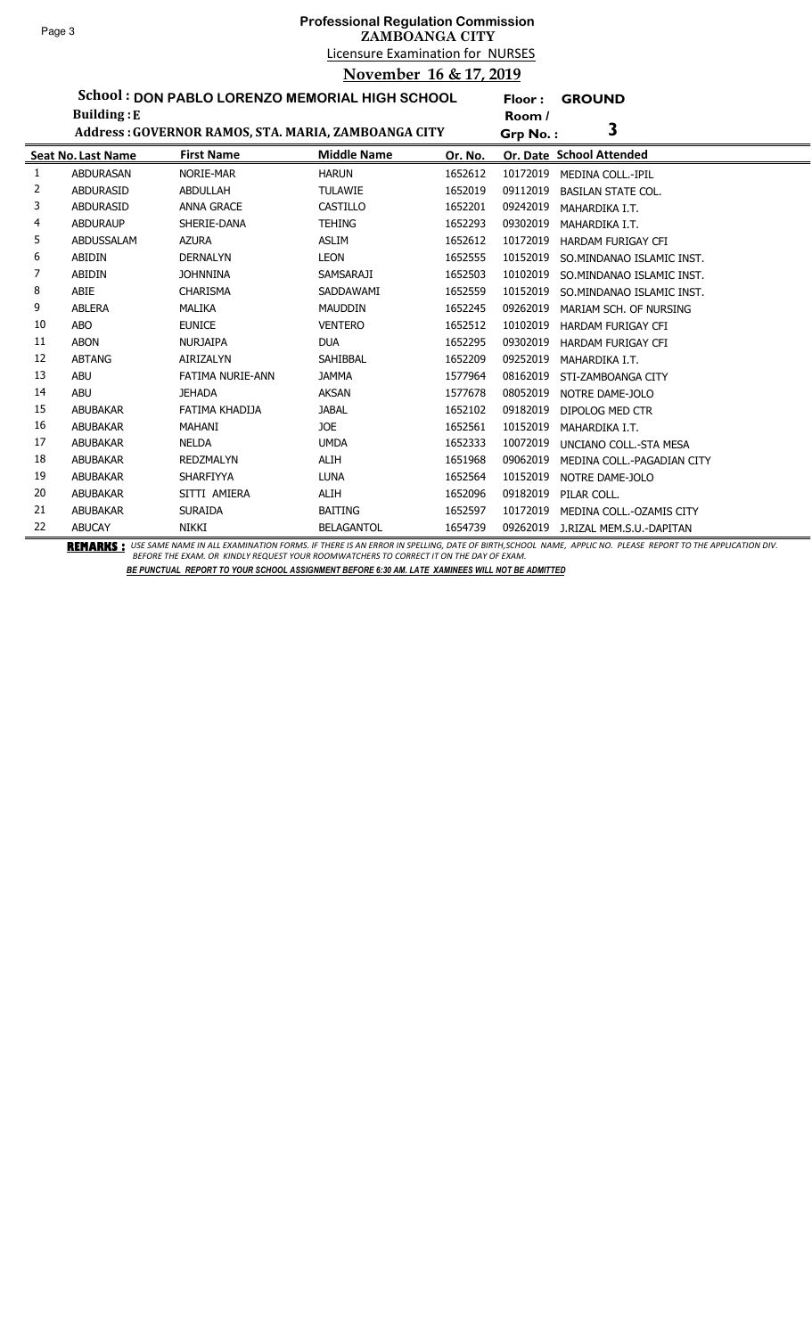# Professional Regulation Commission
## ZAMBOANGA CITY
### Licensure Examination for NURSES
### November 16 & 17, 2019

**School : DON PABLO LORENZO MEMORIAL HIGH SCHOOL** **Floor : GROUND**
**Building : E** **Room / Grp No. : 3**
**Address : GOVERNOR RAMOS, STA. MARIA, ZAMBOANGA CITY**

| Seat No. | Last Name | First Name | Middle Name | Or. No. | Or. Date | School Attended |
|---|---|---|---|---|---|---|
| 1 | ABDURASAN | NORIE-MAR | HARUN | 1652612 | 10172019 | MEDINA COLL.-IPIL |
| 2 | ABDURASID | ABDULLAH | TULAWIE | 1652019 | 09112019 | BASILAN STATE COL. |
| 3 | ABDURASID | ANNA GRACE | CASTILLO | 1652201 | 09242019 | MAHARDIKA I.T. |
| 4 | ABDURAUP | SHERIE-DANA | TEHING | 1652293 | 09302019 | MAHARDIKA I.T. |
| 5 | ABDUSSALAM | AZURA | ASLIM | 1652612 | 10172019 | HARDAM FURIGAY CFI |
| 6 | ABIDIN | DERNALYN | LEON | 1652555 | 10152019 | SO.MINDANAO ISLAMIC INST. |
| 7 | ABIDIN | JOHNNINA | SAMSARAJI | 1652503 | 10102019 | SO.MINDANAO ISLAMIC INST. |
| 8 | ABIE | CHARISMA | SADDAWAMI | 1652559 | 10152019 | SO.MINDANAO ISLAMIC INST. |
| 9 | ABLERA | MALIKA | MAUDDIN | 1652245 | 09262019 | MARIAM SCH. OF NURSING |
| 10 | ABO | EUNICE | VENTERO | 1652512 | 10102019 | HARDAM FURIGAY CFI |
| 11 | ABON | NURJAIPA | DUA | 1652295 | 09302019 | HARDAM FURIGAY CFI |
| 12 | ABTANG | AIRIZALYN | SAHIBBAL | 1652209 | 09252019 | MAHARDIKA I.T. |
| 13 | ABU | FATIMA NURIE-ANN | JAMMA | 1577964 | 08162019 | STI-ZAMBOANGA CITY |
| 14 | ABU | JEHADA | AKSAN | 1577678 | 08052019 | NOTRE DAME-JOLO |
| 15 | ABUBAKAR | FATIMA KHADIJA | JABAL | 1652102 | 09182019 | DIPOLOG MED CTR |
| 16 | ABUBAKAR | MAHANI | JOE | 1652561 | 10152019 | MAHARDIKA I.T. |
| 17 | ABUBAKAR | NELDA | UMDA | 1652333 | 10072019 | UNCIANO COLL.-STA MESA |
| 18 | ABUBAKAR | REDZMALYN | ALIH | 1651968 | 09062019 | MEDINA COLL.-PAGADIAN CITY |
| 19 | ABUBAKAR | SHARFIYYA | LUNA | 1652564 | 10152019 | NOTRE DAME-JOLO |
| 20 | ABUBAKAR | SITTI AMIERA | ALIH | 1652096 | 09182019 | PILAR COLL. |
| 21 | ABUBAKAR | SURAIDA | BAITING | 1652597 | 10172019 | MEDINA COLL.-OZAMIS CITY |
| 22 | ABUCAY | NIKKI | BELAGANTOL | 1654739 | 09262019 | J.RIZAL MEM.S.U.-DAPITAN |

**REMARKS :** *USE SAME NAME IN ALL EXAMINATION FORMS. IF THERE IS AN ERROR IN SPELLING, DATE OF BIRTH,SCHOOL NAME, APPLIC NO. PLEASE REPORT TO THE APPLICATION DIV. BEFORE THE EXAM. OR KINDLY REQUEST YOUR ROOMWATCHERS TO CORRECT IT ON THE DAY OF EXAM.*

***BE PUNCTUAL REPORT TO YOUR SCHOOL ASSIGNMENT BEFORE 6:30 AM. LATE XAMINEES WILL NOT BE ADMITTED***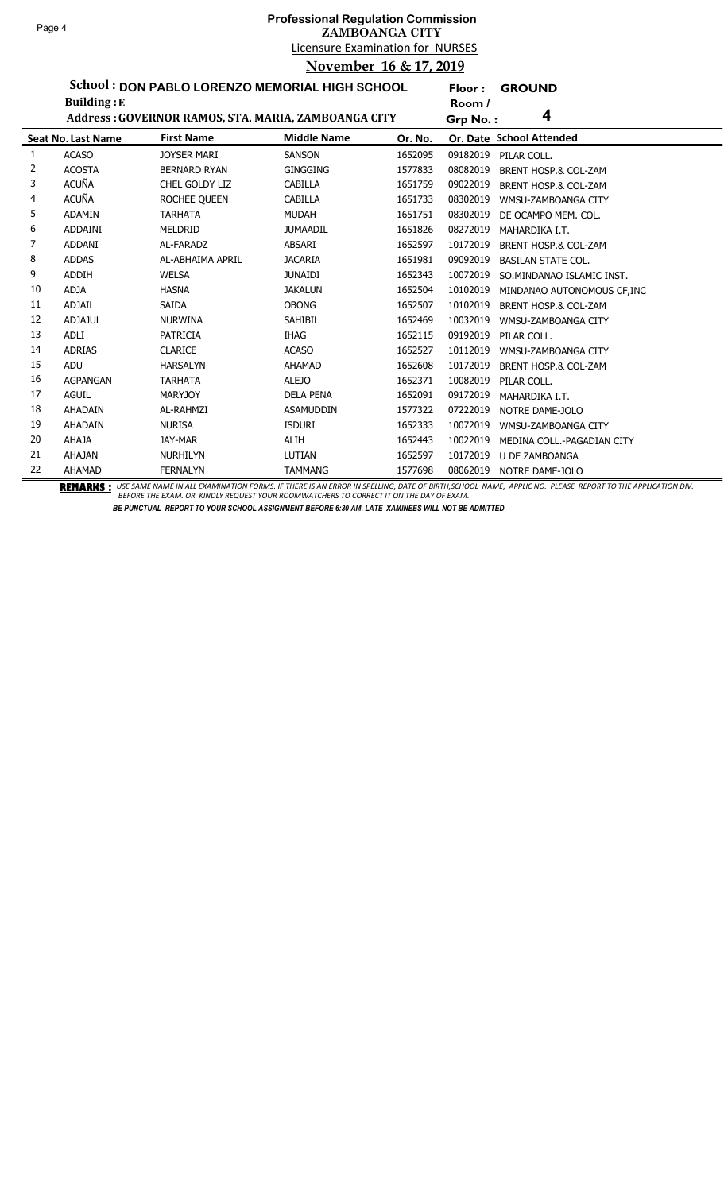# Professional Regulation Commission
## ZAMBOANGA CITY
### Licensure Examination for NURSES
### November 16 & 17, 2019

**School : DON PABLO LORENZO MEMORIAL HIGH SCHOOL** — **Floor : GROUND**

**Building : E** — **Room / Grp No. : 4**

**Address : GOVERNOR RAMOS, STA. MARIA, ZAMBOANGA CITY**

| Seat No. | Last Name | First Name | Middle Name | Or. No. | Or. Date | School Attended |
|---|---|---|---|---|---|---|
| 1 | ACASO | JOYSER MARI | SANSON | 1652095 | 09182019 | PILAR COLL. |
| 2 | ACOSTA | BERNARD RYAN | GINGGING | 1577833 | 08082019 | BRENT HOSP.& COL-ZAM |
| 3 | ACUÑA | CHEL GOLDY LIZ | CABILLA | 1651759 | 09022019 | BRENT HOSP.& COL-ZAM |
| 4 | ACUÑA | ROCHEE QUEEN | CABILLA | 1651733 | 08302019 | WMSU-ZAMBOANGA CITY |
| 5 | ADAMIN | TARHATA | MUDAH | 1651751 | 08302019 | DE OCAMPO MEM. COL. |
| 6 | ADDAINI | MELDRID | JUMAADIL | 1651826 | 08272019 | MAHARDIKA I.T. |
| 7 | ADDANI | AL-FARADZ | ABSARI | 1652597 | 10172019 | BRENT HOSP.& COL-ZAM |
| 8 | ADDAS | AL-ABHAIMA APRIL | JACARIA | 1651981 | 09092019 | BASILAN STATE COL. |
| 9 | ADDIH | WELSA | JUNAIDI | 1652343 | 10072019 | SO.MINDANAO ISLAMIC INST. |
| 10 | ADJA | HASNA | JAKALUN | 1652504 | 10102019 | MINDANAO AUTONOMOUS CF,INC |
| 11 | ADJAIL | SAIDA | OBONG | 1652507 | 10102019 | BRENT HOSP.& COL-ZAM |
| 12 | ADJAJUL | NURWINA | SAHIBIL | 1652469 | 10032019 | WMSU-ZAMBOANGA CITY |
| 13 | ADLI | PATRICIA | IHAG | 1652115 | 09192019 | PILAR COLL. |
| 14 | ADRIAS | CLARICE | ACASO | 1652527 | 10112019 | WMSU-ZAMBOANGA CITY |
| 15 | ADU | HARSALYN | AHAMAD | 1652608 | 10172019 | BRENT HOSP.& COL-ZAM |
| 16 | AGPANGAN | TARHATA | ALEJO | 1652371 | 10082019 | PILAR COLL. |
| 17 | AGUIL | MARYJOY | DELA PENA | 1652091 | 09172019 | MAHARDIKA I.T. |
| 18 | AHADAIN | AL-RAHMZI | ASAMUDDIN | 1577322 | 07222019 | NOTRE DAME-JOLO |
| 19 | AHADAIN | NURISA | ISDURI | 1652333 | 10072019 | WMSU-ZAMBOANGA CITY |
| 20 | AHAJA | JAY-MAR | ALIH | 1652443 | 10022019 | MEDINA COLL.-PAGADIAN CITY |
| 21 | AHAJAN | NURHILYN | LUTIAN | 1652597 | 10172019 | U DE ZAMBOANGA |
| 22 | AHAMAD | FERNALYN | TAMMANG | 1577698 | 08062019 | NOTRE DAME-JOLO |

**REMARKS :** *USE SAME NAME IN ALL EXAMINATION FORMS. IF THERE IS AN ERROR IN SPELLING, DATE OF BIRTH,SCHOOL NAME, APPLIC NO. PLEASE REPORT TO THE APPLICATION DIV. BEFORE THE EXAM. OR KINDLY REQUEST YOUR ROOMWATCHERS TO CORRECT IT ON THE DAY OF EXAM.*

***BE PUNCTUAL REPORT TO YOUR SCHOOL ASSIGNMENT BEFORE 6:30 AM. LATE XAMINEES WILL NOT BE ADMITTED***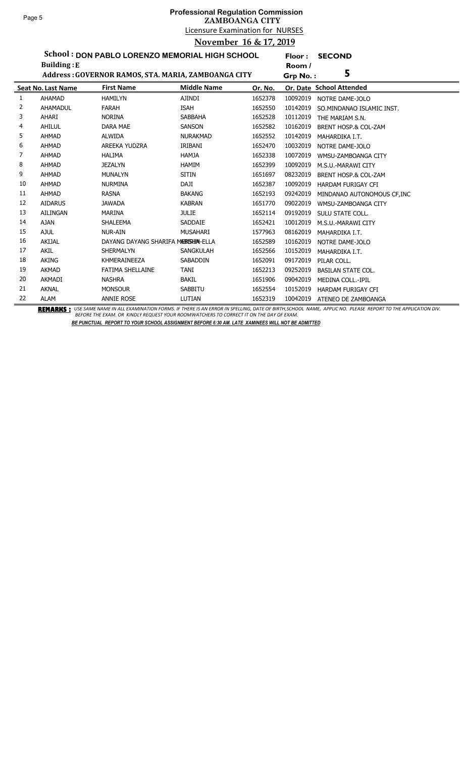# Professional Regulation Commission

**ZAMBOANGA CITY**

Licensure Examination for NURSES

**November 16 & 17, 2019**

**School : DON PABLO LORENZO MEMORIAL HIGH SCHOOL** **Floor : SECOND**

**Building : E** **Room / Grp No. : 5**

**Address : GOVERNOR RAMOS, STA. MARIA, ZAMBOANGA CITY**

| Seat No. | Last Name | First Name | Middle Name | Or. No. | Or. Date | School Attended |
|---|---|---|---|---|---|---|
| 1 | AHAMAD | HAMILYN | AJINDI | 1652378 | 10092019 | NOTRE DAME-JOLO |
| 2 | AHAMADUL | FARAH | ISAH | 1652550 | 10142019 | SO.MINDANAO ISLAMIC INST. |
| 3 | AHARI | NORINA | SABBAHA | 1652528 | 10112019 | THE MARIAM S.N. |
| 4 | AHILUL | DARA MAE | SANSON | 1652582 | 10162019 | BRENT HOSP.& COL-ZAM |
| 5 | AHMAD | ALWIDA | NURAKMAD | 1652552 | 10142019 | MAHARDIKA I.T. |
| 6 | AHMAD | AREEKA YUDZRA | IRIBANI | 1652470 | 10032019 | NOTRE DAME-JOLO |
| 7 | AHMAD | HALIMA | HAMJA | 1652338 | 10072019 | WMSU-ZAMBOANGA CITY |
| 8 | AHMAD | JEZALYN | HAMIM | 1652399 | 10092019 | M.S.U.-MARAWI CITY |
| 9 | AHMAD | MUNALYN | SITIN | 1651697 | 08232019 | BRENT HOSP.& COL-ZAM |
| 10 | AHMAD | NURMINA | DAJI | 1652387 | 10092019 | HARDAM FURIGAY CFI |
| 11 | AHMAD | RASNA | BAKANG | 1652193 | 09242019 | MINDANAO AUTONOMOUS CF,INC |
| 12 | AIDARUS | JAWADA | KABRAN | 1651770 | 09022019 | WMSU-ZAMBOANGA CITY |
| 13 | AILINGAN | MARINA | JULIE | 1652114 | 09192019 | SULU STATE COLL. |
| 14 | AJAN | SHALEEMA | SADDAIE | 1652421 | 10012019 | M.S.U.-MARAWI CITY |
| 15 | AJUL | NUR-AIN | MUSAHARI | 1577963 | 08162019 | MAHARDIKA I.T. |
| 16 | AKIJAL | DAYANG DAYANG SHARIFA MERSHIN-ELLA | | 1652589 | 10162019 | NOTRE DAME-JOLO |
| 17 | AKIL | SHERMALYN | SANGKULAH | 1652566 | 10152019 | MAHARDIKA I.T. |
| 18 | AKING | KHMERAINEEZA | SABADDIN | 1652091 | 09172019 | PILAR COLL. |
| 19 | AKMAD | FATIMA SHELLAINE | TANI | 1652213 | 09252019 | BASILAN STATE COL. |
| 20 | AKMADI | NASHRA | BAKIL | 1651906 | 09042019 | MEDINA COLL.-IPIL |
| 21 | AKNAL | MONSOUR | SABBITU | 1652554 | 10152019 | HARDAM FURIGAY CFI |
| 22 | ALAM | ANNIE ROSE | LUTIAN | 1652319 | 10042019 | ATENEO DE ZAMBOANGA |

**REMARKS :** *USE SAME NAME IN ALL EXAMINATION FORMS. IF THERE IS AN ERROR IN SPELLING, DATE OF BIRTH,SCHOOL NAME, APPLIC NO. PLEASE REPORT TO THE APPLICATION DIV. BEFORE THE EXAM. OR KINDLY REQUEST YOUR ROOMWATCHERS TO CORRECT IT ON THE DAY OF EXAM.*

***BE PUNCTUAL REPORT TO YOUR SCHOOL ASSIGNMENT BEFORE 6:30 AM. LATE XAMINEES WILL NOT BE ADMITTED***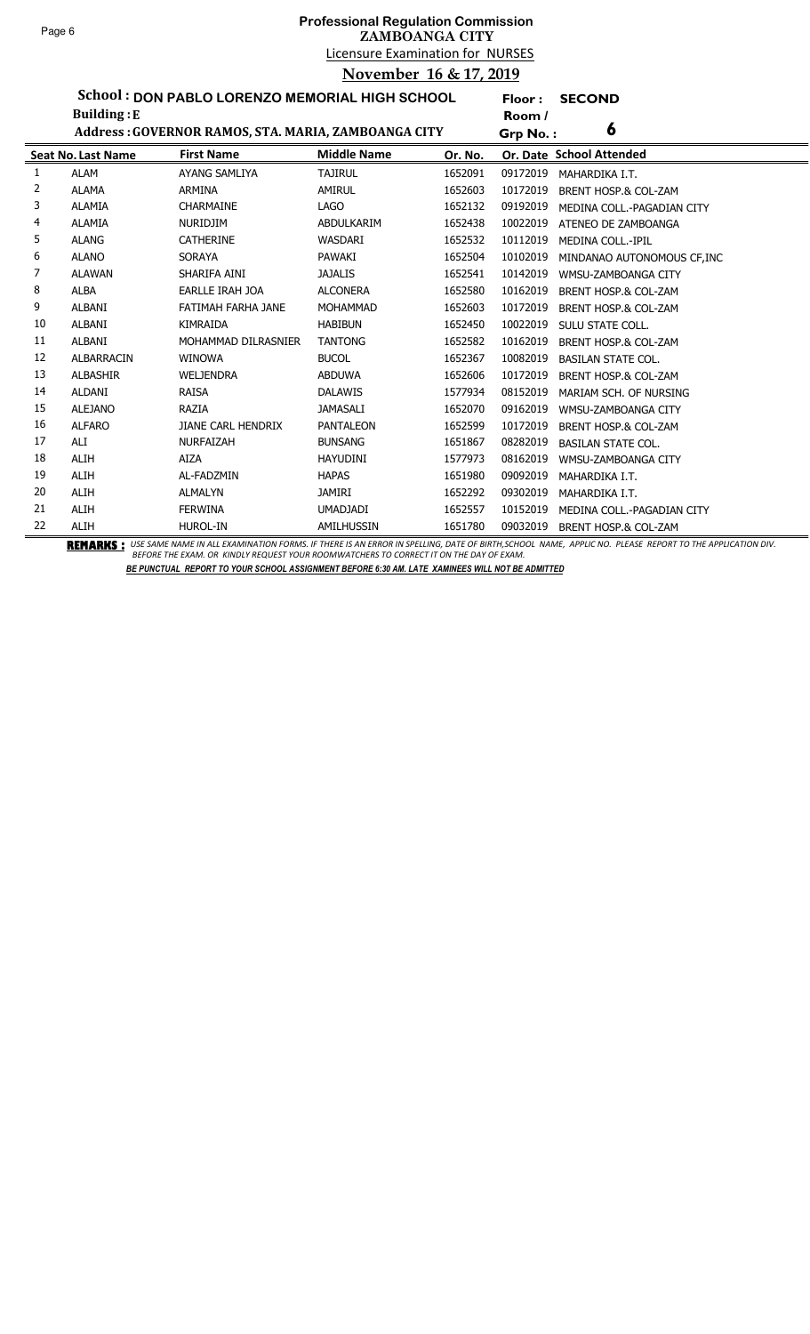# Professional Regulation Commission
## ZAMBOANGA CITY
### Licensure Examination for NURSES
### November 16 & 17, 2019

**School : DON PABLO LORENZO MEMORIAL HIGH SCHOOL** **Floor : SECOND**
**Building : E** **Room / Grp No. : 6**
**Address : GOVERNOR RAMOS, STA. MARIA, ZAMBOANGA CITY**

| Seat No. | Last Name | First Name | Middle Name | Or. No. | Or. Date | School Attended |
|---|---|---|---|---|---|---|
| 1 | ALAM | AYANG SAMLIYA | TAJIRUL | 1652091 | 09172019 | MAHARDIKA I.T. |
| 2 | ALAMA | ARMINA | AMIRUL | 1652603 | 10172019 | BRENT HOSP.& COL-ZAM |
| 3 | ALAMIA | CHARMAINE | LAGO | 1652132 | 09192019 | MEDINA COLL.-PAGADIAN CITY |
| 4 | ALAMIA | NURIDJIM | ABDULKARIM | 1652438 | 10022019 | ATENEO DE ZAMBOANGA |
| 5 | ALANG | CATHERINE | WASDARI | 1652532 | 10112019 | MEDINA COLL.-IPIL |
| 6 | ALANO | SORAYA | PAWAKI | 1652504 | 10102019 | MINDANAO AUTONOMOUS CF,INC |
| 7 | ALAWAN | SHARIFA AINI | JAJALIS | 1652541 | 10142019 | WMSU-ZAMBOANGA CITY |
| 8 | ALBA | EARLLE IRAH JOA | ALCONERA | 1652580 | 10162019 | BRENT HOSP.& COL-ZAM |
| 9 | ALBANI | FATIMAH FARHA JANE | MOHAMMAD | 1652603 | 10172019 | BRENT HOSP.& COL-ZAM |
| 10 | ALBANI | KIMRAIDA | HABIBUN | 1652450 | 10022019 | SULU STATE COLL. |
| 11 | ALBANI | MOHAMMAD DILRASNIER | TANTONG | 1652582 | 10162019 | BRENT HOSP.& COL-ZAM |
| 12 | ALBARRACIN | WINOWA | BUCOL | 1652367 | 10082019 | BASILAN STATE COL. |
| 13 | ALBASHIR | WELJENDRA | ABDUWA | 1652606 | 10172019 | BRENT HOSP.& COL-ZAM |
| 14 | ALDANI | RAISA | DALAWIS | 1577934 | 08152019 | MARIAM SCH. OF NURSING |
| 15 | ALEJANO | RAZIA | JAMASALI | 1652070 | 09162019 | WMSU-ZAMBOANGA CITY |
| 16 | ALFARO | JIANE CARL HENDRIX | PANTALEON | 1652599 | 10172019 | BRENT HOSP.& COL-ZAM |
| 17 | ALI | NURFAIZAH | BUNSANG | 1651867 | 08282019 | BASILAN STATE COL. |
| 18 | ALIH | AIZA | HAYUDINI | 1577973 | 08162019 | WMSU-ZAMBOANGA CITY |
| 19 | ALIH | AL-FADZMIN | HAPAS | 1651980 | 09092019 | MAHARDIKA I.T. |
| 20 | ALIH | ALMALYN | JAMIRI | 1652292 | 09302019 | MAHARDIKA I.T. |
| 21 | ALIH | FERWINA | UMADJADI | 1652557 | 10152019 | MEDINA COLL.-PAGADIAN CITY |
| 22 | ALIH | HUROL-IN | AMILHUSSIN | 1651780 | 09032019 | BRENT HOSP.& COL-ZAM |

**REMARKS :** *USE SAME NAME IN ALL EXAMINATION FORMS. IF THERE IS AN ERROR IN SPELLING, DATE OF BIRTH,SCHOOL NAME, APPLIC NO. PLEASE REPORT TO THE APPLICATION DIV. BEFORE THE EXAM. OR KINDLY REQUEST YOUR ROOMWATCHERS TO CORRECT IT ON THE DAY OF EXAM.*

***BE PUNCTUAL REPORT TO YOUR SCHOOL ASSIGNMENT BEFORE 6:30 AM. LATE XAMINEES WILL NOT BE ADMITTED***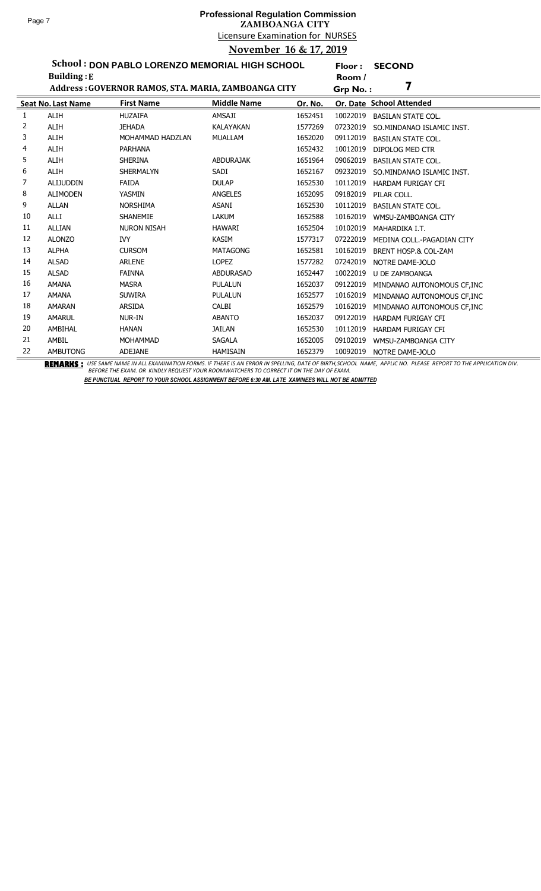# Professional Regulation Commission
## ZAMBOANGA CITY
### Licensure Examination for NURSES
### November 16 & 17, 2019

**School : DON PABLO LORENZO MEMORIAL HIGH SCHOOL** **Floor : SECOND**

**Building : E** **Room / Grp No. : 7**

**Address : GOVERNOR RAMOS, STA. MARIA, ZAMBOANGA CITY**

| Seat No. | Last Name | First Name | Middle Name | Or. No. | Or. Date | School Attended |
|---|---|---|---|---|---|---|
| 1 | ALIH | HUZAIFA | AMSAJI | 1652451 | 10022019 | BASILAN STATE COL. |
| 2 | ALIH | JEHADA | KALAYAKAN | 1577269 | 07232019 | SO.MINDANAO ISLAMIC INST. |
| 3 | ALIH | MOHAMMAD HADZLAN | MUALLAM | 1652020 | 09112019 | BASILAN STATE COL. |
| 4 | ALIH | PARHANA | | 1652432 | 10012019 | DIPOLOG MED CTR |
| 5 | ALIH | SHERINA | ABDURAJAK | 1651964 | 09062019 | BASILAN STATE COL. |
| 6 | ALIH | SHERMALYN | SADI | 1652167 | 09232019 | SO.MINDANAO ISLAMIC INST. |
| 7 | ALIJUDDIN | FAIDA | DULAP | 1652530 | 10112019 | HARDAM FURIGAY CFI |
| 8 | ALIMODEN | YASMIN | ANGELES | 1652095 | 09182019 | PILAR COLL. |
| 9 | ALLAN | NORSHIMA | ASANI | 1652530 | 10112019 | BASILAN STATE COL. |
| 10 | ALLI | SHANEMIE | LAKUM | 1652588 | 10162019 | WMSU-ZAMBOANGA CITY |
| 11 | ALLIAN | NURON NISAH | HAWARI | 1652504 | 10102019 | MAHARDIKA I.T. |
| 12 | ALONZO | IVY | KASIM | 1577317 | 07222019 | MEDINA COLL.-PAGADIAN CITY |
| 13 | ALPHA | CURSOM | MATAGONG | 1652581 | 10162019 | BRENT HOSP.& COL-ZAM |
| 14 | ALSAD | ARLENE | LOPEZ | 1577282 | 07242019 | NOTRE DAME-JOLO |
| 15 | ALSAD | FAINNA | ABDURASAD | 1652447 | 10022019 | U DE ZAMBOANGA |
| 16 | AMANA | MASRA | PULALUN | 1652037 | 09122019 | MINDANAO AUTONOMOUS CF,INC |
| 17 | AMANA | SUWIRA | PULALUN | 1652577 | 10162019 | MINDANAO AUTONOMOUS CF,INC |
| 18 | AMARAN | ARSIDA | CALBI | 1652579 | 10162019 | MINDANAO AUTONOMOUS CF,INC |
| 19 | AMARUL | NUR-IN | ABANTO | 1652037 | 09122019 | HARDAM FURIGAY CFI |
| 20 | AMBIHAL | HANAN | JAILAN | 1652530 | 10112019 | HARDAM FURIGAY CFI |
| 21 | AMBIL | MOHAMMAD | SAGALA | 1652005 | 09102019 | WMSU-ZAMBOANGA CITY |
| 22 | AMBUTONG | ADEJANE | HAMISAIN | 1652379 | 10092019 | NOTRE DAME-JOLO |

**REMARKS :** *USE SAME NAME IN ALL EXAMINATION FORMS. IF THERE IS AN ERROR IN SPELLING, DATE OF BIRTH,SCHOOL NAME, APPLIC NO. PLEASE REPORT TO THE APPLICATION DIV. BEFORE THE EXAM. OR KINDLY REQUEST YOUR ROOMWATCHERS TO CORRECT IT ON THE DAY OF EXAM.*

***BE PUNCTUAL REPORT TO YOUR SCHOOL ASSIGNMENT BEFORE 6:30 AM. LATE XAMINEES WILL NOT BE ADMITTED***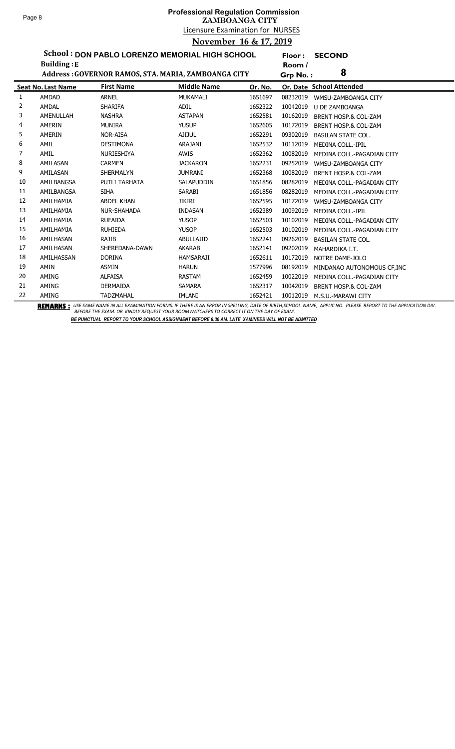# Professional Regulation Commission
## ZAMBOANGA CITY
### Licensure Examination for NURSES
### November 16 & 17, 2019

**School : DON PABLO LORENZO MEMORIAL HIGH SCHOOL** Floor : **SECOND**

**Building : E** Room / Grp No. : **8**

**Address : GOVERNOR RAMOS, STA. MARIA, ZAMBOANGA CITY**

| Seat No. | Last Name | First Name | Middle Name | Or. No. | Or. Date | School Attended |
|---|---|---|---|---|---|---|
| 1 | AMDAD | ARNEL | MUKAMALI | 1651697 | 08232019 | WMSU-ZAMBOANGA CITY |
| 2 | AMDAL | SHARIFA | ADIL | 1652322 | 10042019 | U DE ZAMBOANGA |
| 3 | AMENULLAH | NASHRA | ASTAPAN | 1652581 | 10162019 | BRENT HOSP.& COL-ZAM |
| 4 | AMERIN | MUNIRA | YUSUP | 1652605 | 10172019 | BRENT HOSP.& COL-ZAM |
| 5 | AMERIN | NOR-AISA | AJIJUL | 1652291 | 09302019 | BASILAN STATE COL. |
| 6 | AMIL | DESTIMONA | ARAJANI | 1652532 | 10112019 | MEDINA COLL.-IPIL |
| 7 | AMIL | NURIESHIYA | AWIS | 1652362 | 10082019 | MEDINA COLL.-PAGADIAN CITY |
| 8 | AMILASAN | CARMEN | JACKARON | 1652231 | 09252019 | WMSU-ZAMBOANGA CITY |
| 9 | AMILASAN | SHERMALYN | JUMRANI | 1652368 | 10082019 | BRENT HOSP.& COL-ZAM |
| 10 | AMILBANGSA | PUTLI TARHATA | SALAPUDDIN | 1651856 | 08282019 | MEDINA COLL.-PAGADIAN CITY |
| 11 | AMILBANGSA | SIHA | SARABI | 1651856 | 08282019 | MEDINA COLL.-PAGADIAN CITY |
| 12 | AMILHAMJA | ABDEL KHAN | JIKIRI | 1652595 | 10172019 | WMSU-ZAMBOANGA CITY |
| 13 | AMILHAMJA | NUR-SHAHADA | INDASAN | 1652389 | 10092019 | MEDINA COLL.-IPIL |
| 14 | AMILHAMJA | RUFAIDA | YUSOP | 1652503 | 10102019 | MEDINA COLL.-PAGADIAN CITY |
| 15 | AMILHAMJA | RUHIEDA | YUSOP | 1652503 | 10102019 | MEDINA COLL.-PAGADIAN CITY |
| 16 | AMILHASAN | RAJIB | ABULLAJID | 1652241 | 09262019 | BASILAN STATE COL. |
| 17 | AMILHASAN | SHEREDANA-DAWN | AKARAB | 1652141 | 09202019 | MAHARDIKA I.T. |
| 18 | AMILHASSAN | DORINA | HAMSARAJI | 1652611 | 10172019 | NOTRE DAME-JOLO |
| 19 | AMIN | ASMIN | HARUN | 1577996 | 08192019 | MINDANAO AUTONOMOUS CF,INC |
| 20 | AMING | ALFAISA | RASTAM | 1652459 | 10022019 | MEDINA COLL.-PAGADIAN CITY |
| 21 | AMING | DERMAIDA | SAMARA | 1652317 | 10042019 | BRENT HOSP.& COL-ZAM |
| 22 | AMING | TADZMAHAL | IMLANI | 1652421 | 10012019 | M.S.U.-MARAWI CITY |

**REMARKS :** *USE SAME NAME IN ALL EXAMINATION FORMS. IF THERE IS AN ERROR IN SPELLING, DATE OF BIRTH,SCHOOL NAME, APPLIC NO. PLEASE REPORT TO THE APPLICATION DIV. BEFORE THE EXAM. OR KINDLY REQUEST YOUR ROOMWATCHERS TO CORRECT IT ON THE DAY OF EXAM.*

***BE PUNCTUAL REPORT TO YOUR SCHOOL ASSIGNMENT BEFORE 6:30 AM. LATE XAMINEES WILL NOT BE ADMITTED***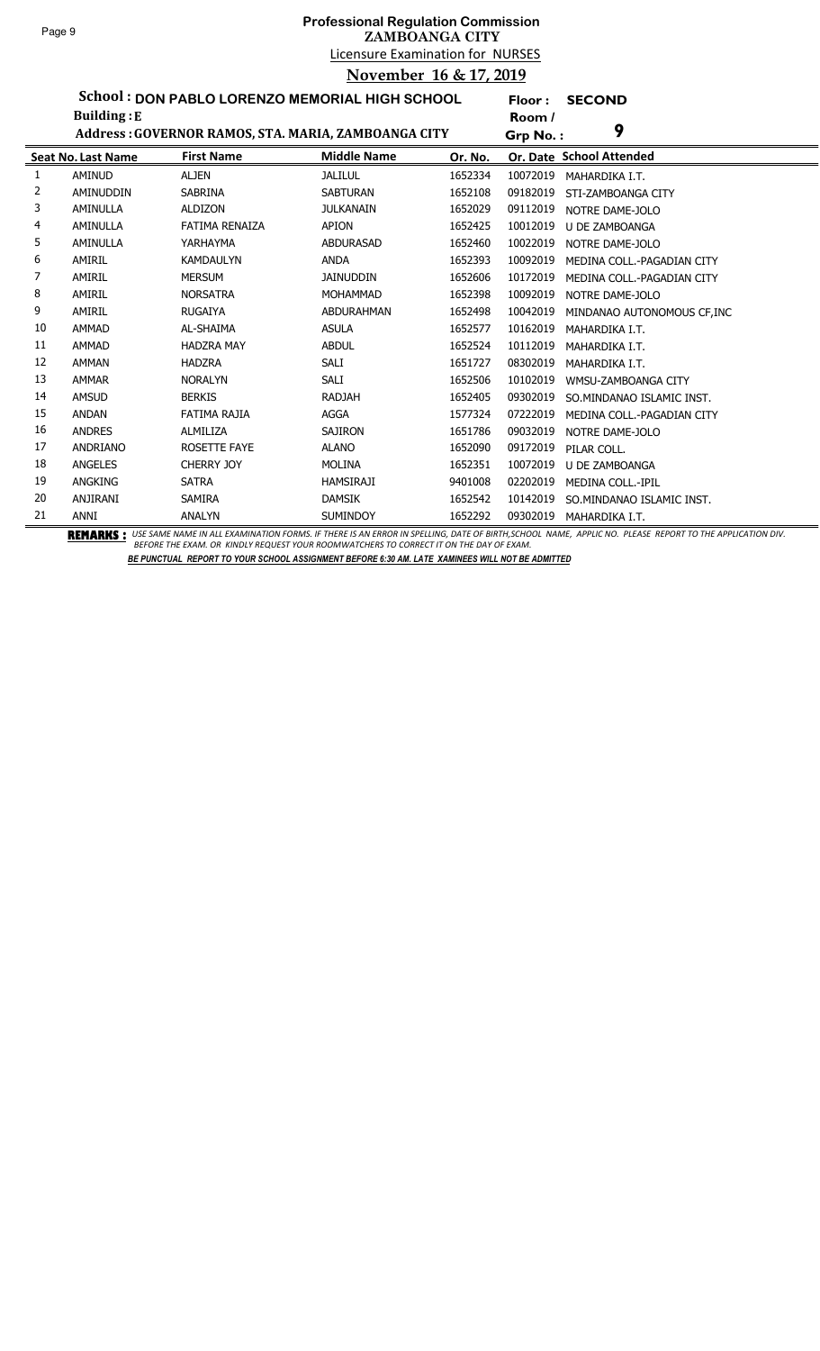# Professional Regulation Commission
## ZAMBOANGA CITY
### Licensure Examination for NURSES
### November 16 & 17, 2019

**School : DON PABLO LORENZO MEMORIAL HIGH SCHOOL** **Floor : SECOND**

**Building : E** **Room / Grp No. : 9**

**Address : GOVERNOR RAMOS, STA. MARIA, ZAMBOANGA CITY**

| Seat No. | Last Name | First Name | Middle Name | Or. No. | Or. Date | School Attended |
|---|---|---|---|---|---|---|
| 1 | AMINUD | ALJEN | JALILUL | 1652334 | 10072019 | MAHARDIKA I.T. |
| 2 | AMINUDDIN | SABRINA | SABTURAN | 1652108 | 09182019 | STI-ZAMBOANGA CITY |
| 3 | AMINULLA | ALDIZON | JULKANAIN | 1652029 | 09112019 | NOTRE DAME-JOLO |
| 4 | AMINULLA | FATIMA RENAIZA | APION | 1652425 | 10012019 | U DE ZAMBOANGA |
| 5 | AMINULLA | YARHAYMA | ABDURASAD | 1652460 | 10022019 | NOTRE DAME-JOLO |
| 6 | AMIRIL | KAMDAULYN | ANDA | 1652393 | 10092019 | MEDINA COLL.-PAGADIAN CITY |
| 7 | AMIRIL | MERSUM | JAINUDDIN | 1652606 | 10172019 | MEDINA COLL.-PAGADIAN CITY |
| 8 | AMIRIL | NORSATRA | MOHAMMAD | 1652398 | 10092019 | NOTRE DAME-JOLO |
| 9 | AMIRIL | RUGAIYA | ABDURAHMAN | 1652498 | 10042019 | MINDANAO AUTONOMOUS CF,INC |
| 10 | AMMAD | AL-SHAIMA | ASULA | 1652577 | 10162019 | MAHARDIKA I.T. |
| 11 | AMMAD | HADZRA MAY | ABDUL | 1652524 | 10112019 | MAHARDIKA I.T. |
| 12 | AMMAN | HADZRA | SALI | 1651727 | 08302019 | MAHARDIKA I.T. |
| 13 | AMMAR | NORALYN | SALI | 1652506 | 10102019 | WMSU-ZAMBOANGA CITY |
| 14 | AMSUD | BERKIS | RADJAH | 1652405 | 09302019 | SO.MINDANAO ISLAMIC INST. |
| 15 | ANDAN | FATIMA RAJIA | AGGA | 1577324 | 07222019 | MEDINA COLL.-PAGADIAN CITY |
| 16 | ANDRES | ALMILIZA | SAJIRON | 1651786 | 09032019 | NOTRE DAME-JOLO |
| 17 | ANDRIANO | ROSETTE FAYE | ALANO | 1652090 | 09172019 | PILAR COLL. |
| 18 | ANGELES | CHERRY JOY | MOLINA | 1652351 | 10072019 | U DE ZAMBOANGA |
| 19 | ANGKING | SATRA | HAMSIRAJI | 9401008 | 02202019 | MEDINA COLL.-IPIL |
| 20 | ANJIRANI | SAMIRA | DAMSIK | 1652542 | 10142019 | SO.MINDANAO ISLAMIC INST. |
| 21 | ANNI | ANALYN | SUMINDOY | 1652292 | 09302019 | MAHARDIKA I.T. |

**REMARKS :** *USE SAME NAME IN ALL EXAMINATION FORMS. IF THERE IS AN ERROR IN SPELLING, DATE OF BIRTH,SCHOOL NAME, APPLIC NO. PLEASE REPORT TO THE APPLICATION DIV. BEFORE THE EXAM. OR KINDLY REQUEST YOUR ROOMWATCHERS TO CORRECT IT ON THE DAY OF EXAM.*

***BE PUNCTUAL REPORT TO YOUR SCHOOL ASSIGNMENT BEFORE 6:30 AM. LATE XAMINEES WILL NOT BE ADMITTED***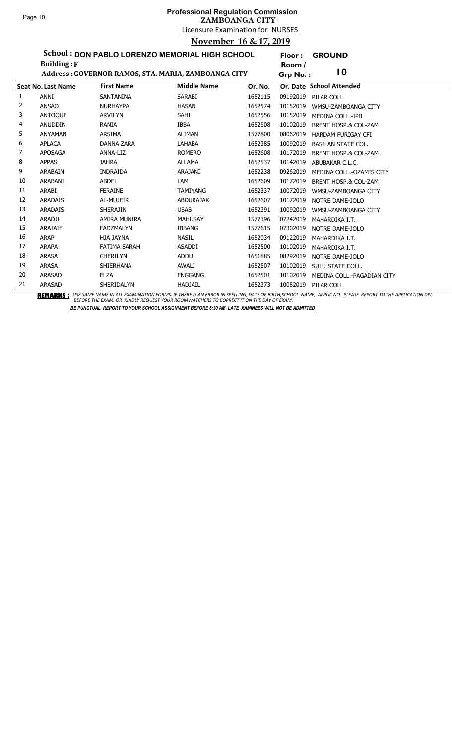# Professional Regulation Commission
## ZAMBOANGA CITY
### Licensure Examination for NURSES
### November 16 & 17, 2019

**School : DON PABLO LORENZO MEMORIAL HIGH SCHOOL** &nbsp;&nbsp; **Floor : GROUND**

**Building : F** &nbsp;&nbsp; **Room / Grp No. : 10**

**Address : GOVERNOR RAMOS, STA. MARIA, ZAMBOANGA CITY**

| Seat No. | Last Name | First Name | Middle Name | Or. No. | Or. Date | School Attended |
|---|---|---|---|---|---|---|
| 1 | ANNI | SANTANINA | SARABI | 1652115 | 09192019 | PILAR COLL. |
| 2 | ANSAO | NURHAYPA | HASAN | 1652574 | 10152019 | WMSU-ZAMBOANGA CITY |
| 3 | ANTOQUE | ARVILYN | SAHI | 1652556 | 10152019 | MEDINA COLL.-IPIL |
| 4 | ANUDDIN | RANIA | IBBA | 1652508 | 10102019 | BRENT HOSP.& COL-ZAM |
| 5 | ANYAMAN | ARSIMA | ALIMAN | 1577800 | 08062019 | HARDAM FURIGAY CFI |
| 6 | APLACA | DANNA ZARA | LAHABA | 1652385 | 10092019 | BASILAN STATE COL. |
| 7 | APOSAGA | ANNA-LIZ | ROMERO | 1652608 | 10172019 | BRENT HOSP.& COL-ZAM |
| 8 | APPAS | JAHRA | ALLAMA | 1652537 | 10142019 | ABUBAKAR C.L.C. |
| 9 | ARABAIN | INDRAIDA | ARAJANI | 1652238 | 09262019 | MEDINA COLL.-OZAMIS CITY |
| 10 | ARABANI | ABDEL | LAM | 1652609 | 10172019 | BRENT HOSP.& COL-ZAM |
| 11 | ARABI | FERAINE | TAMIYANG | 1652337 | 10072019 | WMSU-ZAMBOANGA CITY |
| 12 | ARADAIS | AL-MUJEIR | ABDURAJAK | 1652607 | 10172019 | NOTRE DAME-JOLO |
| 13 | ARADAIS | SHERAJIN | USAB | 1652391 | 10092019 | WMSU-ZAMBOANGA CITY |
| 14 | ARADJI | AMIRA MUNIRA | MAHUSAY | 1577396 | 07242019 | MAHARDIKA I.T. |
| 15 | ARAJAIE | FADZMALYN | IBBANG | 1577615 | 07302019 | NOTRE DAME-JOLO |
| 16 | ARAP | HJA JAYNA | NASIL | 1652034 | 09122019 | MAHARDIKA I.T. |
| 17 | ARAPA | FATIMA SARAH | ASADDI | 1652500 | 10102019 | MAHARDIKA I.T. |
| 18 | ARASA | CHERILYN | ADDU | 1651885 | 08292019 | NOTRE DAME-JOLO |
| 19 | ARASA | SHIERHANA | AWALI | 1652507 | 10102019 | SULU STATE COLL. |
| 20 | ARASAD | ELZA | ENGGANG | 1652501 | 10102019 | MEDINA COLL.-PAGADIAN CITY |
| 21 | ARASAD | SHERIDALYN | HADJAIL | 1652373 | 10082019 | PILAR COLL. |

**REMARKS :** *USE SAME NAME IN ALL EXAMINATION FORMS. IF THERE IS AN ERROR IN SPELLING, DATE OF BIRTH,SCHOOL NAME, APPLIC NO. PLEASE REPORT TO THE APPLICATION DIV. BEFORE THE EXAM. OR KINDLY REQUEST YOUR ROOMWATCHERS TO CORRECT IT ON THE DAY OF EXAM.*

***BE PUNCTUAL REPORT TO YOUR SCHOOL ASSIGNMENT BEFORE 6:30 AM. LATE XAMINEES WILL NOT BE ADMITTED***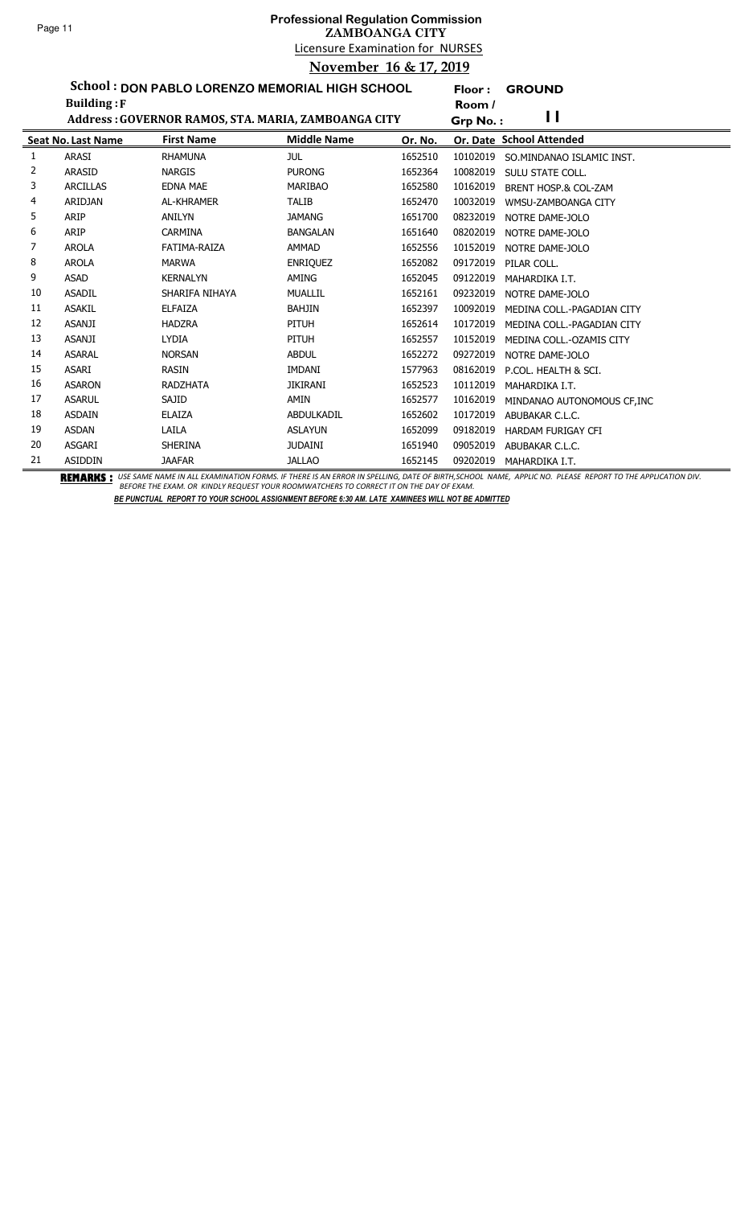# Professional Regulation Commission
## ZAMBOANGA CITY
### Licensure Examination for NURSES
### November 16 & 17, 2019

**School : DON PABLO LORENZO MEMORIAL HIGH SCHOOL** | **Floor : GROUND**

**Building : F** | **Room / Grp No. : 11**

**Address : GOVERNOR RAMOS, STA. MARIA, ZAMBOANGA CITY**

| Seat No. | Last Name | First Name | Middle Name | Or. No. | Or. Date | School Attended |
|---|---|---|---|---|---|---|
| 1 | ARASI | RHAMUNA | JUL | 1652510 | 10102019 | SO.MINDANAO ISLAMIC INST. |
| 2 | ARASID | NARGIS | PURONG | 1652364 | 10082019 | SULU STATE COLL. |
| 3 | ARCILLAS | EDNA MAE | MARIBAO | 1652580 | 10162019 | BRENT HOSP.& COL-ZAM |
| 4 | ARIDJAN | AL-KHRAMER | TALIB | 1652470 | 10032019 | WMSU-ZAMBOANGA CITY |
| 5 | ARIP | ANILYN | JAMANG | 1651700 | 08232019 | NOTRE DAME-JOLO |
| 6 | ARIP | CARMINA | BANGALAN | 1651640 | 08202019 | NOTRE DAME-JOLO |
| 7 | AROLA | FATIMA-RAIZA | AMMAD | 1652556 | 10152019 | NOTRE DAME-JOLO |
| 8 | AROLA | MARWA | ENRIQUEZ | 1652082 | 09172019 | PILAR COLL. |
| 9 | ASAD | KERNALYN | AMING | 1652045 | 09122019 | MAHARDIKA I.T. |
| 10 | ASADIL | SHARIFA NIHAYA | MUALLIL | 1652161 | 09232019 | NOTRE DAME-JOLO |
| 11 | ASAKIL | ELFAIZA | BAHJIN | 1652397 | 10092019 | MEDINA COLL.-PAGADIAN CITY |
| 12 | ASANJI | HADZRA | PITUH | 1652614 | 10172019 | MEDINA COLL.-PAGADIAN CITY |
| 13 | ASANJI | LYDIA | PITUH | 1652557 | 10152019 | MEDINA COLL.-OZAMIS CITY |
| 14 | ASARAL | NORSAN | ABDUL | 1652272 | 09272019 | NOTRE DAME-JOLO |
| 15 | ASARI | RASIN | IMDANI | 1577963 | 08162019 | P.COL. HEALTH & SCI. |
| 16 | ASARON | RADZHATA | JIKIRANI | 1652523 | 10112019 | MAHARDIKA I.T. |
| 17 | ASARUL | SAJID | AMIN | 1652577 | 10162019 | MINDANAO AUTONOMOUS CF,INC |
| 18 | ASDAIN | ELAIZA | ABDULKADIL | 1652602 | 10172019 | ABUBAKAR C.L.C. |
| 19 | ASDAN | LAILA | ASLAYUN | 1652099 | 09182019 | HARDAM FURIGAY CFI |
| 20 | ASGARI | SHERINA | JUDAINI | 1651940 | 09052019 | ABUBAKAR C.L.C. |
| 21 | ASIDDIN | JAAFAR | JALLAO | 1652145 | 09202019 | MAHARDIKA I.T. |

**REMARKS :** *USE SAME NAME IN ALL EXAMINATION FORMS. IF THERE IS AN ERROR IN SPELLING, DATE OF BIRTH,SCHOOL NAME, APPLIC NO. PLEASE REPORT TO THE APPLICATION DIV. BEFORE THE EXAM. OR KINDLY REQUEST YOUR ROOMWATCHERS TO CORRECT IT ON THE DAY OF EXAM.*

***BE PUNCTUAL REPORT TO YOUR SCHOOL ASSIGNMENT BEFORE 6:30 AM. LATE XAMINEES WILL NOT BE ADMITTED***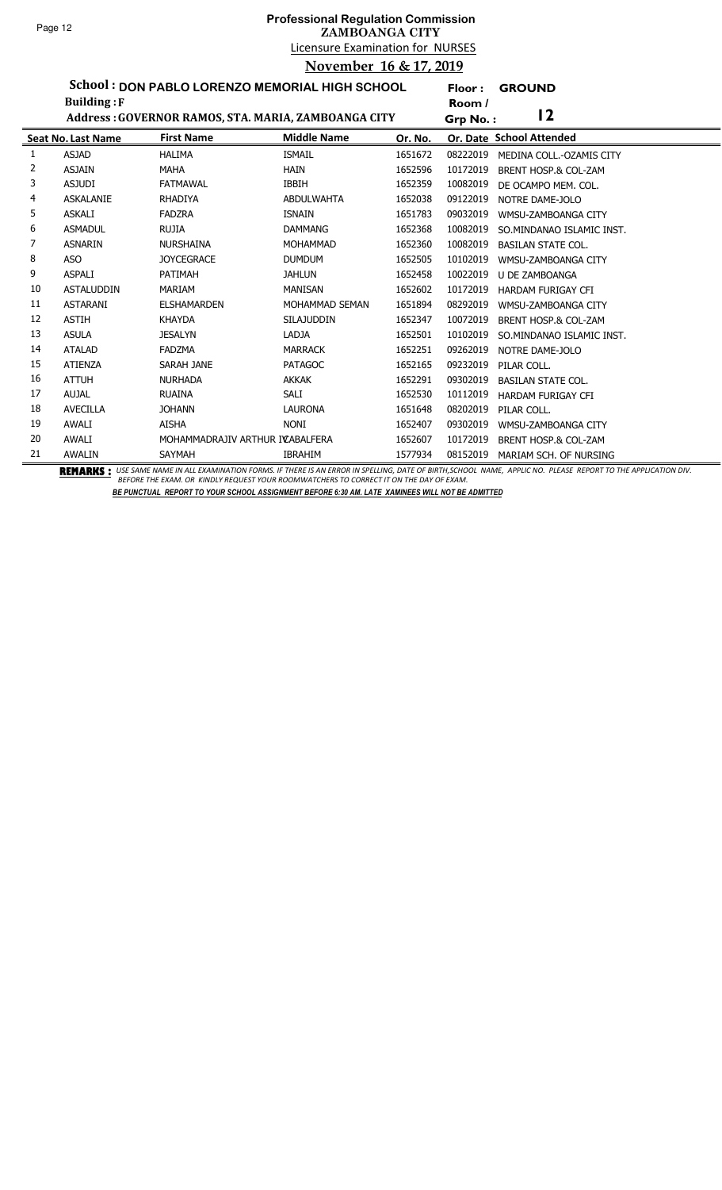# Professional Regulation Commission
## ZAMBOANGA CITY
### Licensure Examination for NURSES
### November 16 & 17, 2019

**School :** DON PABLO LORENZO MEMORIAL HIGH SCHOOL **Floor :** GROUND

**Building :** F **Room / Grp No. :** 12

**Address :** GOVERNOR RAMOS, STA. MARIA, ZAMBOANGA CITY

| Seat No. | Last Name | First Name | Middle Name | Or. No. | Or. Date | School Attended |
|---|---|---|---|---|---|---|
| 1 | ASJAD | HALIMA | ISMAIL | 1651672 | 08222019 | MEDINA COLL.-OZAMIS CITY |
| 2 | ASJAIN | MAHA | HAIN | 1652596 | 10172019 | BRENT HOSP.& COL-ZAM |
| 3 | ASJUDI | FATMAWAL | IBBIH | 1652359 | 10082019 | DE OCAMPO MEM. COL. |
| 4 | ASKALANIE | RHADIYA | ABDULWAHTA | 1652038 | 09122019 | NOTRE DAME-JOLO |
| 5 | ASKALI | FADZRA | ISNAIN | 1651783 | 09032019 | WMSU-ZAMBOANGA CITY |
| 6 | ASMADUL | RUJIA | DAMMANG | 1652368 | 10082019 | SO.MINDANAO ISLAMIC INST. |
| 7 | ASNARIN | NURSHAINA | MOHAMMAD | 1652360 | 10082019 | BASILAN STATE COL. |
| 8 | ASO | JOYCEGRACE | DUMDUM | 1652505 | 10102019 | WMSU-ZAMBOANGA CITY |
| 9 | ASPALI | PATIMAH | JAHLUN | 1652458 | 10022019 | U DE ZAMBOANGA |
| 10 | ASTALUDDIN | MARIAM | MANISAN | 1652602 | 10172019 | HARDAM FURIGAY CFI |
| 11 | ASTARANI | ELSHAMARDEN | MOHAMMAD SEMAN | 1651894 | 08292019 | WMSU-ZAMBOANGA CITY |
| 12 | ASTIH | KHAYDA | SILAJUDDIN | 1652347 | 10072019 | BRENT HOSP.& COL-ZAM |
| 13 | ASULA | JESALYN | LADJA | 1652501 | 10102019 | SO.MINDANAO ISLAMIC INST. |
| 14 | ATALAD | FADZMA | MARRACK | 1652251 | 09262019 | NOTRE DAME-JOLO |
| 15 | ATIENZA | SARAH JANE | PATAGOC | 1652165 | 09232019 | PILAR COLL. |
| 16 | ATTUH | NURHADA | AKKAK | 1652291 | 09302019 | BASILAN STATE COL. |
| 17 | AUJAL | RUAINA | SALI | 1652530 | 10112019 | HARDAM FURIGAY CFI |
| 18 | AVECILLA | JOHANN | LAURONA | 1651648 | 08202019 | PILAR COLL. |
| 19 | AWALI | AISHA | NONI | 1652407 | 09302019 | WMSU-ZAMBOANGA CITY |
| 20 | AWALI | MOHAMMADRAJIV ARTHUR IV | CABALFERA | 1652607 | 10172019 | BRENT HOSP.& COL-ZAM |
| 21 | AWALIN | SAYMAH | IBRAHIM | 1577934 | 08152019 | MARIAM SCH. OF NURSING |

**REMARKS :** USE SAME NAME IN ALL EXAMINATION FORMS. IF THERE IS AN ERROR IN SPELLING, DATE OF BIRTH,SCHOOL NAME, APPLIC NO. PLEASE REPORT TO THE APPLICATION DIV. BEFORE THE EXAM. OR KINDLY REQUEST YOUR ROOMWATCHERS TO CORRECT IT ON THE DAY OF EXAM.

***BE PUNCTUAL REPORT TO YOUR SCHOOL ASSIGNMENT BEFORE 6:30 AM. LATE XAMINEES WILL NOT BE ADMITTED***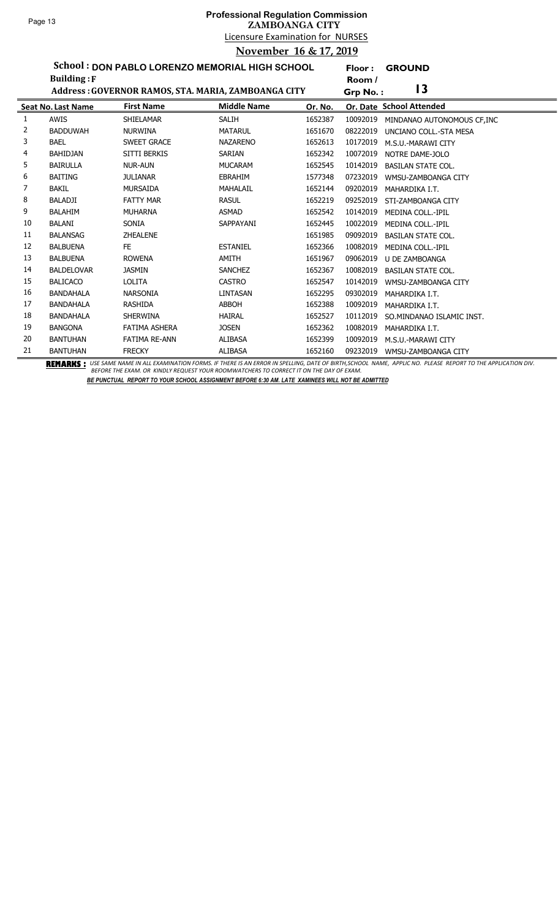# Professional Regulation Commission
## ZAMBOANGA CITY
### Licensure Examination for NURSES
### November 16 & 17, 2019

**School :** DON PABLO LORENZO MEMORIAL HIGH SCHOOL **Floor :** GROUND

**Building :** F **Room / Grp No. :** 13

**Address :** GOVERNOR RAMOS, STA. MARIA, ZAMBOANGA CITY

| Seat No. | Last Name | First Name | Middle Name | Or. No. | Or. Date | School Attended |
|---|---|---|---|---|---|---|
| 1 | AWIS | SHIELAMAR | SALIH | 1652387 | 10092019 | MINDANAO AUTONOMOUS CF,INC |
| 2 | BADDUWAH | NURWINA | MATARUL | 1651670 | 08222019 | UNCIANO COLL.-STA MESA |
| 3 | BAEL | SWEET GRACE | NAZARENO | 1652613 | 10172019 | M.S.U.-MARAWI CITY |
| 4 | BAHIDJAN | SITTI BERKIS | SARIAN | 1652342 | 10072019 | NOTRE DAME-JOLO |
| 5 | BAIRULLA | NUR-AUN | MUCARAM | 1652545 | 10142019 | BASILAN STATE COL. |
| 6 | BAITING | JULIANAR | EBRAHIM | 1577348 | 07232019 | WMSU-ZAMBOANGA CITY |
| 7 | BAKIL | MURSAIDA | MAHALAIL | 1652144 | 09202019 | MAHARDIKA I.T. |
| 8 | BALADJI | FATTY MAR | RASUL | 1652219 | 09252019 | STI-ZAMBOANGA CITY |
| 9 | BALAHIM | MUHARNA | ASMAD | 1652542 | 10142019 | MEDINA COLL.-IPIL |
| 10 | BALANI | SONIA | SAPPAYANI | 1652445 | 10022019 | MEDINA COLL.-IPIL |
| 11 | BALANSAG | ZHEALENE | | 1651985 | 09092019 | BASILAN STATE COL. |
| 12 | BALBUENA | FE | ESTANIEL | 1652366 | 10082019 | MEDINA COLL.-IPIL |
| 13 | BALBUENA | ROWENA | AMITH | 1651967 | 09062019 | U DE ZAMBOANGA |
| 14 | BALDELOVAR | JASMIN | SANCHEZ | 1652367 | 10082019 | BASILAN STATE COL. |
| 15 | BALICACO | LOLITA | CASTRO | 1652547 | 10142019 | WMSU-ZAMBOANGA CITY |
| 16 | BANDAHALA | NARSONIA | LINTASAN | 1652295 | 09302019 | MAHARDIKA I.T. |
| 17 | BANDAHALA | RASHIDA | ABBOH | 1652388 | 10092019 | MAHARDIKA I.T. |
| 18 | BANDAHALA | SHERWINA | HAIRAL | 1652527 | 10112019 | SO.MINDANAO ISLAMIC INST. |
| 19 | BANGONA | FATIMA ASHERA | JOSEN | 1652362 | 10082019 | MAHARDIKA I.T. |
| 20 | BANTUHAN | FATIMA RE-ANN | ALIBASA | 1652399 | 10092019 | M.S.U.-MARAWI CITY |
| 21 | BANTUHAN | FRECKY | ALIBASA | 1652160 | 09232019 | WMSU-ZAMBOANGA CITY |

**REMARKS :** *USE SAME NAME IN ALL EXAMINATION FORMS. IF THERE IS AN ERROR IN SPELLING, DATE OF BIRTH,SCHOOL NAME, APPLIC NO. PLEASE REPORT TO THE APPLICATION DIV. BEFORE THE EXAM. OR KINDLY REQUEST YOUR ROOMWATCHERS TO CORRECT IT ON THE DAY OF EXAM.*

***BE PUNCTUAL REPORT TO YOUR SCHOOL ASSIGNMENT BEFORE 6:30 AM. LATE XAMINEES WILL NOT BE ADMITTED***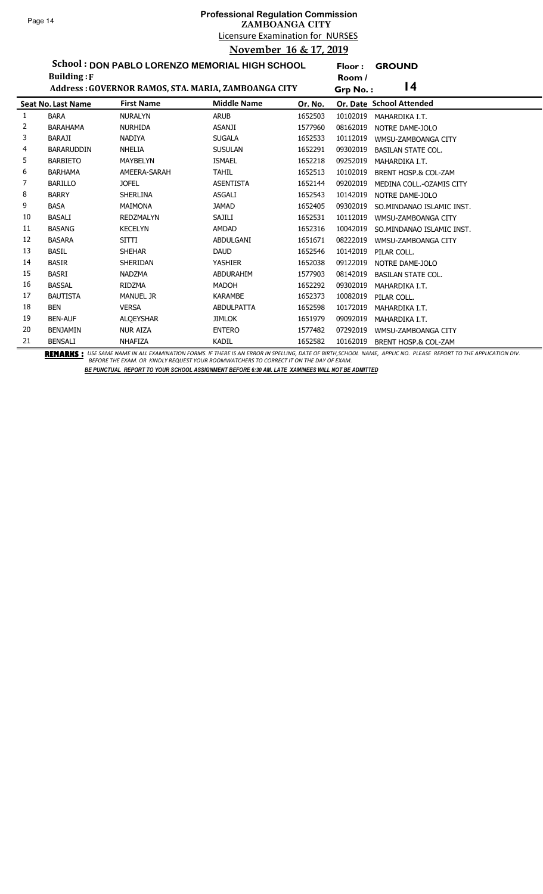# Professional Regulation Commission
## ZAMBOANGA CITY
### Licensure Examination for NURSES
### November 16 & 17, 2019

**School : DON PABLO LORENZO MEMORIAL HIGH SCHOOL** Floor : **GROUND**

**Building : F** Room / Grp No. : **14**

**Address : GOVERNOR RAMOS, STA. MARIA, ZAMBOANGA CITY**

| Seat No. | Last Name | First Name | Middle Name | Or. No. | Or. Date | School Attended |
|---|---|---|---|---|---|---|
| 1 | BARA | NURALYN | ARUB | 1652503 | 10102019 | MAHARDIKA I.T. |
| 2 | BARAHAMA | NURHIDA | ASANJI | 1577960 | 08162019 | NOTRE DAME-JOLO |
| 3 | BARAJI | NADIYA | SUGALA | 1652533 | 10112019 | WMSU-ZAMBOANGA CITY |
| 4 | BARARUDDIN | NHELIA | SUSULAN | 1652291 | 09302019 | BASILAN STATE COL. |
| 5 | BARBIETO | MAYBELYN | ISMAEL | 1652218 | 09252019 | MAHARDIKA I.T. |
| 6 | BARHAMA | AMEERA-SARAH | TAHIL | 1652513 | 10102019 | BRENT HOSP.& COL-ZAM |
| 7 | BARILLO | JOFEL | ASENTISTA | 1652144 | 09202019 | MEDINA COLL.-OZAMIS CITY |
| 8 | BARRY | SHERLINA | ASGALI | 1652543 | 10142019 | NOTRE DAME-JOLO |
| 9 | BASA | MAIMONA | JAMAD | 1652405 | 09302019 | SO.MINDANAO ISLAMIC INST. |
| 10 | BASALI | REDZMALYN | SAJILI | 1652531 | 10112019 | WMSU-ZAMBOANGA CITY |
| 11 | BASANG | KECELYN | AMDAD | 1652316 | 10042019 | SO.MINDANAO ISLAMIC INST. |
| 12 | BASARA | SITTI | ABDULGANI | 1651671 | 08222019 | WMSU-ZAMBOANGA CITY |
| 13 | BASIL | SHEHAR | DAUD | 1652546 | 10142019 | PILAR COLL. |
| 14 | BASIR | SHERIDAN | YASHIER | 1652038 | 09122019 | NOTRE DAME-JOLO |
| 15 | BASRI | NADZMA | ABDURAHIM | 1577903 | 08142019 | BASILAN STATE COL. |
| 16 | BASSAL | RIDZMA | MADOH | 1652292 | 09302019 | MAHARDIKA I.T. |
| 17 | BAUTISTA | MANUEL JR | KARAMBE | 1652373 | 10082019 | PILAR COLL. |
| 18 | BEN | VERSA | ABDULPATTA | 1652598 | 10172019 | MAHARDIKA I.T. |
| 19 | BEN-AUF | ALQEYSHAR | JIMLOK | 1651979 | 09092019 | MAHARDIKA I.T. |
| 20 | BENJAMIN | NUR AIZA | ENTERO | 1577482 | 07292019 | WMSU-ZAMBOANGA CITY |
| 21 | BENSALI | NHAFIZA | KADIL | 1652582 | 10162019 | BRENT HOSP.& COL-ZAM |

**REMARKS :** *USE SAME NAME IN ALL EXAMINATION FORMS. IF THERE IS AN ERROR IN SPELLING, DATE OF BIRTH,SCHOOL NAME, APPLIC NO. PLEASE REPORT TO THE APPLICATION DIV. BEFORE THE EXAM. OR KINDLY REQUEST YOUR ROOMWATCHERS TO CORRECT IT ON THE DAY OF EXAM.*

***BE PUNCTUAL REPORT TO YOUR SCHOOL ASSIGNMENT BEFORE 6:30 AM. LATE XAMINEES WILL NOT BE ADMITTED***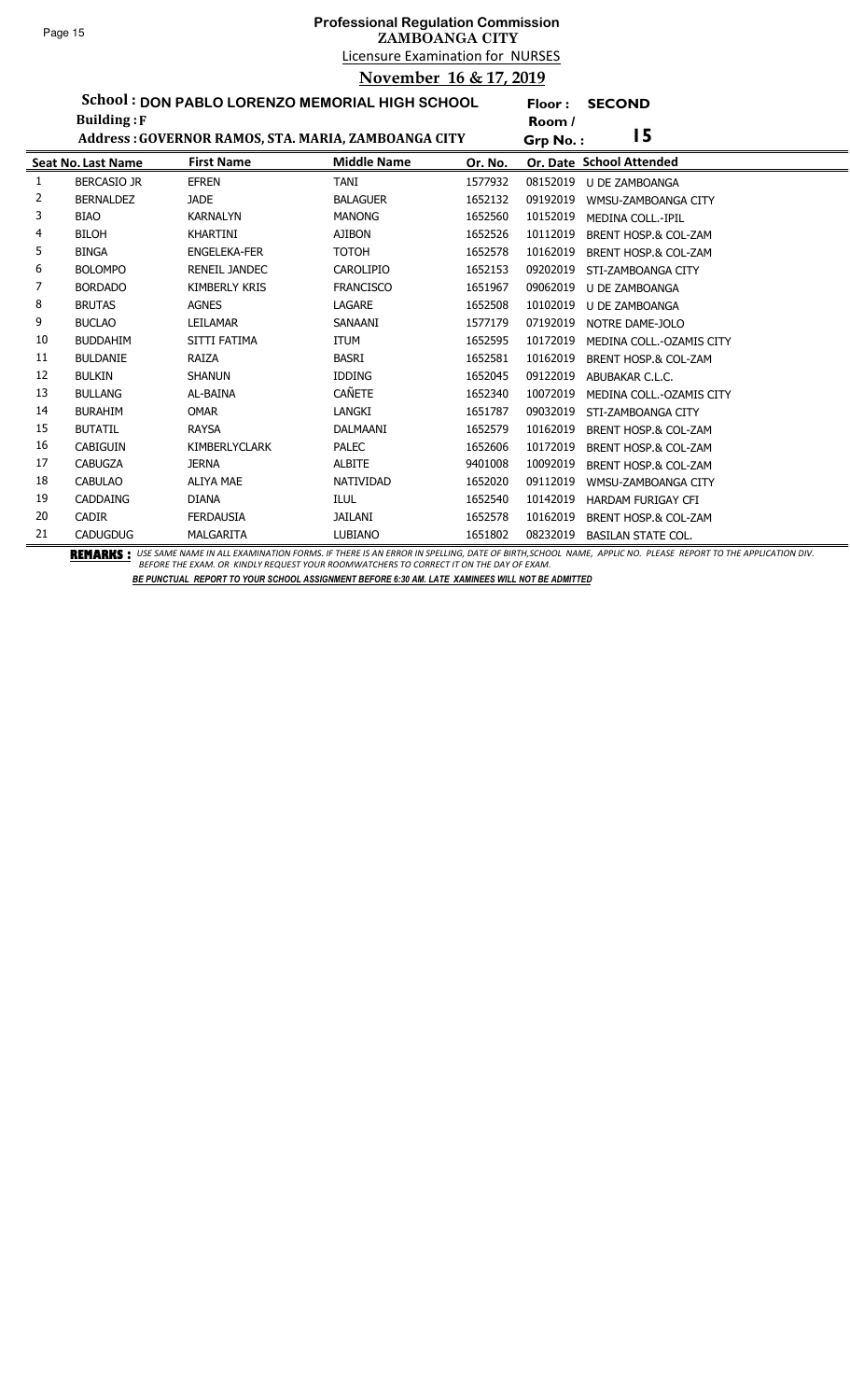# Professional Regulation Commission
## ZAMBOANGA CITY
### Licensure Examination for NURSES
### November 16 & 17, 2019

**School : DON PABLO LORENZO MEMORIAL HIGH SCHOOL** — **Floor : SECOND**

**Building : F** — **Room / Grp No. : 15**

**Address : GOVERNOR RAMOS, STA. MARIA, ZAMBOANGA CITY**

| Seat No. | Last Name | First Name | Middle Name | Or. No. | Or. Date | School Attended |
|---|---|---|---|---|---|---|
| 1 | BERCASIO JR | EFREN | TANI | 1577932 | 08152019 | U DE ZAMBOANGA |
| 2 | BERNALDEZ | JADE | BALAGUER | 1652132 | 09192019 | WMSU-ZAMBOANGA CITY |
| 3 | BIAO | KARNALYN | MANONG | 1652560 | 10152019 | MEDINA COLL.-IPIL |
| 4 | BILOH | KHARTINI | AJIBON | 1652526 | 10112019 | BRENT HOSP.& COL-ZAM |
| 5 | BINGA | ENGELEKA-FER | TOTOH | 1652578 | 10162019 | BRENT HOSP.& COL-ZAM |
| 6 | BOLOMPO | RENEIL JANDEC | CAROLIPIO | 1652153 | 09202019 | STI-ZAMBOANGA CITY |
| 7 | BORDADO | KIMBERLY KRIS | FRANCISCO | 1651967 | 09062019 | U DE ZAMBOANGA |
| 8 | BRUTAS | AGNES | LAGARE | 1652508 | 10102019 | U DE ZAMBOANGA |
| 9 | BUCLAO | LEILAMAR | SANAANI | 1577179 | 07192019 | NOTRE DAME-JOLO |
| 10 | BUDDAHIM | SITTI FATIMA | ITUM | 1652595 | 10172019 | MEDINA COLL.-OZAMIS CITY |
| 11 | BULDANIE | RAIZA | BASRI | 1652581 | 10162019 | BRENT HOSP.& COL-ZAM |
| 12 | BULKIN | SHANUN | IDDING | 1652045 | 09122019 | ABUBAKAR C.L.C. |
| 13 | BULLANG | AL-BAINA | CAÑETE | 1652340 | 10072019 | MEDINA COLL.-OZAMIS CITY |
| 14 | BURAHIM | OMAR | LANGKI | 1651787 | 09032019 | STI-ZAMBOANGA CITY |
| 15 | BUTATIL | RAYSA | DALMAANI | 1652579 | 10162019 | BRENT HOSP.& COL-ZAM |
| 16 | CABIGUIN | KIMBERLYCLARK | PALEC | 1652606 | 10172019 | BRENT HOSP.& COL-ZAM |
| 17 | CABUGZA | JERNA | ALBITE | 9401008 | 10092019 | BRENT HOSP.& COL-ZAM |
| 18 | CABULAO | ALIYA MAE | NATIVIDAD | 1652020 | 09112019 | WMSU-ZAMBOANGA CITY |
| 19 | CADDAING | DIANA | ILUL | 1652540 | 10142019 | HARDAM FURIGAY CFI |
| 20 | CADIR | FERDAUSIA | JAILANI | 1652578 | 10162019 | BRENT HOSP.& COL-ZAM |
| 21 | CADUGDUG | MALGARITA | LUBIANO | 1651802 | 08232019 | BASILAN STATE COL. |

**REMARKS :** *USE SAME NAME IN ALL EXAMINATION FORMS. IF THERE IS AN ERROR IN SPELLING, DATE OF BIRTH,SCHOOL NAME, APPLIC NO. PLEASE REPORT TO THE APPLICATION DIV. BEFORE THE EXAM. OR KINDLY REQUEST YOUR ROOMWATCHERS TO CORRECT IT ON THE DAY OF EXAM.*

***BE PUNCTUAL REPORT TO YOUR SCHOOL ASSIGNMENT BEFORE 6:30 AM. LATE XAMINEES WILL NOT BE ADMITTED***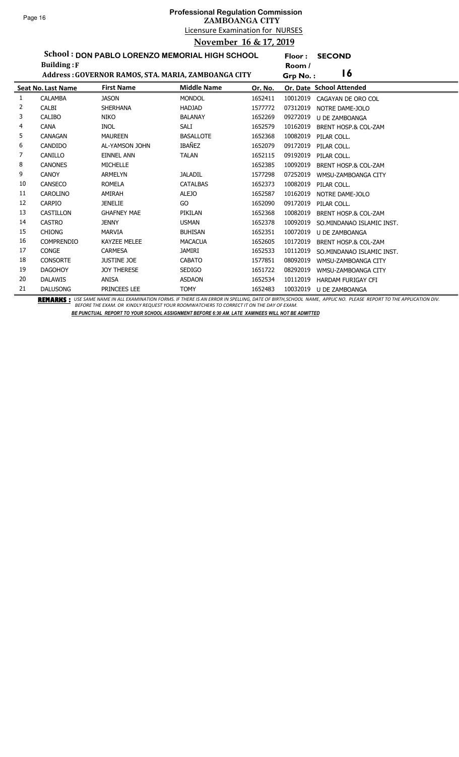# Professional Regulation Commission

## ZAMBOANGA CITY

Licensure Examination for NURSES

**November 16 & 17, 2019**

**School : DON PABLO LORENZO MEMORIAL HIGH SCHOOL**
**Building : F**
**Address : GOVERNOR RAMOS, STA. MARIA, ZAMBOANGA CITY**

**Floor : SECOND**
**Room / Grp No. : 16**

| Seat No. | Last Name | First Name | Middle Name | Or. No. | Or. Date | School Attended |
|---|---|---|---|---|---|---|
| 1 | CALAMBA | JASON | MONDOL | 1652411 | 10012019 | CAGAYAN DE ORO COL |
| 2 | CALBI | SHERHANA | HADJAD | 1577772 | 07312019 | NOTRE DAME-JOLO |
| 3 | CALIBO | NIKO | BALANAY | 1652269 | 09272019 | U DE ZAMBOANGA |
| 4 | CANA | INOL | SALI | 1652579 | 10162019 | BRENT HOSP.& COL-ZAM |
| 5 | CANAGAN | MAUREEN | BASALLOTE | 1652368 | 10082019 | PILAR COLL. |
| 6 | CANDIDO | AL-YAMSON JOHN | IBAÑEZ | 1652079 | 09172019 | PILAR COLL. |
| 7 | CANILLO | EINNEL ANN | TALAN | 1652115 | 09192019 | PILAR COLL. |
| 8 | CANONES | MICHELLE | | 1652385 | 10092019 | BRENT HOSP.& COL-ZAM |
| 9 | CANOY | ARMELYN | JALADIL | 1577298 | 07252019 | WMSU-ZAMBOANGA CITY |
| 10 | CANSECO | ROMELA | CATALBAS | 1652373 | 10082019 | PILAR COLL. |
| 11 | CAROLINO | AMIRAH | ALEJO | 1652587 | 10162019 | NOTRE DAME-JOLO |
| 12 | CARPIO | JENELIE | GO | 1652090 | 09172019 | PILAR COLL. |
| 13 | CASTILLON | GHAFNEY MAE | PIKILAN | 1652368 | 10082019 | BRENT HOSP.& COL-ZAM |
| 14 | CASTRO | JENNY | USMAN | 1652378 | 10092019 | SO.MINDANAO ISLAMIC INST. |
| 15 | CHIONG | MARVIA | BUHISAN | 1652351 | 10072019 | U DE ZAMBOANGA |
| 16 | COMPRENDIO | KAYZEE MELEE | MACACUA | 1652605 | 10172019 | BRENT HOSP.& COL-ZAM |
| 17 | CONGE | CARMESA | JAMIRI | 1652533 | 10112019 | SO.MINDANAO ISLAMIC INST. |
| 18 | CONSORTE | JUSTINE JOE | CABATO | 1577851 | 08092019 | WMSU-ZAMBOANGA CITY |
| 19 | DAGOHOY | JOY THERESE | SEDIGO | 1651722 | 08292019 | WMSU-ZAMBOANGA CITY |
| 20 | DALAWIS | ANISA | ASDAON | 1652534 | 10112019 | HARDAM FURIGAY CFI |
| 21 | DALUSONG | PRINCEES LEE | TOMY | 1652483 | 10032019 | U DE ZAMBOANGA |

**REMARKS :** *USE SAME NAME IN ALL EXAMINATION FORMS. IF THERE IS AN ERROR IN SPELLING, DATE OF BIRTH,SCHOOL NAME, APPLIC NO. PLEASE REPORT TO THE APPLICATION DIV. BEFORE THE EXAM. OR KINDLY REQUEST YOUR ROOMWATCHERS TO CORRECT IT ON THE DAY OF EXAM.*

***BE PUNCTUAL REPORT TO YOUR SCHOOL ASSIGNMENT BEFORE 6:30 AM. LATE XAMINEES WILL NOT BE ADMITTED***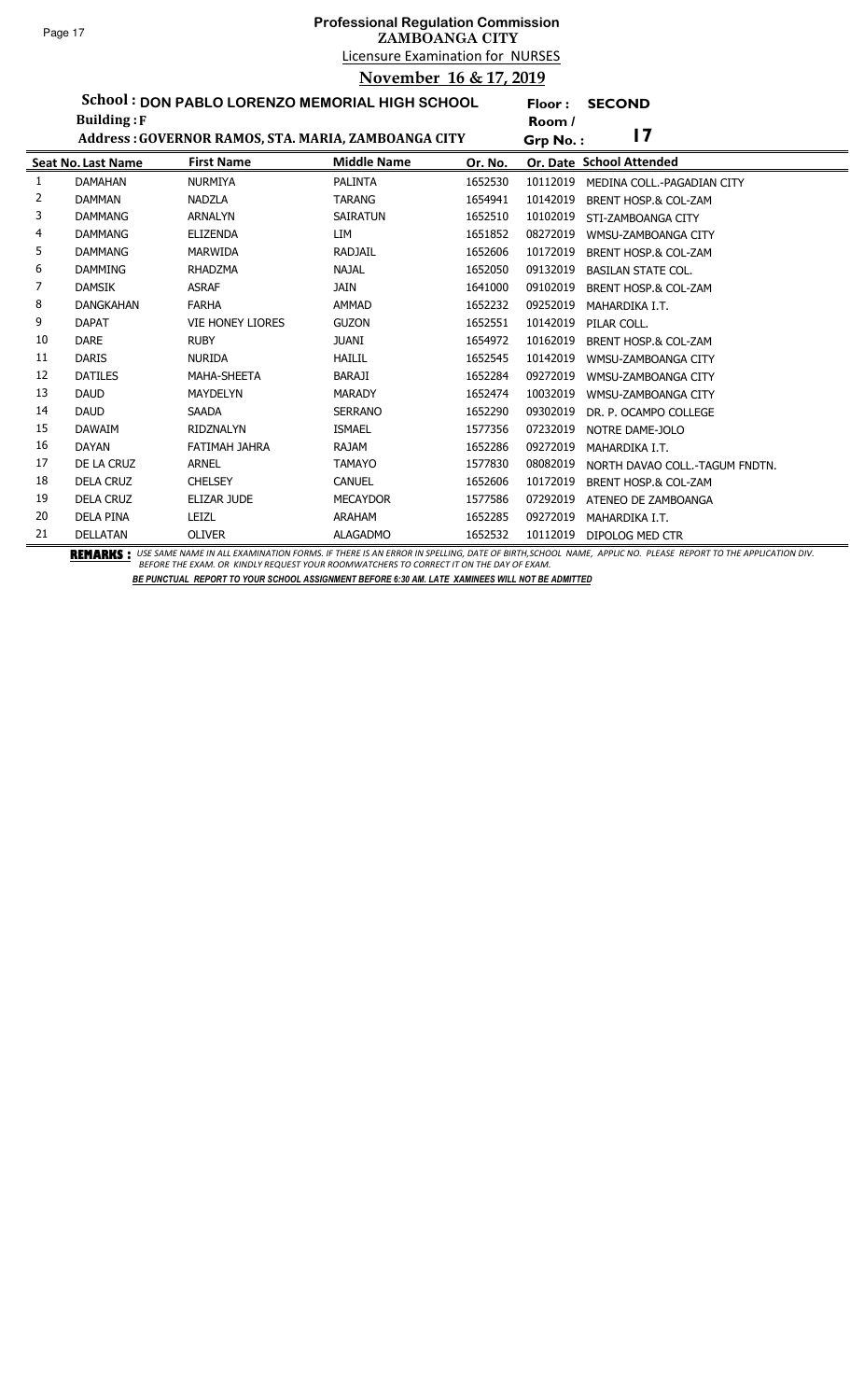# Professional Regulation Commission

## ZAMBOANGA CITY

Licensure Examination for NURSES

**November 16 & 17, 2019**

**School : DON PABLO LORENZO MEMORIAL HIGH SCHOOL** — **Floor : SECOND**

**Building : F** — **Room / Grp No. : 17**

**Address : GOVERNOR RAMOS, STA. MARIA, ZAMBOANGA CITY**

| Seat No. | Last Name | First Name | Middle Name | Or. No. | Or. Date | School Attended |
|---|---|---|---|---|---|---|
| 1 | DAMAHAN | NURMIYA | PALINTA | 1652530 | 10112019 | MEDINA COLL.-PAGADIAN CITY |
| 2 | DAMMAN | NADZLA | TARANG | 1654941 | 10142019 | BRENT HOSP.& COL-ZAM |
| 3 | DAMMANG | ARNALYN | SAIRATUN | 1652510 | 10102019 | STI-ZAMBOANGA CITY |
| 4 | DAMMANG | ELIZENDA | LIM | 1651852 | 08272019 | WMSU-ZAMBOANGA CITY |
| 5 | DAMMANG | MARWIDA | RADJAIL | 1652606 | 10172019 | BRENT HOSP.& COL-ZAM |
| 6 | DAMMING | RHADZMA | NAJAL | 1652050 | 09132019 | BASILAN STATE COL. |
| 7 | DAMSIK | ASRAF | JAIN | 1641000 | 09102019 | BRENT HOSP.& COL-ZAM |
| 8 | DANGKAHAN | FARHA | AMMAD | 1652232 | 09252019 | MAHARDIKA I.T. |
| 9 | DAPAT | VIE HONEY LIORES | GUZON | 1652551 | 10142019 | PILAR COLL. |
| 10 | DARE | RUBY | JUANI | 1654972 | 10162019 | BRENT HOSP.& COL-ZAM |
| 11 | DARIS | NURIDA | HAILIL | 1652545 | 10142019 | WMSU-ZAMBOANGA CITY |
| 12 | DATILES | MAHA-SHEETA | BARAJI | 1652284 | 09272019 | WMSU-ZAMBOANGA CITY |
| 13 | DAUD | MAYDELYN | MARADY | 1652474 | 10032019 | WMSU-ZAMBOANGA CITY |
| 14 | DAUD | SAADA | SERRANO | 1652290 | 09302019 | DR. P. OCAMPO COLLEGE |
| 15 | DAWAIM | RIDZNALYN | ISMAEL | 1577356 | 07232019 | NOTRE DAME-JOLO |
| 16 | DAYAN | FATIMAH JAHRA | RAJAM | 1652286 | 09272019 | MAHARDIKA I.T. |
| 17 | DE LA CRUZ | ARNEL | TAMAYO | 1577830 | 08082019 | NORTH DAVAO COLL.-TAGUM FNDTN. |
| 18 | DELA CRUZ | CHELSEY | CANUEL | 1652606 | 10172019 | BRENT HOSP.& COL-ZAM |
| 19 | DELA CRUZ | ELIZAR JUDE | MECAYDOR | 1577586 | 07292019 | ATENEO DE ZAMBOANGA |
| 20 | DELA PINA | LEIZL | ARAHAM | 1652285 | 09272019 | MAHARDIKA I.T. |
| 21 | DELLATAN | OLIVER | ALAGADMO | 1652532 | 10112019 | DIPOLOG MED CTR |

**REMARKS :** *USE SAME NAME IN ALL EXAMINATION FORMS. IF THERE IS AN ERROR IN SPELLING, DATE OF BIRTH,SCHOOL NAME, APPLIC NO. PLEASE REPORT TO THE APPLICATION DIV. BEFORE THE EXAM. OR KINDLY REQUEST YOUR ROOMWATCHERS TO CORRECT IT ON THE DAY OF EXAM.*

***BE PUNCTUAL REPORT TO YOUR SCHOOL ASSIGNMENT BEFORE 6:30 AM. LATE XAMINEES WILL NOT BE ADMITTED***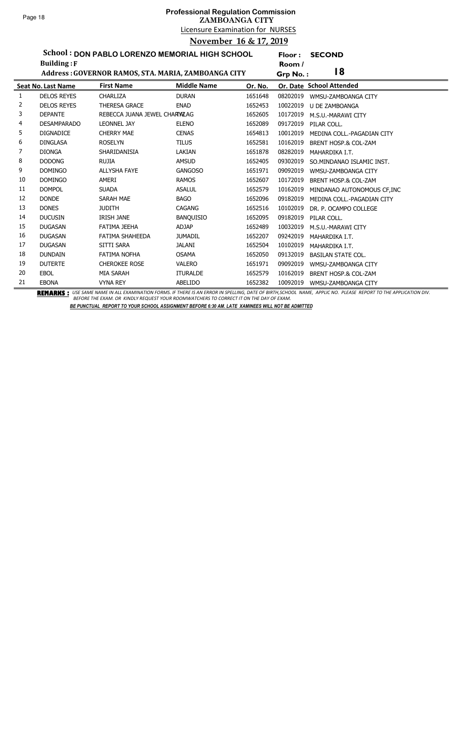# Professional Regulation Commission
## ZAMBOANGA CITY
### Licensure Examination for NURSES
### November 16 & 17, 2019

**School : DON PABLO LORENZO MEMORIAL HIGH SCHOOL** Floor : **SECOND**
**Building : F** Room / Grp No. : **18**
**Address : GOVERNOR RAMOS, STA. MARIA, ZAMBOANGA CITY**

| Seat No. | Last Name | First Name | Middle Name | Or. No. | Or. Date | School Attended |
|---|---|---|---|---|---|---|
| 1 | DELOS REYES | CHARLIZA | DURAN | 1651648 | 08202019 | WMSU-ZAMBOANGA CITY |
| 2 | DELOS REYES | THERESA GRACE | ENAD | 1652453 | 10022019 | U DE ZAMBOANGA |
| 3 | DEPANTE | REBECCA JUANA JEWEL CHARYAZLAG | | 1652605 | 10172019 | M.S.U.-MARAWI CITY |
| 4 | DESAMPARADO | LEONNEL JAY | ELENO | 1652089 | 09172019 | PILAR COLL. |
| 5 | DIGNADICE | CHERRY MAE | CENAS | 1654813 | 10012019 | MEDINA COLL.-PAGADIAN CITY |
| 6 | DINGLASA | ROSELYN | TILUS | 1652581 | 10162019 | BRENT HOSP.& COL-ZAM |
| 7 | DIONGA | SHARIDANISIA | LAKIAN | 1651878 | 08282019 | MAHARDIKA I.T. |
| 8 | DODONG | RUJIA | AMSUD | 1652405 | 09302019 | SO.MINDANAO ISLAMIC INST. |
| 9 | DOMINGO | ALLYSHA FAYE | GANGOSO | 1651971 | 09092019 | WMSU-ZAMBOANGA CITY |
| 10 | DOMINGO | AMERI | RAMOS | 1652607 | 10172019 | BRENT HOSP.& COL-ZAM |
| 11 | DOMPOL | SUADA | ASALUL | 1652579 | 10162019 | MINDANAO AUTONOMOUS CF,INC |
| 12 | DONDE | SARAH MAE | BAGO | 1652096 | 09182019 | MEDINA COLL.-PAGADIAN CITY |
| 13 | DONES | JUDITH | CAGANG | 1652516 | 10102019 | DR. P. OCAMPO COLLEGE |
| 14 | DUCUSIN | IRISH JANE | BANQUISIO | 1652095 | 09182019 | PILAR COLL. |
| 15 | DUGASAN | FATIMA JEEHA | ADJAP | 1652489 | 10032019 | M.S.U.-MARAWI CITY |
| 16 | DUGASAN | FATIMA SHAHEEDA | JUMADIL | 1652207 | 09242019 | MAHARDIKA I.T. |
| 17 | DUGASAN | SITTI SARA | JALANI | 1652504 | 10102019 | MAHARDIKA I.T. |
| 18 | DUNDAIN | FATIMA NOFHA | OSAMA | 1652050 | 09132019 | BASILAN STATE COL. |
| 19 | DUTERTE | CHEROKEE ROSE | VALERO | 1651971 | 09092019 | WMSU-ZAMBOANGA CITY |
| 20 | EBOL | MIA SARAH | ITURALDE | 1652579 | 10162019 | BRENT HOSP.& COL-ZAM |
| 21 | EBONA | VYNA REY | ABELIDO | 1652382 | 10092019 | WMSU-ZAMBOANGA CITY |

**REMARKS :** *USE SAME NAME IN ALL EXAMINATION FORMS. IF THERE IS AN ERROR IN SPELLING, DATE OF BIRTH,SCHOOL NAME, APPLIC NO. PLEASE REPORT TO THE APPLICATION DIV. BEFORE THE EXAM. OR KINDLY REQUEST YOUR ROOMWATCHERS TO CORRECT IT ON THE DAY OF EXAM.*

***BE PUNCTUAL REPORT TO YOUR SCHOOL ASSIGNMENT BEFORE 6:30 AM. LATE XAMINEES WILL NOT BE ADMITTED***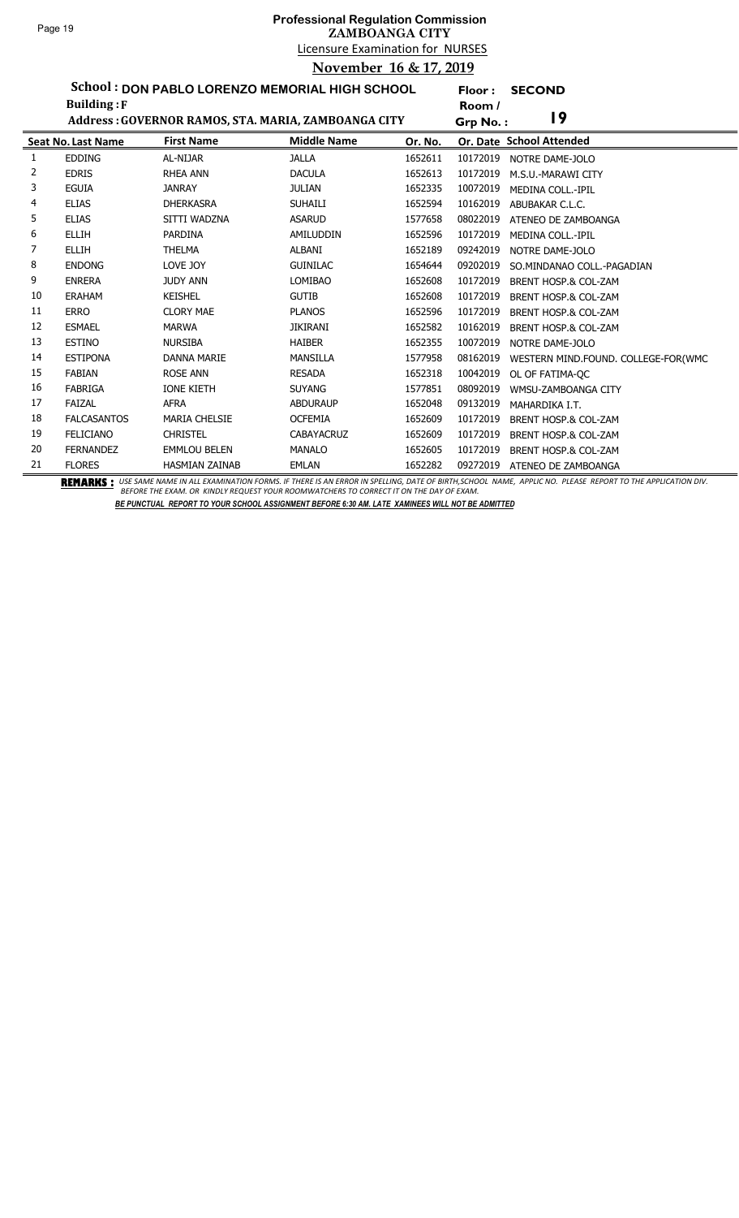# Professional Regulation Commission
## ZAMBOANGA CITY
### Licensure Examination for NURSES
### November 16 & 17, 2019

**School : DON PABLO LORENZO MEMORIAL HIGH SCHOOL** **Floor : SECOND**
**Building : F** **Room / Grp No. : 19**
**Address : GOVERNOR RAMOS, STA. MARIA, ZAMBOANGA CITY**

| Seat No. | Last Name | First Name | Middle Name | Or. No. | Or. Date | School Attended |
|---|---|---|---|---|---|---|
| 1 | EDDING | AL-NIJAR | JALLA | 1652611 | 10172019 | NOTRE DAME-JOLO |
| 2 | EDRIS | RHEA ANN | DACULA | 1652613 | 10172019 | M.S.U.-MARAWI CITY |
| 3 | EGUIA | JANRAY | JULIAN | 1652335 | 10072019 | MEDINA COLL.-IPIL |
| 4 | ELIAS | DHERKASRA | SUHAILI | 1652594 | 10162019 | ABUBAKAR C.L.C. |
| 5 | ELIAS | SITTI WADZNA | ASARUD | 1577658 | 08022019 | ATENEO DE ZAMBOANGA |
| 6 | ELLIH | PARDINA | AMILUDDIN | 1652596 | 10172019 | MEDINA COLL.-IPIL |
| 7 | ELLIH | THELMA | ALBANI | 1652189 | 09242019 | NOTRE DAME-JOLO |
| 8 | ENDONG | LOVE JOY | GUINILAC | 1654644 | 09202019 | SO.MINDANAO COLL.-PAGADIAN |
| 9 | ENRERA | JUDY ANN | LOMIBAO | 1652608 | 10172019 | BRENT HOSP.& COL-ZAM |
| 10 | ERAHAM | KEISHEL | GUTIB | 1652608 | 10172019 | BRENT HOSP.& COL-ZAM |
| 11 | ERRO | CLORY MAE | PLANOS | 1652596 | 10172019 | BRENT HOSP.& COL-ZAM |
| 12 | ESMAEL | MARWA | JIKIRANI | 1652582 | 10162019 | BRENT HOSP.& COL-ZAM |
| 13 | ESTINO | NURSIBA | HAIBER | 1652355 | 10072019 | NOTRE DAME-JOLO |
| 14 | ESTIPONA | DANNA MARIE | MANSILLA | 1577958 | 08162019 | WESTERN MIND.FOUND. COLLEGE-FOR(WMC |
| 15 | FABIAN | ROSE ANN | RESADA | 1652318 | 10042019 | OL OF FATIMA-QC |
| 16 | FABRIGA | IONE KIETH | SUYANG | 1577851 | 08092019 | WMSU-ZAMBOANGA CITY |
| 17 | FAIZAL | AFRA | ABDURAUP | 1652048 | 09132019 | MAHARDIKA I.T. |
| 18 | FALCASANTOS | MARIA CHELSIE | OCFEMIA | 1652609 | 10172019 | BRENT HOSP.& COL-ZAM |
| 19 | FELICIANO | CHRISTEL | CABAYACRUZ | 1652609 | 10172019 | BRENT HOSP.& COL-ZAM |
| 20 | FERNANDEZ | EMMLOU BELEN | MANALO | 1652605 | 10172019 | BRENT HOSP.& COL-ZAM |
| 21 | FLORES | HASMIAN ZAINAB | EMLAN | 1652282 | 09272019 | ATENEO DE ZAMBOANGA |

**REMARKS :** *USE SAME NAME IN ALL EXAMINATION FORMS. IF THERE IS AN ERROR IN SPELLING, DATE OF BIRTH,SCHOOL NAME, APPLIC NO. PLEASE REPORT TO THE APPLICATION DIV. BEFORE THE EXAM. OR KINDLY REQUEST YOUR ROOMWATCHERS TO CORRECT IT ON THE DAY OF EXAM.*

***BE PUNCTUAL REPORT TO YOUR SCHOOL ASSIGNMENT BEFORE 6:30 AM. LATE XAMINEES WILL NOT BE ADMITTED***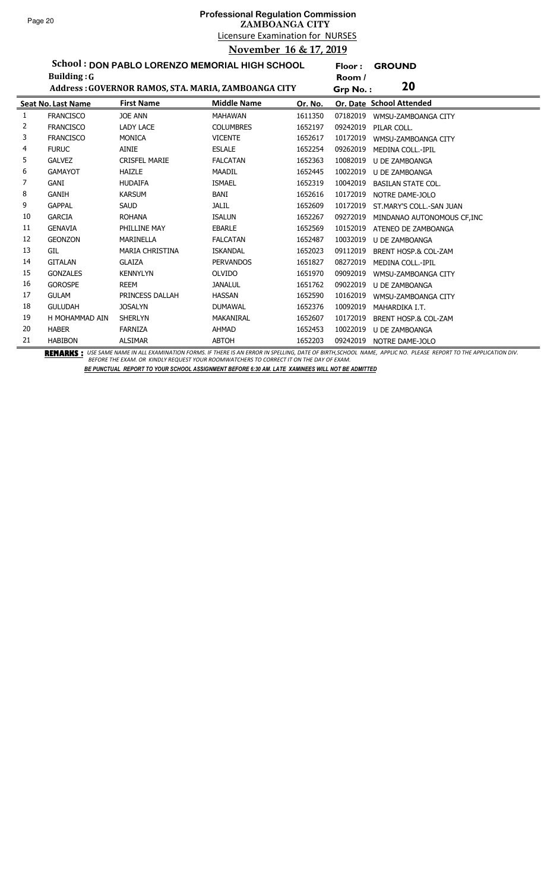# Professional Regulation Commission
## ZAMBOANGA CITY
### Licensure Examination for NURSES
### November 16 & 17, 2019

**School : DON PABLO LORENZO MEMORIAL HIGH SCHOOL** **Floor : GROUND**
**Building : G** **Room / Grp No. : 20**
**Address : GOVERNOR RAMOS, STA. MARIA, ZAMBOANGA CITY**

| Seat No. | Last Name | First Name | Middle Name | Or. No. | Or. Date | School Attended |
|---|---|---|---|---|---|---|
| 1 | FRANCISCO | JOE ANN | MAHAWAN | 1611350 | 07182019 | WMSU-ZAMBOANGA CITY |
| 2 | FRANCISCO | LADY LACE | COLUMBRES | 1652197 | 09242019 | PILAR COLL. |
| 3 | FRANCISCO | MONICA | VICENTE | 1652617 | 10172019 | WMSU-ZAMBOANGA CITY |
| 4 | FURUC | AINIE | ESLALE | 1652254 | 09262019 | MEDINA COLL.-IPIL |
| 5 | GALVEZ | CRISFEL MARIE | FALCATAN | 1652363 | 10082019 | U DE ZAMBOANGA |
| 6 | GAMAYOT | HAIZLE | MAADIL | 1652445 | 10022019 | U DE ZAMBOANGA |
| 7 | GANI | HUDAIFA | ISMAEL | 1652319 | 10042019 | BASILAN STATE COL. |
| 8 | GANIH | KARSUM | BANI | 1652616 | 10172019 | NOTRE DAME-JOLO |
| 9 | GAPPAL | SAUD | JALIL | 1652609 | 10172019 | ST.MARY'S COLL.-SAN JUAN |
| 10 | GARCIA | ROHANA | ISALUN | 1652267 | 09272019 | MINDANAO AUTONOMOUS CF,INC |
| 11 | GENAVIA | PHILLINE MAY | EBARLE | 1652569 | 10152019 | ATENEO DE ZAMBOANGA |
| 12 | GEONZON | MARINELLA | FALCATAN | 1652487 | 10032019 | U DE ZAMBOANGA |
| 13 | GIL | MARIA CHRISTINA | ISKANDAL | 1652023 | 09112019 | BRENT HOSP.& COL-ZAM |
| 14 | GITALAN | GLAIZA | PERVANDOS | 1651827 | 08272019 | MEDINA COLL.-IPIL |
| 15 | GONZALES | KENNYLYN | OLVIDO | 1651970 | 09092019 | WMSU-ZAMBOANGA CITY |
| 16 | GOROSPE | REEM | JANALUL | 1651762 | 09022019 | U DE ZAMBOANGA |
| 17 | GULAM | PRINCESS DALLAH | HASSAN | 1652590 | 10162019 | WMSU-ZAMBOANGA CITY |
| 18 | GULUDAH | JOSALYN | DUMAWAL | 1652376 | 10092019 | MAHARDIKA I.T. |
| 19 | H MOHAMMAD AIN | SHERLYN | MAKANIRAL | 1652607 | 10172019 | BRENT HOSP.& COL-ZAM |
| 20 | HABER | FARNIZA | AHMAD | 1652453 | 10022019 | U DE ZAMBOANGA |
| 21 | HABIBON | ALSIMAR | ABTOH | 1652203 | 09242019 | NOTRE DAME-JOLO |

**REMARKS :** *USE SAME NAME IN ALL EXAMINATION FORMS. IF THERE IS AN ERROR IN SPELLING, DATE OF BIRTH,SCHOOL NAME, APPLIC NO. PLEASE REPORT TO THE APPLICATION DIV. BEFORE THE EXAM. OR KINDLY REQUEST YOUR ROOMWATCHERS TO CORRECT IT ON THE DAY OF EXAM.*

***BE PUNCTUAL REPORT TO YOUR SCHOOL ASSIGNMENT BEFORE 6:30 AM. LATE XAMINEES WILL NOT BE ADMITTED***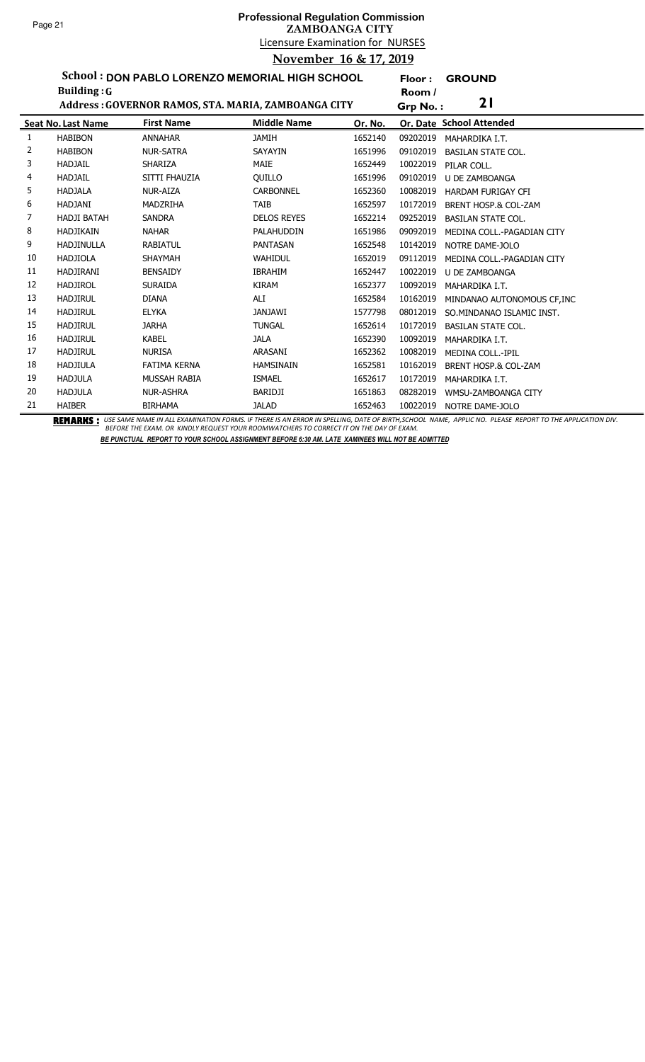# Professional Regulation Commission
## ZAMBOANGA CITY
### Licensure Examination for NURSES
### November 16 & 17, 2019

**School : DON PABLO LORENZO MEMORIAL HIGH SCHOOL** &nbsp;&nbsp; **Floor : GROUND**

**Building : G** &nbsp;&nbsp; **Room / Grp No. : 21**

**Address : GOVERNOR RAMOS, STA. MARIA, ZAMBOANGA CITY**

| Seat No. | Last Name | First Name | Middle Name | Or. No. | Or. Date | School Attended |
|---|---|---|---|---|---|---|
| 1 | HABIBON | ANNAHAR | JAMIH | 1652140 | 09202019 | MAHARDIKA I.T. |
| 2 | HABIBON | NUR-SATRA | SAYAYIN | 1651996 | 09102019 | BASILAN STATE COL. |
| 3 | HADJAIL | SHARIZA | MAIE | 1652449 | 10022019 | PILAR COLL. |
| 4 | HADJAIL | SITTI FHAUZIA | QUILLO | 1651996 | 09102019 | U DE ZAMBOANGA |
| 5 | HADJALA | NUR-AIZA | CARBONNEL | 1652360 | 10082019 | HARDAM FURIGAY CFI |
| 6 | HADJANI | MADZRIHA | TAIB | 1652597 | 10172019 | BRENT HOSP.& COL-ZAM |
| 7 | HADJI BATAH | SANDRA | DELOS REYES | 1652214 | 09252019 | BASILAN STATE COL. |
| 8 | HADJIKAIN | NAHAR | PALAHUDDIN | 1651986 | 09092019 | MEDINA COLL.-PAGADIAN CITY |
| 9 | HADJINULLA | RABIATUL | PANTASAN | 1652548 | 10142019 | NOTRE DAME-JOLO |
| 10 | HADJIOLA | SHAYMAH | WAHIDUL | 1652019 | 09112019 | MEDINA COLL.-PAGADIAN CITY |
| 11 | HADJIRANI | BENSAIDY | IBRAHIM | 1652447 | 10022019 | U DE ZAMBOANGA |
| 12 | HADJIROL | SURAIDA | KIRAM | 1652377 | 10092019 | MAHARDIKA I.T. |
| 13 | HADJIRUL | DIANA | ALI | 1652584 | 10162019 | MINDANAO AUTONOMOUS CF,INC |
| 14 | HADJIRUL | ELYKA | JANJAWI | 1577798 | 08012019 | SO.MINDANAO ISLAMIC INST. |
| 15 | HADJIRUL | JARHA | TUNGAL | 1652614 | 10172019 | BASILAN STATE COL. |
| 16 | HADJIRUL | KABEL | JALA | 1652390 | 10092019 | MAHARDIKA I.T. |
| 17 | HADJIRUL | NURISA | ARASANI | 1652362 | 10082019 | MEDINA COLL.-IPIL |
| 18 | HADJIULA | FATIMA KERNA | HAMSINAIN | 1652581 | 10162019 | BRENT HOSP.& COL-ZAM |
| 19 | HADJULA | MUSSAH RABIA | ISMAEL | 1652617 | 10172019 | MAHARDIKA I.T. |
| 20 | HADJULA | NUR-ASHRA | BARIDJI | 1651863 | 08282019 | WMSU-ZAMBOANGA CITY |
| 21 | HAIBER | BIRHAMA | JALAD | 1652463 | 10022019 | NOTRE DAME-JOLO |

**REMARKS :** *USE SAME NAME IN ALL EXAMINATION FORMS. IF THERE IS AN ERROR IN SPELLING, DATE OF BIRTH,SCHOOL NAME, APPLIC NO. PLEASE REPORT TO THE APPLICATION DIV. BEFORE THE EXAM. OR KINDLY REQUEST YOUR ROOMWATCHERS TO CORRECT IT ON THE DAY OF EXAM.*

***BE PUNCTUAL REPORT TO YOUR SCHOOL ASSIGNMENT BEFORE 6:30 AM. LATE XAMINEES WILL NOT BE ADMITTED***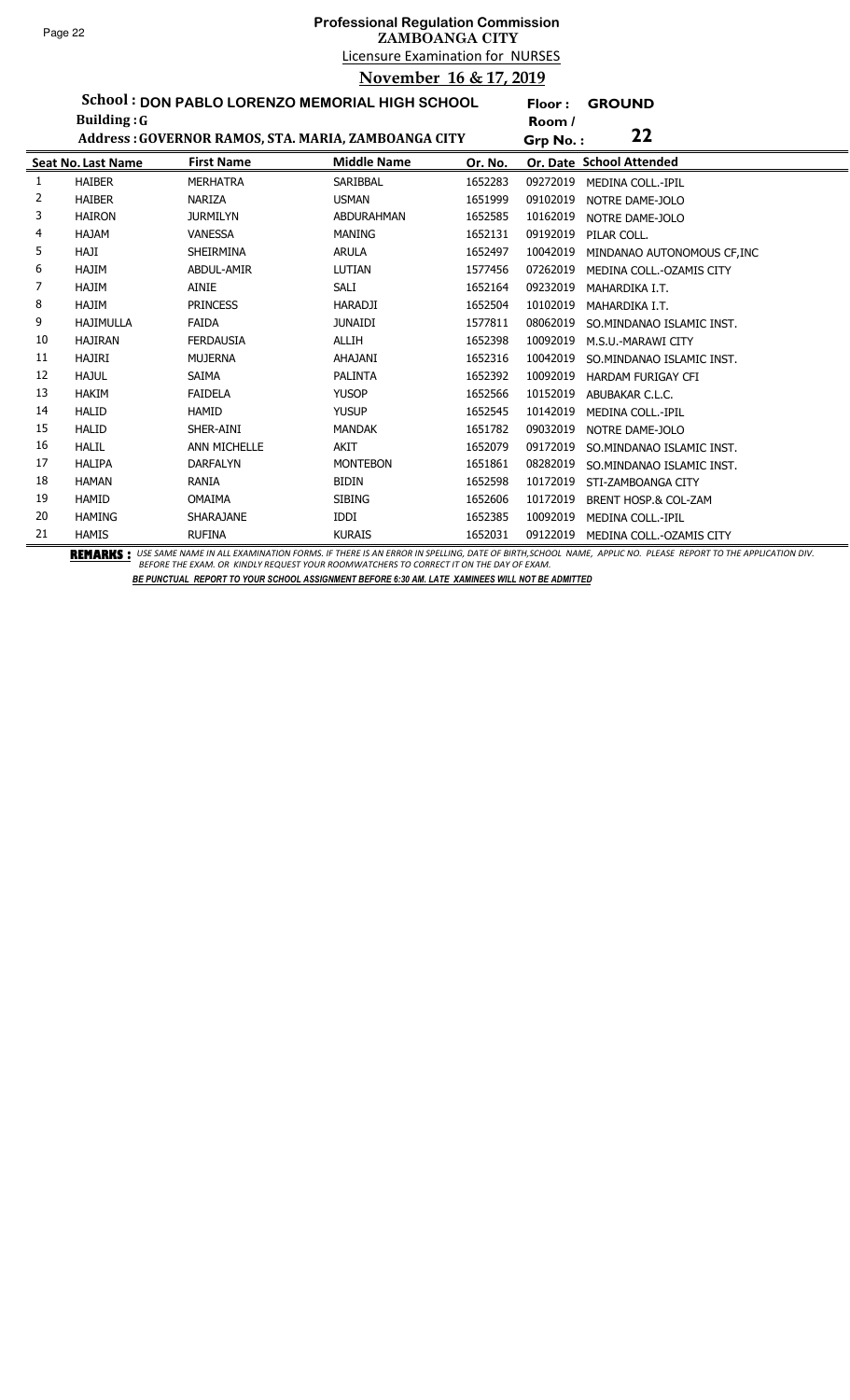**Professional Regulation Commission**
**ZAMBOANGA CITY**
Licensure Examination for NURSES
**November 16 & 17, 2019**

**School : DON PABLO LORENZO MEMORIAL HIGH SCHOOL** **Floor : GROUND**
**Building : G** **Room / Grp No. : 22**
**Address : GOVERNOR RAMOS, STA. MARIA, ZAMBOANGA CITY**

| Seat No. | Last Name | First Name | Middle Name | Or. No. | Or. Date | School Attended |
|---|---|---|---|---|---|---|
| 1 | HAIBER | MERHATRA | SARIBBAL | 1652283 | 09272019 | MEDINA COLL.-IPIL |
| 2 | HAIBER | NARIZA | USMAN | 1651999 | 09102019 | NOTRE DAME-JOLO |
| 3 | HAIRON | JURMILYN | ABDURAHMAN | 1652585 | 10162019 | NOTRE DAME-JOLO |
| 4 | HAJAM | VANESSA | MANING | 1652131 | 09192019 | PILAR COLL. |
| 5 | HAJI | SHEIRMINA | ARULA | 1652497 | 10042019 | MINDANAO AUTONOMOUS CF,INC |
| 6 | HAJIM | ABDUL-AMIR | LUTIAN | 1577456 | 07262019 | MEDINA COLL.-OZAMIS CITY |
| 7 | HAJIM | AINIE | SALI | 1652164 | 09232019 | MAHARDIKA I.T. |
| 8 | HAJIM | PRINCESS | HARADJI | 1652504 | 10102019 | MAHARDIKA I.T. |
| 9 | HAJIMULLA | FAIDA | JUNAIDI | 1577811 | 08062019 | SO.MINDANAO ISLAMIC INST. |
| 10 | HAJIRAN | FERDAUSIA | ALLIH | 1652398 | 10092019 | M.S.U.-MARAWI CITY |
| 11 | HAJIRI | MUJERNA | AHAJANI | 1652316 | 10042019 | SO.MINDANAO ISLAMIC INST. |
| 12 | HAJUL | SAIMA | PALINTA | 1652392 | 10092019 | HARDAM FURIGAY CFI |
| 13 | HAKIM | FAIDELA | YUSOP | 1652566 | 10152019 | ABUBAKAR C.L.C. |
| 14 | HALID | HAMID | YUSUP | 1652545 | 10142019 | MEDINA COLL.-IPIL |
| 15 | HALID | SHER-AINI | MANDAK | 1651782 | 09032019 | NOTRE DAME-JOLO |
| 16 | HALIL | ANN MICHELLE | AKIT | 1652079 | 09172019 | SO.MINDANAO ISLAMIC INST. |
| 17 | HALIPA | DARFALYN | MONTEBON | 1651861 | 08282019 | SO.MINDANAO ISLAMIC INST. |
| 18 | HAMAN | RANIA | BIDIN | 1652598 | 10172019 | STI-ZAMBOANGA CITY |
| 19 | HAMID | OMAIMA | SIBING | 1652606 | 10172019 | BRENT HOSP.& COL-ZAM |
| 20 | HAMING | SHARAJANE | IDDI | 1652385 | 10092019 | MEDINA COLL.-IPIL |
| 21 | HAMIS | RUFINA | KURAIS | 1652031 | 09122019 | MEDINA COLL.-OZAMIS CITY |

**REMARKS :** *USE SAME NAME IN ALL EXAMINATION FORMS. IF THERE IS AN ERROR IN SPELLING, DATE OF BIRTH,SCHOOL NAME, APPLIC NO. PLEASE REPORT TO THE APPLICATION DIV. BEFORE THE EXAM. OR KINDLY REQUEST YOUR ROOMWATCHERS TO CORRECT IT ON THE DAY OF EXAM.*

***BE PUNCTUAL REPORT TO YOUR SCHOOL ASSIGNMENT BEFORE 6:30 AM. LATE XAMINEES WILL NOT BE ADMITTED***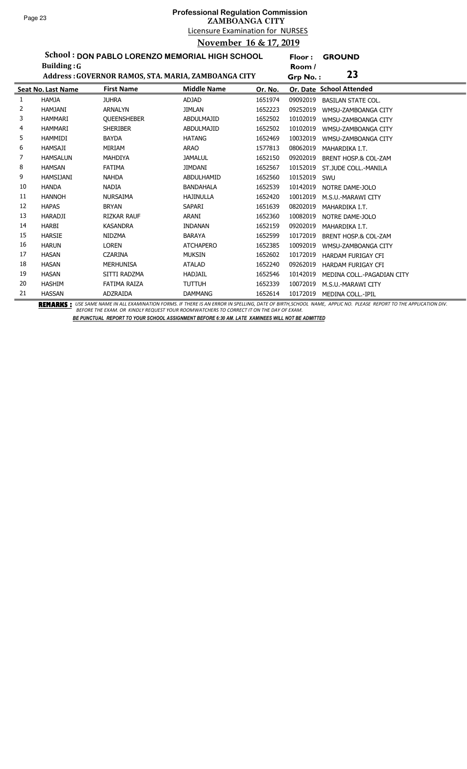# Professional Regulation Commission
## ZAMBOANGA CITY
### Licensure Examination for NURSES
### November 16 & 17, 2019

**School : DON PABLO LORENZO MEMORIAL HIGH SCHOOL** **Floor : GROUND**
**Building : G** **Room / Grp No. : 23**
**Address : GOVERNOR RAMOS, STA. MARIA, ZAMBOANGA CITY**

| Seat No. | Last Name | First Name | Middle Name | Or. No. | Or. Date | School Attended |
|---|---|---|---|---|---|---|
| 1 | HAMJA | JUHRA | ADJAD | 1651974 | 09092019 | BASILAN STATE COL. |
| 2 | HAMJANI | ARNALYN | JIMLAN | 1652223 | 09252019 | WMSU-ZAMBOANGA CITY |
| 3 | HAMMARI | QUEENSHEBER | ABDULMAJID | 1652502 | 10102019 | WMSU-ZAMBOANGA CITY |
| 4 | HAMMARI | SHERIBER | ABDULMAJID | 1652502 | 10102019 | WMSU-ZAMBOANGA CITY |
| 5 | HAMMIDI | BAYDA | HATANG | 1652469 | 10032019 | WMSU-ZAMBOANGA CITY |
| 6 | HAMSAJI | MIRIAM | ARAO | 1577813 | 08062019 | MAHARDIKA I.T. |
| 7 | HAMSALUN | MAHDIYA | JAMALUL | 1652150 | 09202019 | BRENT HOSP.& COL-ZAM |
| 8 | HAMSAN | FATIMA | JIMDANI | 1652567 | 10152019 | ST.JUDE COLL.-MANILA |
| 9 | HAMSIJANI | NAHDA | ABDULHAMID | 1652560 | 10152019 | SWU |
| 10 | HANDA | NADIA | BANDAHALA | 1652539 | 10142019 | NOTRE DAME-JOLO |
| 11 | HANNOH | NURSAIMA | HAJINULLA | 1652420 | 10012019 | M.S.U.-MARAWI CITY |
| 12 | HAPAS | BRYAN | SAPARI | 1651639 | 08202019 | MAHARDIKA I.T. |
| 13 | HARADJI | RIZKAR RAUF | ARANI | 1652360 | 10082019 | NOTRE DAME-JOLO |
| 14 | HARBI | KASANDRA | INDANAN | 1652159 | 09202019 | MAHARDIKA I.T. |
| 15 | HARSIE | NIDZMA | BARAYA | 1652599 | 10172019 | BRENT HOSP.& COL-ZAM |
| 16 | HARUN | LOREN | ATCHAPERO | 1652385 | 10092019 | WMSU-ZAMBOANGA CITY |
| 17 | HASAN | CZARINA | MUKSIN | 1652602 | 10172019 | HARDAM FURIGAY CFI |
| 18 | HASAN | MERHUNISA | ATALAD | 1652240 | 09262019 | HARDAM FURIGAY CFI |
| 19 | HASAN | SITTI RADZMA | HADJAIL | 1652546 | 10142019 | MEDINA COLL.-PAGADIAN CITY |
| 20 | HASHIM | FATIMA RAIZA | TUTTUH | 1652339 | 10072019 | M.S.U.-MARAWI CITY |
| 21 | HASSAN | ADZRAIDA | DAMMANG | 1652614 | 10172019 | MEDINA COLL.-IPIL |

**REMARKS :** *USE SAME NAME IN ALL EXAMINATION FORMS. IF THERE IS AN ERROR IN SPELLING, DATE OF BIRTH,SCHOOL NAME, APPLIC NO. PLEASE REPORT TO THE APPLICATION DIV. BEFORE THE EXAM. OR KINDLY REQUEST YOUR ROOMWATCHERS TO CORRECT IT ON THE DAY OF EXAM.*

***BE PUNCTUAL REPORT TO YOUR SCHOOL ASSIGNMENT BEFORE 6:30 AM. LATE XAMINEES WILL NOT BE ADMITTED***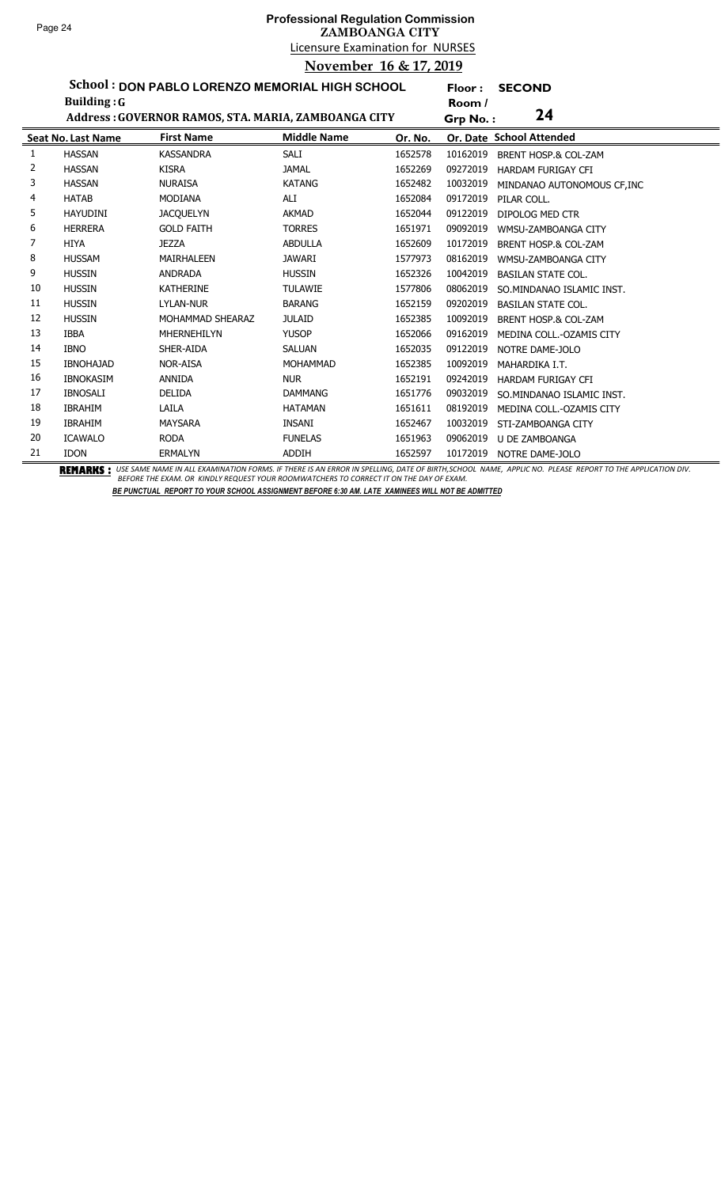# Professional Regulation Commission
## ZAMBOANGA CITY
### Licensure Examination for NURSES
### November 16 & 17, 2019

**School : DON PABLO LORENZO MEMORIAL HIGH SCHOOL** **Floor : SECOND**

**Building : G** **Room / Grp No. : 24**

**Address : GOVERNOR RAMOS, STA. MARIA, ZAMBOANGA CITY**

| Seat No. | Last Name | First Name | Middle Name | Or. No. | Or. Date | School Attended |
|---|---|---|---|---|---|---|
| 1 | HASSAN | KASSANDRA | SALI | 1652578 | 10162019 | BRENT HOSP.& COL-ZAM |
| 2 | HASSAN | KISRA | JAMAL | 1652269 | 09272019 | HARDAM FURIGAY CFI |
| 3 | HASSAN | NURAISA | KATANG | 1652482 | 10032019 | MINDANAO AUTONOMOUS CF,INC |
| 4 | HATAB | MODIANA | ALI | 1652084 | 09172019 | PILAR COLL. |
| 5 | HAYUDINI | JACQUELYN | AKMAD | 1652044 | 09122019 | DIPOLOG MED CTR |
| 6 | HERRERA | GOLD FAITH | TORRES | 1651971 | 09092019 | WMSU-ZAMBOANGA CITY |
| 7 | HIYA | JEZZA | ABDULLA | 1652609 | 10172019 | BRENT HOSP.& COL-ZAM |
| 8 | HUSSAM | MAIRHALEEN | JAWARI | 1577973 | 08162019 | WMSU-ZAMBOANGA CITY |
| 9 | HUSSIN | ANDRADA | HUSSIN | 1652326 | 10042019 | BASILAN STATE COL. |
| 10 | HUSSIN | KATHERINE | TULAWIE | 1577806 | 08062019 | SO.MINDANAO ISLAMIC INST. |
| 11 | HUSSIN | LYLAN-NUR | BARANG | 1652159 | 09202019 | BASILAN STATE COL. |
| 12 | HUSSIN | MOHAMMAD SHEARAZ | JULAID | 1652385 | 10092019 | BRENT HOSP.& COL-ZAM |
| 13 | IBBA | MHERNEHILYN | YUSOP | 1652066 | 09162019 | MEDINA COLL.-OZAMIS CITY |
| 14 | IBNO | SHER-AIDA | SALUAN | 1652035 | 09122019 | NOTRE DAME-JOLO |
| 15 | IBNOHAJAD | NOR-AISA | MOHAMMAD | 1652385 | 10092019 | MAHARDIKA I.T. |
| 16 | IBNOKASIM | ANNIDA | NUR | 1652191 | 09242019 | HARDAM FURIGAY CFI |
| 17 | IBNOSALI | DELIDA | DAMMANG | 1651776 | 09032019 | SO.MINDANAO ISLAMIC INST. |
| 18 | IBRAHIM | LAILA | HATAMAN | 1651611 | 08192019 | MEDINA COLL.-OZAMIS CITY |
| 19 | IBRAHIM | MAYSARA | INSANI | 1652467 | 10032019 | STI-ZAMBOANGA CITY |
| 20 | ICAWALO | RODA | FUNELAS | 1651963 | 09062019 | U DE ZAMBOANGA |
| 21 | IDON | ERMALYN | ADDIH | 1652597 | 10172019 | NOTRE DAME-JOLO |

**REMARKS :** *USE SAME NAME IN ALL EXAMINATION FORMS. IF THERE IS AN ERROR IN SPELLING, DATE OF BIRTH,SCHOOL NAME, APPLIC NO. PLEASE REPORT TO THE APPLICATION DIV. BEFORE THE EXAM. OR KINDLY REQUEST YOUR ROOMWATCHERS TO CORRECT IT ON THE DAY OF EXAM.*

***BE PUNCTUAL REPORT TO YOUR SCHOOL ASSIGNMENT BEFORE 6:30 AM. LATE XAMINEES WILL NOT BE ADMITTED***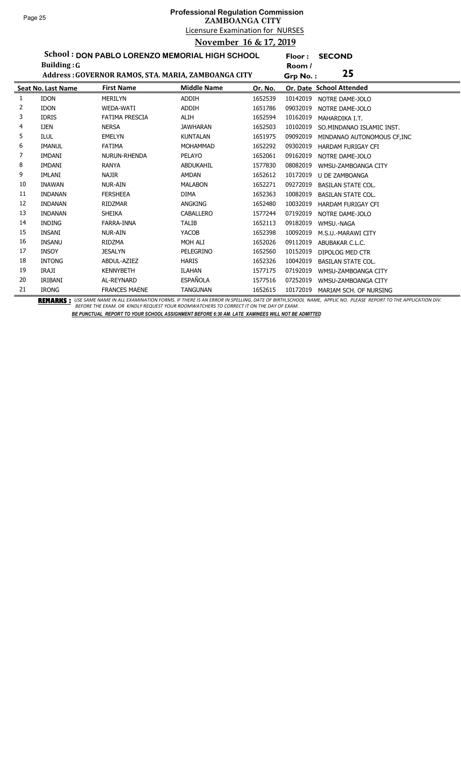# Professional Regulation Commission
## ZAMBOANGA CITY
### Licensure Examination for NURSES
### November 16 & 17, 2019

**School : DON PABLO LORENZO MEMORIAL HIGH SCHOOL** **Floor : SECOND**
**Building : G** **Room / Grp No. : 25**
**Address : GOVERNOR RAMOS, STA. MARIA, ZAMBOANGA CITY**

| Seat No. | Last Name | First Name | Middle Name | Or. No. | Or. Date | School Attended |
|---|---|---|---|---|---|---|
| 1 | IDON | MERILYN | ADDIH | 1652539 | 10142019 | NOTRE DAME-JOLO |
| 2 | IDON | WEDA-WATI | ADDIH | 1651786 | 09032019 | NOTRE DAME-JOLO |
| 3 | IDRIS | FATIMA PRESCIA | ALIH | 1652594 | 10162019 | MAHARDIKA I.T. |
| 4 | IJEN | NERSA | JAWHARAN | 1652503 | 10102019 | SO.MINDANAO ISLAMIC INST. |
| 5 | ILUL | EMELYN | KUNTALAN | 1651975 | 09092019 | MINDANAO AUTONOMOUS CF,INC |
| 6 | IMANUL | FATIMA | MOHAMMAD | 1652292 | 09302019 | HARDAM FURIGAY CFI |
| 7 | IMDANI | NURUN-RHENDA | PELAYO | 1652061 | 09162019 | NOTRE DAME-JOLO |
| 8 | IMDANI | RANYA | ABDUKAHIL | 1577830 | 08082019 | WMSU-ZAMBOANGA CITY |
| 9 | IMLANI | NAJIR | AMDAN | 1652612 | 10172019 | U DE ZAMBOANGA |
| 10 | INAWAN | NUR-AIN | MALABON | 1652271 | 09272019 | BASILAN STATE COL. |
| 11 | INDANAN | FERSHEEA | DIMA | 1652363 | 10082019 | BASILAN STATE COL. |
| 12 | INDANAN | RIDZMAR | ANGKING | 1652480 | 10032019 | HARDAM FURIGAY CFI |
| 13 | INDANAN | SHEIKA | CABALLERO | 1577244 | 07192019 | NOTRE DAME-JOLO |
| 14 | INDING | FARRA-INNA | TALIB | 1652113 | 09182019 | WMSU.-NAGA |
| 15 | INSANI | NUR-AIN | YACOB | 1652398 | 10092019 | M.S.U.-MARAWI CITY |
| 16 | INSANU | RIDZMA | MOH ALI | 1652026 | 09112019 | ABUBAKAR C.L.C. |
| 17 | INSOY | JESALYN | PELEGRINO | 1652560 | 10152019 | DIPOLOG MED CTR |
| 18 | INTONG | ABDUL-AZIEZ | HARIS | 1652326 | 10042019 | BASILAN STATE COL. |
| 19 | IRAJI | KENNYBETH | ILAHAN | 1577175 | 07192019 | WMSU-ZAMBOANGA CITY |
| 20 | IRIBANI | AL-REYNARD | ESPAÑOLA | 1577516 | 07252019 | WMSU-ZAMBOANGA CITY |
| 21 | IRONG | FRANCES MAENE | TANGUNAN | 1652615 | 10172019 | MARIAM SCH. OF NURSING |

**REMARKS :** *USE SAME NAME IN ALL EXAMINATION FORMS. IF THERE IS AN ERROR IN SPELLING, DATE OF BIRTH,SCHOOL NAME, APPLIC NO. PLEASE REPORT TO THE APPLICATION DIV. BEFORE THE EXAM. OR KINDLY REQUEST YOUR ROOMWATCHERS TO CORRECT IT ON THE DAY OF EXAM.*

***BE PUNCTUAL REPORT TO YOUR SCHOOL ASSIGNMENT BEFORE 6:30 AM. LATE XAMINEES WILL NOT BE ADMITTED***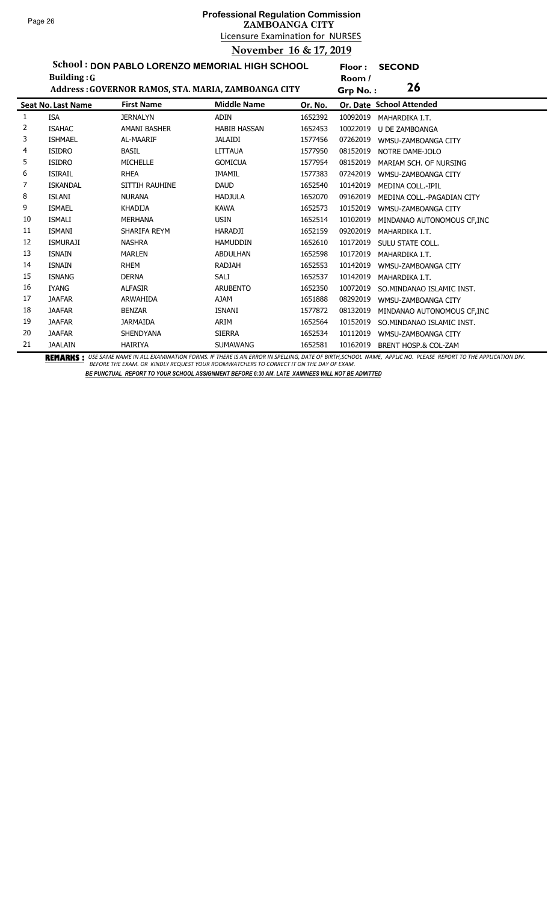# Professional Regulation Commission
## ZAMBOANGA CITY
### Licensure Examination for NURSES
### November 16 & 17, 2019

**School : DON PABLO LORENZO MEMORIAL HIGH SCHOOL** — **Floor : SECOND**

**Building : G** — **Room / Grp No. : 26**

**Address : GOVERNOR RAMOS, STA. MARIA, ZAMBOANGA CITY**

| Seat No. | Last Name | First Name | Middle Name | Or. No. | Or. Date | School Attended |
|---|---|---|---|---|---|---|
| 1 | ISA | JERNALYN | ADIN | 1652392 | 10092019 | MAHARDIKA I.T. |
| 2 | ISAHAC | AMANI BASHER | HABIB HASSAN | 1652453 | 10022019 | U DE ZAMBOANGA |
| 3 | ISHMAEL | AL-MAARIF | JALAIDI | 1577456 | 07262019 | WMSU-ZAMBOANGA CITY |
| 4 | ISIDRO | BASIL | LITTAUA | 1577950 | 08152019 | NOTRE DAME-JOLO |
| 5 | ISIDRO | MICHELLE | GOMICUA | 1577954 | 08152019 | MARIAM SCH. OF NURSING |
| 6 | ISIRAIL | RHEA | IMAMIL | 1577383 | 07242019 | WMSU-ZAMBOANGA CITY |
| 7 | ISKANDAL | SITTIH RAUHINE | DAUD | 1652540 | 10142019 | MEDINA COLL.-IPIL |
| 8 | ISLANI | NURANA | HADJULA | 1652070 | 09162019 | MEDINA COLL.-PAGADIAN CITY |
| 9 | ISMAEL | KHADIJA | KAWA | 1652573 | 10152019 | WMSU-ZAMBOANGA CITY |
| 10 | ISMALI | MERHANA | USIN | 1652514 | 10102019 | MINDANAO AUTONOMOUS CF,INC |
| 11 | ISMANI | SHARIFA REYM | HARADJI | 1652159 | 09202019 | MAHARDIKA I.T. |
| 12 | ISMURAJI | NASHRA | HAMUDDIN | 1652610 | 10172019 | SULU STATE COLL. |
| 13 | ISNAIN | MARLEN | ABDULHAN | 1652598 | 10172019 | MAHARDIKA I.T. |
| 14 | ISNAIN | RHEM | RADJAH | 1652553 | 10142019 | WMSU-ZAMBOANGA CITY |
| 15 | ISNANG | DERNA | SALI | 1652537 | 10142019 | MAHARDIKA I.T. |
| 16 | IYANG | ALFASIR | ARUBENTO | 1652350 | 10072019 | SO.MINDANAO ISLAMIC INST. |
| 17 | JAAFAR | ARWAHIDA | AJAM | 1651888 | 08292019 | WMSU-ZAMBOANGA CITY |
| 18 | JAAFAR | BENZAR | ISNANI | 1577872 | 08132019 | MINDANAO AUTONOMOUS CF,INC |
| 19 | JAAFAR | JARMAIDA | ARIM | 1652564 | 10152019 | SO.MINDANAO ISLAMIC INST. |
| 20 | JAAFAR | SHENDYANA | SIERRA | 1652534 | 10112019 | WMSU-ZAMBOANGA CITY |
| 21 | JAALAIN | HAIRIYA | SUMAWANG | 1652581 | 10162019 | BRENT HOSP.& COL-ZAM |

**REMARKS :** *USE SAME NAME IN ALL EXAMINATION FORMS. IF THERE IS AN ERROR IN SPELLING, DATE OF BIRTH,SCHOOL NAME, APPLIC NO. PLEASE REPORT TO THE APPLICATION DIV. BEFORE THE EXAM. OR KINDLY REQUEST YOUR ROOMWATCHERS TO CORRECT IT ON THE DAY OF EXAM.*

***BE PUNCTUAL REPORT TO YOUR SCHOOL ASSIGNMENT BEFORE 6:30 AM. LATE XAMINEES WILL NOT BE ADMITTED***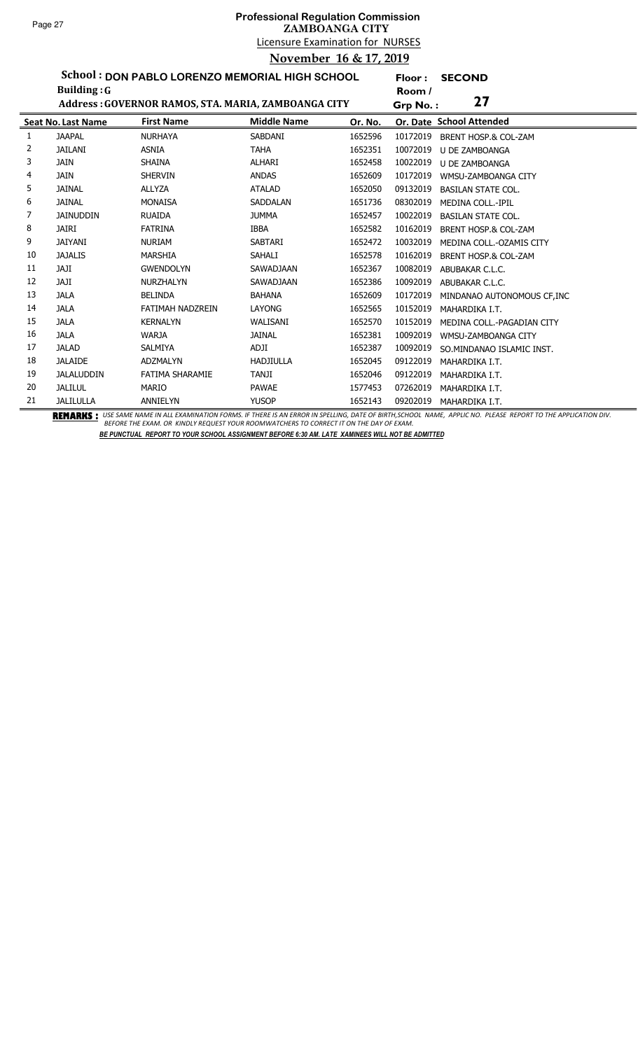# Professional Regulation Commission

**ZAMBOANGA CITY**

Licensure Examination for NURSES

**November 16 & 17, 2019**

**School : DON PABLO LORENZO MEMORIAL HIGH SCHOOL** **Floor : SECOND**

**Building : G** **Room / Grp No. : 27**

**Address : GOVERNOR RAMOS, STA. MARIA, ZAMBOANGA CITY**

| Seat No. | Last Name | First Name | Middle Name | Or. No. | Or. Date | School Attended |
|---|---|---|---|---|---|---|
| 1 | JAAPAL | NURHAYA | SABDANI | 1652596 | 10172019 | BRENT HOSP.& COL-ZAM |
| 2 | JAILANI | ASNIA | TAHA | 1652351 | 10072019 | U DE ZAMBOANGA |
| 3 | JAIN | SHAINA | ALHARI | 1652458 | 10022019 | U DE ZAMBOANGA |
| 4 | JAIN | SHERVIN | ANDAS | 1652609 | 10172019 | WMSU-ZAMBOANGA CITY |
| 5 | JAINAL | ALLYZA | ATALAD | 1652050 | 09132019 | BASILAN STATE COL. |
| 6 | JAINAL | MONAISA | SADDALAN | 1651736 | 08302019 | MEDINA COLL.-IPIL |
| 7 | JAINUDDIN | RUAIDA | JUMMA | 1652457 | 10022019 | BASILAN STATE COL. |
| 8 | JAIRI | FATRINA | IBBA | 1652582 | 10162019 | BRENT HOSP.& COL-ZAM |
| 9 | JAIYANI | NURIAM | SABTARI | 1652472 | 10032019 | MEDINA COLL.-OZAMIS CITY |
| 10 | JAJALIS | MARSHIA | SAHALI | 1652578 | 10162019 | BRENT HOSP.& COL-ZAM |
| 11 | JAJI | GWENDOLYN | SAWADJAAN | 1652367 | 10082019 | ABUBAKAR C.L.C. |
| 12 | JAJI | NURZHALYN | SAWADJAAN | 1652386 | 10092019 | ABUBAKAR C.L.C. |
| 13 | JALA | BELINDA | BAHANA | 1652609 | 10172019 | MINDANAO AUTONOMOUS CF,INC |
| 14 | JALA | FATIMAH NADZREIN | LAYONG | 1652565 | 10152019 | MAHARDIKA I.T. |
| 15 | JALA | KERNALYN | WALISANI | 1652570 | 10152019 | MEDINA COLL.-PAGADIAN CITY |
| 16 | JALA | WARJA | JAINAL | 1652381 | 10092019 | WMSU-ZAMBOANGA CITY |
| 17 | JALAD | SALMIYA | ADJI | 1652387 | 10092019 | SO.MINDANAO ISLAMIC INST. |
| 18 | JALAIDE | ADZMALYN | HADJIULLA | 1652045 | 09122019 | MAHARDIKA I.T. |
| 19 | JALALUDDIN | FATIMA SHARAMIE | TANJI | 1652046 | 09122019 | MAHARDIKA I.T. |
| 20 | JALILUL | MARIO | PAWAE | 1577453 | 07262019 | MAHARDIKA I.T. |
| 21 | JALILULLA | ANNIELYN | YUSOP | 1652143 | 09202019 | MAHARDIKA I.T. |

**REMARKS :** *USE SAME NAME IN ALL EXAMINATION FORMS. IF THERE IS AN ERROR IN SPELLING, DATE OF BIRTH,SCHOOL NAME, APPLIC NO. PLEASE REPORT TO THE APPLICATION DIV. BEFORE THE EXAM. OR KINDLY REQUEST YOUR ROOMWATCHERS TO CORRECT IT ON THE DAY OF EXAM.*

***BE PUNCTUAL REPORT TO YOUR SCHOOL ASSIGNMENT BEFORE 6:30 AM. LATE XAMINEES WILL NOT BE ADMITTED***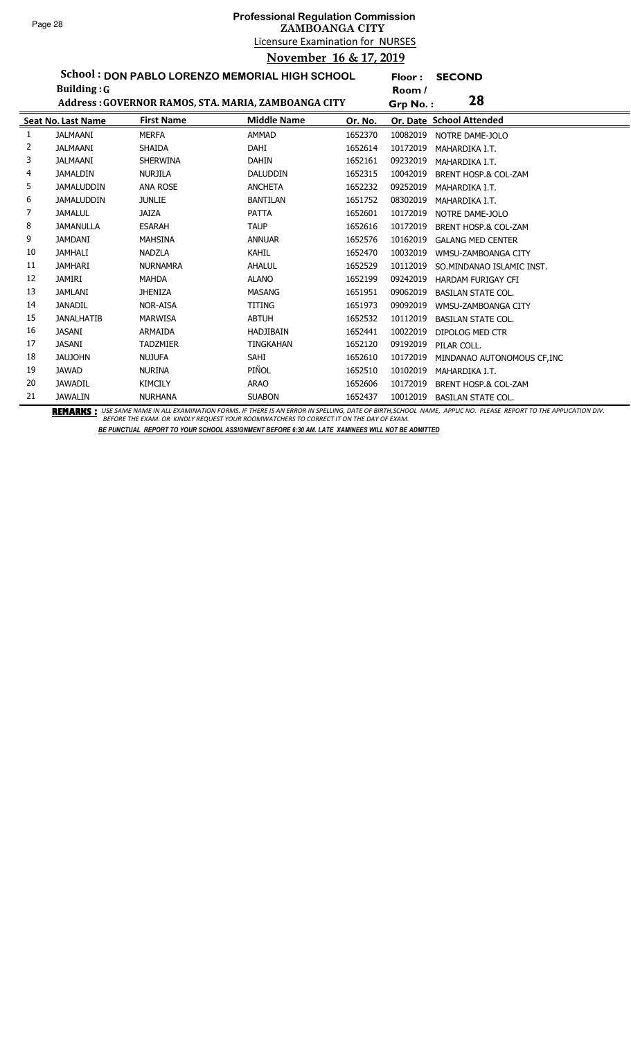# Professional Regulation Commission
## ZAMBOANGA CITY
### Licensure Examination for NURSES
### November 16 & 17, 2019

**School : DON PABLO LORENZO MEMORIAL HIGH SCHOOL** **Floor : SECOND**
**Building : G** **Room / Grp No. : 28**
**Address : GOVERNOR RAMOS, STA. MARIA, ZAMBOANGA CITY**

| Seat No. | Last Name | First Name | Middle Name | Or. No. | Or. Date | School Attended |
|---|---|---|---|---|---|---|
| 1 | JALMAANI | MERFA | AMMAD | 1652370 | 10082019 | NOTRE DAME-JOLO |
| 2 | JALMAANI | SHAIDA | DAHI | 1652614 | 10172019 | MAHARDIKA I.T. |
| 3 | JALMAANI | SHERWINA | DAHIN | 1652161 | 09232019 | MAHARDIKA I.T. |
| 4 | JAMALDIN | NURJILA | DALUDDIN | 1652315 | 10042019 | BRENT HOSP.& COL-ZAM |
| 5 | JAMALUDDIN | ANA ROSE | ANCHETA | 1652232 | 09252019 | MAHARDIKA I.T. |
| 6 | JAMALUDDIN | JUNLIE | BANTILAN | 1651752 | 08302019 | MAHARDIKA I.T. |
| 7 | JAMALUL | JAIZA | PATTA | 1652601 | 10172019 | NOTRE DAME-JOLO |
| 8 | JAMANULLA | ESARAH | TAUP | 1652616 | 10172019 | BRENT HOSP.& COL-ZAM |
| 9 | JAMDANI | MAHSINA | ANNUAR | 1652576 | 10162019 | GALANG MED CENTER |
| 10 | JAMHALI | NADZLA | KAHIL | 1652470 | 10032019 | WMSU-ZAMBOANGA CITY |
| 11 | JAMHARI | NURNAMRA | AHALUL | 1652529 | 10112019 | SO.MINDANAO ISLAMIC INST. |
| 12 | JAMIRI | MAHDA | ALANO | 1652199 | 09242019 | HARDAM FURIGAY CFI |
| 13 | JAMLANI | JHENIZA | MASANG | 1651951 | 09062019 | BASILAN STATE COL. |
| 14 | JANADIL | NOR-AISA | TITING | 1651973 | 09092019 | WMSU-ZAMBOANGA CITY |
| 15 | JANALHATIB | MARWISA | ABTUH | 1652532 | 10112019 | BASILAN STATE COL. |
| 16 | JASANI | ARMAIDA | HADJIBAIN | 1652441 | 10022019 | DIPOLOG MED CTR |
| 17 | JASANI | TADZMIER | TINGKAHAN | 1652120 | 09192019 | PILAR COLL. |
| 18 | JAUJOHN | NUJUFA | SAHI | 1652610 | 10172019 | MINDANAO AUTONOMOUS CF,INC |
| 19 | JAWAD | NURINA | PIÑOL | 1652510 | 10102019 | MAHARDIKA I.T. |
| 20 | JAWADIL | KIMCILY | ARAO | 1652606 | 10172019 | BRENT HOSP.& COL-ZAM |
| 21 | JAWALIN | NURHANA | SUABON | 1652437 | 10012019 | BASILAN STATE COL. |

**REMARKS :** *USE SAME NAME IN ALL EXAMINATION FORMS. IF THERE IS AN ERROR IN SPELLING, DATE OF BIRTH,SCHOOL NAME, APPLIC NO. PLEASE REPORT TO THE APPLICATION DIV. BEFORE THE EXAM. OR KINDLY REQUEST YOUR ROOMWATCHERS TO CORRECT IT ON THE DAY OF EXAM.*

***BE PUNCTUAL REPORT TO YOUR SCHOOL ASSIGNMENT BEFORE 6:30 AM. LATE XAMINEES WILL NOT BE ADMITTED***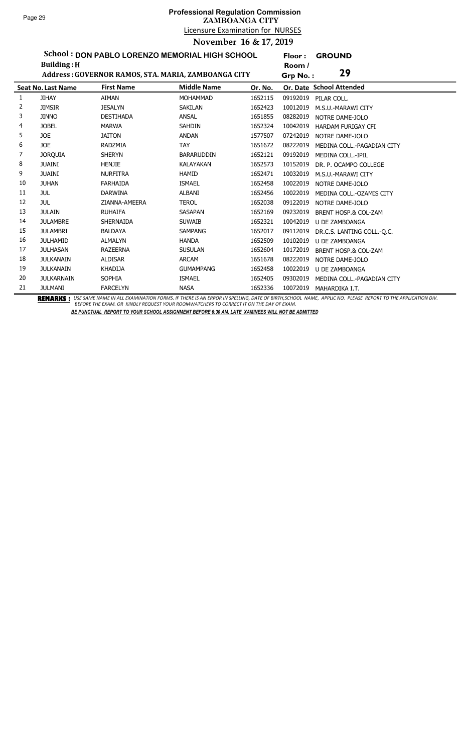# Professional Regulation Commission

## ZAMBOANGA CITY

Licensure Examination for NURSES

**November 16 & 17, 2019**

**School : DON PABLO LORENZO MEMORIAL HIGH SCHOOL** **Floor : GROUND**

**Building : H** **Room / Grp No. : 29**

**Address : GOVERNOR RAMOS, STA. MARIA, ZAMBOANGA CITY**

| Seat No. | Last Name | First Name | Middle Name | Or. No. | Or. Date | School Attended |
|---|---|---|---|---|---|---|
| 1 | JIHAY | AIMAN | MOHAMMAD | 1652115 | 09192019 | PILAR COLL. |
| 2 | JIMSIR | JESALYN | SAKILAN | 1652423 | 10012019 | M.S.U.-MARAWI CITY |
| 3 | JINNO | DESTIHADA | ANSAL | 1651855 | 08282019 | NOTRE DAME-JOLO |
| 4 | JOBEL | MARWA | SAHDIN | 1652324 | 10042019 | HARDAM FURIGAY CFI |
| 5 | JOE | JAITON | ANDAN | 1577507 | 07242019 | NOTRE DAME-JOLO |
| 6 | JOE | RADZMIA | TAY | 1651672 | 08222019 | MEDINA COLL.-PAGADIAN CITY |
| 7 | JORQUIA | SHERYN | BARARUDDIN | 1652121 | 09192019 | MEDINA COLL.-IPIL |
| 8 | JUAINI | HENJIE | KALAYAKAN | 1652573 | 10152019 | DR. P. OCAMPO COLLEGE |
| 9 | JUAINI | NURFITRA | HAMID | 1652471 | 10032019 | M.S.U.-MARAWI CITY |
| 10 | JUHAN | FARHAIDA | ISMAEL | 1652458 | 10022019 | NOTRE DAME-JOLO |
| 11 | JUL | DARWINA | ALBANI | 1652456 | 10022019 | MEDINA COLL.-OZAMIS CITY |
| 12 | JUL | ZIANNA-AMEERA | TEROL | 1652038 | 09122019 | NOTRE DAME-JOLO |
| 13 | JULAIN | RUHAIFA | SASAPAN | 1652169 | 09232019 | BRENT HOSP.& COL-ZAM |
| 14 | JULAMBRE | SHERNAIDA | SUWAIB | 1652321 | 10042019 | U DE ZAMBOANGA |
| 15 | JULAMBRI | BALDAYA | SAMPANG | 1652017 | 09112019 | DR.C.S. LANTING COLL.-Q.C. |
| 16 | JULHAMID | ALMALYN | HANDA | 1652509 | 10102019 | U DE ZAMBOANGA |
| 17 | JULHASAN | RAZEERNA | SUSULAN | 1652604 | 10172019 | BRENT HOSP.& COL-ZAM |
| 18 | JULKANAIN | ALDISAR | ARCAM | 1651678 | 08222019 | NOTRE DAME-JOLO |
| 19 | JULKANAIN | KHADIJA | GUMAMPANG | 1652458 | 10022019 | U DE ZAMBOANGA |
| 20 | JULKARNAIN | SOPHIA | ISMAEL | 1652405 | 09302019 | MEDINA COLL.-PAGADIAN CITY |
| 21 | JULMANI | FARCELYN | NASA | 1652336 | 10072019 | MAHARDIKA I.T. |

**REMARKS :** *USE SAME NAME IN ALL EXAMINATION FORMS. IF THERE IS AN ERROR IN SPELLING, DATE OF BIRTH,SCHOOL NAME, APPLIC NO. PLEASE REPORT TO THE APPLICATION DIV. BEFORE THE EXAM. OR KINDLY REQUEST YOUR ROOMWATCHERS TO CORRECT IT ON THE DAY OF EXAM.*

***BE PUNCTUAL REPORT TO YOUR SCHOOL ASSIGNMENT BEFORE 6:30 AM. LATE XAMINEES WILL NOT BE ADMITTED***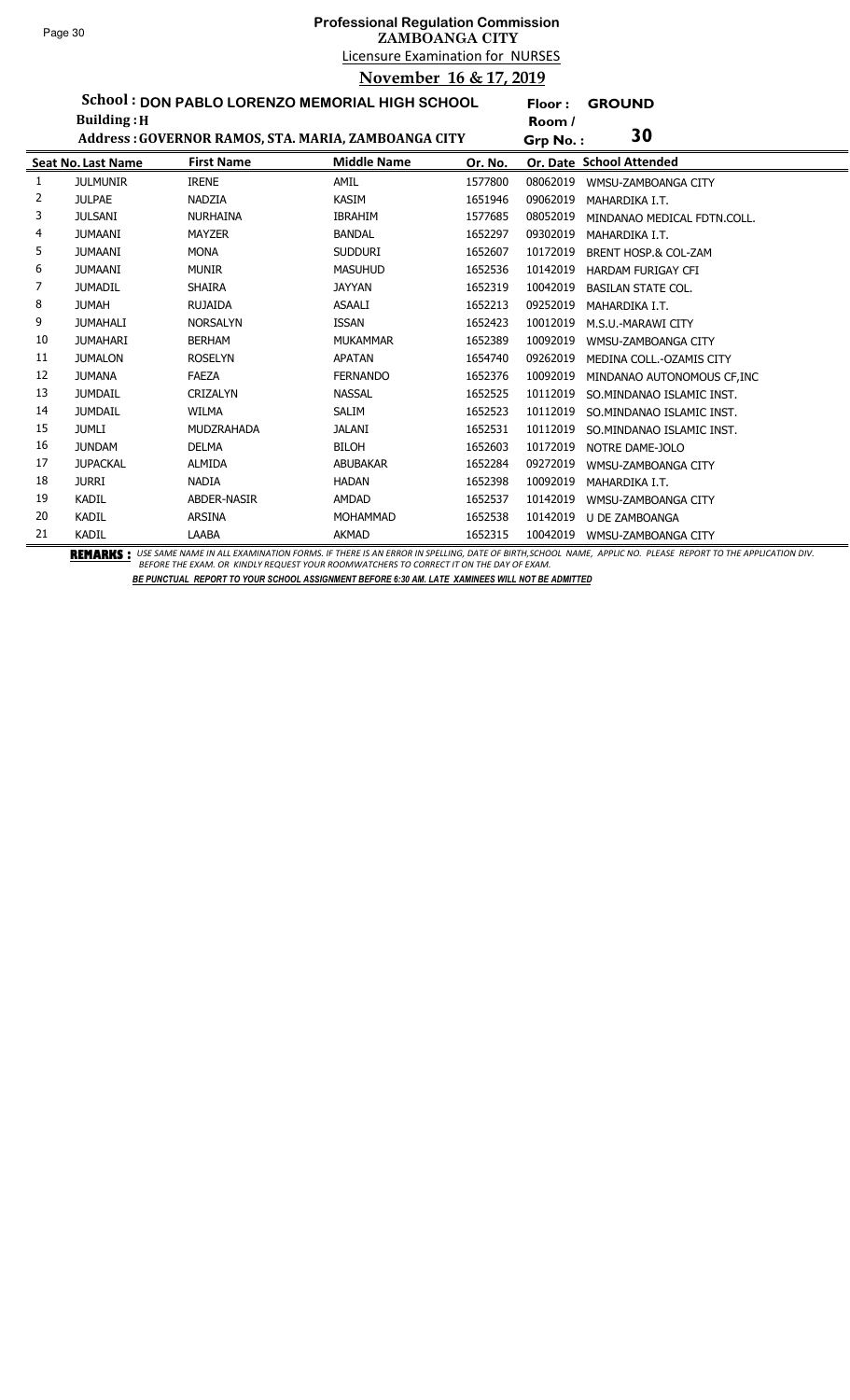# Professional Regulation Commission

## ZAMBOANGA CITY

Licensure Examination for NURSES

**November 16 & 17, 2019**

**School : DON PABLO LORENZO MEMORIAL HIGH SCHOOL** **Floor : GROUND**

**Building : H** **Room / Grp No. : 30**

**Address : GOVERNOR RAMOS, STA. MARIA, ZAMBOANGA CITY**

| Seat No. | Last Name | First Name | Middle Name | Or. No. | Or. Date | School Attended |
|---|---|---|---|---|---|---|
| 1 | JULMUNIR | IRENE | AMIL | 1577800 | 08062019 | WMSU-ZAMBOANGA CITY |
| 2 | JULPAE | NADZIA | KASIM | 1651946 | 09062019 | MAHARDIKA I.T. |
| 3 | JULSANI | NURHAINA | IBRAHIM | 1577685 | 08052019 | MINDANAO MEDICAL FDTN.COLL. |
| 4 | JUMAANI | MAYZER | BANDAL | 1652297 | 09302019 | MAHARDIKA I.T. |
| 5 | JUMAANI | MONA | SUDDURI | 1652607 | 10172019 | BRENT HOSP.& COL-ZAM |
| 6 | JUMAANI | MUNIR | MASUHUD | 1652536 | 10142019 | HARDAM FURIGAY CFI |
| 7 | JUMADIL | SHAIRA | JAYYAN | 1652319 | 10042019 | BASILAN STATE COL. |
| 8 | JUMAH | RUJAIDA | ASAALI | 1652213 | 09252019 | MAHARDIKA I.T. |
| 9 | JUMAHALI | NORSALYN | ISSAN | 1652423 | 10012019 | M.S.U.-MARAWI CITY |
| 10 | JUMAHARI | BERHAM | MUKAMMAR | 1652389 | 10092019 | WMSU-ZAMBOANGA CITY |
| 11 | JUMALON | ROSELYN | APATAN | 1654740 | 09262019 | MEDINA COLL.-OZAMIS CITY |
| 12 | JUMANA | FAEZA | FERNANDO | 1652376 | 10092019 | MINDANAO AUTONOMOUS CF,INC |
| 13 | JUMDAIL | CRIZALYN | NASSAL | 1652525 | 10112019 | SO.MINDANAO ISLAMIC INST. |
| 14 | JUMDAIL | WILMA | SALIM | 1652523 | 10112019 | SO.MINDANAO ISLAMIC INST. |
| 15 | JUMLI | MUDZRAHADA | JALANI | 1652531 | 10112019 | SO.MINDANAO ISLAMIC INST. |
| 16 | JUNDAM | DELMA | BILOH | 1652603 | 10172019 | NOTRE DAME-JOLO |
| 17 | JUPACKAL | ALMIDA | ABUBAKAR | 1652284 | 09272019 | WMSU-ZAMBOANGA CITY |
| 18 | JURRI | NADIA | HADAN | 1652398 | 10092019 | MAHARDIKA I.T. |
| 19 | KADIL | ABDER-NASIR | AMDAD | 1652537 | 10142019 | WMSU-ZAMBOANGA CITY |
| 20 | KADIL | ARSINA | MOHAMMAD | 1652538 | 10142019 | U DE ZAMBOANGA |
| 21 | KADIL | LAABA | AKMAD | 1652315 | 10042019 | WMSU-ZAMBOANGA CITY |

**REMARKS :** *USE SAME NAME IN ALL EXAMINATION FORMS. IF THERE IS AN ERROR IN SPELLING, DATE OF BIRTH,SCHOOL NAME, APPLIC NO. PLEASE REPORT TO THE APPLICATION DIV. BEFORE THE EXAM. OR KINDLY REQUEST YOUR ROOMWATCHERS TO CORRECT IT ON THE DAY OF EXAM.*

***BE PUNCTUAL REPORT TO YOUR SCHOOL ASSIGNMENT BEFORE 6:30 AM. LATE XAMINEES WILL NOT BE ADMITTED***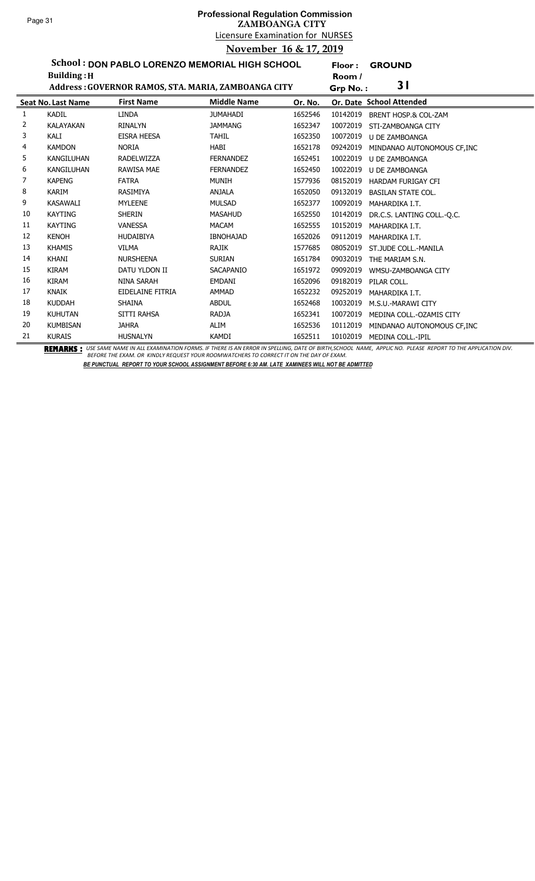# Professional Regulation Commission
## ZAMBOANGA CITY
### Licensure Examination for NURSES
### November 16 & 17, 2019

**School : DON PABLO LORENZO MEMORIAL HIGH SCHOOL**  **Floor : GROUND**
**Building : H**  **Room / Grp No. : 31**
**Address : GOVERNOR RAMOS, STA. MARIA, ZAMBOANGA CITY**

| Seat No. | Last Name | First Name | Middle Name | Or. No. | Or. Date | School Attended |
|---|---|---|---|---|---|---|
| 1 | KADIL | LINDA | JUMAHADI | 1652546 | 10142019 | BRENT HOSP.& COL-ZAM |
| 2 | KALAYAKAN | RINALYN | JAMMANG | 1652347 | 10072019 | STI-ZAMBOANGA CITY |
| 3 | KALI | EISRA HEESA | TAHIL | 1652350 | 10072019 | U DE ZAMBOANGA |
| 4 | KAMDON | NORIA | HABI | 1652178 | 09242019 | MINDANAO AUTONOMOUS CF,INC |
| 5 | KANGILUHAN | RADELWIZZA | FERNANDEZ | 1652451 | 10022019 | U DE ZAMBOANGA |
| 6 | KANGILUHAN | RAWISA MAE | FERNANDEZ | 1652450 | 10022019 | U DE ZAMBOANGA |
| 7 | KAPENG | FATRA | MUNIH | 1577936 | 08152019 | HARDAM FURIGAY CFI |
| 8 | KARIM | RASIMIYA | ANJALA | 1652050 | 09132019 | BASILAN STATE COL. |
| 9 | KASAWALI | MYLEENE | MULSAD | 1652377 | 10092019 | MAHARDIKA I.T. |
| 10 | KAYTING | SHERIN | MASAHUD | 1652550 | 10142019 | DR.C.S. LANTING COLL.-Q.C. |
| 11 | KAYTING | VANESSA | MACAM | 1652555 | 10152019 | MAHARDIKA I.T. |
| 12 | KENOH | HUDAIBIYA | IBNOHAJAD | 1652026 | 09112019 | MAHARDIKA I.T. |
| 13 | KHAMIS | VILMA | RAJIK | 1577685 | 08052019 | ST.JUDE COLL.-MANILA |
| 14 | KHANI | NURSHEENA | SURIAN | 1651784 | 09032019 | THE MARIAM S.N. |
| 15 | KIRAM | DATU YLDON II | SACAPANIO | 1651972 | 09092019 | WMSU-ZAMBOANGA CITY |
| 16 | KIRAM | NINA SARAH | EMDANI | 1652096 | 09182019 | PILAR COLL. |
| 17 | KNAIK | EIDELAINE FITRIA | AMMAD | 1652232 | 09252019 | MAHARDIKA I.T. |
| 18 | KUDDAH | SHAINA | ABDUL | 1652468 | 10032019 | M.S.U.-MARAWI CITY |
| 19 | KUHUTAN | SITTI RAHSA | RADJA | 1652341 | 10072019 | MEDINA COLL.-OZAMIS CITY |
| 20 | KUMBISAN | JAHRA | ALIM | 1652536 | 10112019 | MINDANAO AUTONOMOUS CF,INC |
| 21 | KURAIS | HUSNALYN | KAMDI | 1652511 | 10102019 | MEDINA COLL.-IPIL |

**REMARKS :** *USE SAME NAME IN ALL EXAMINATION FORMS. IF THERE IS AN ERROR IN SPELLING, DATE OF BIRTH,SCHOOL NAME, APPLIC NO. PLEASE REPORT TO THE APPLICATION DIV. BEFORE THE EXAM. OR KINDLY REQUEST YOUR ROOMWATCHERS TO CORRECT IT ON THE DAY OF EXAM.*

***BE PUNCTUAL REPORT TO YOUR SCHOOL ASSIGNMENT BEFORE 6:30 AM. LATE XAMINEES WILL NOT BE ADMITTED***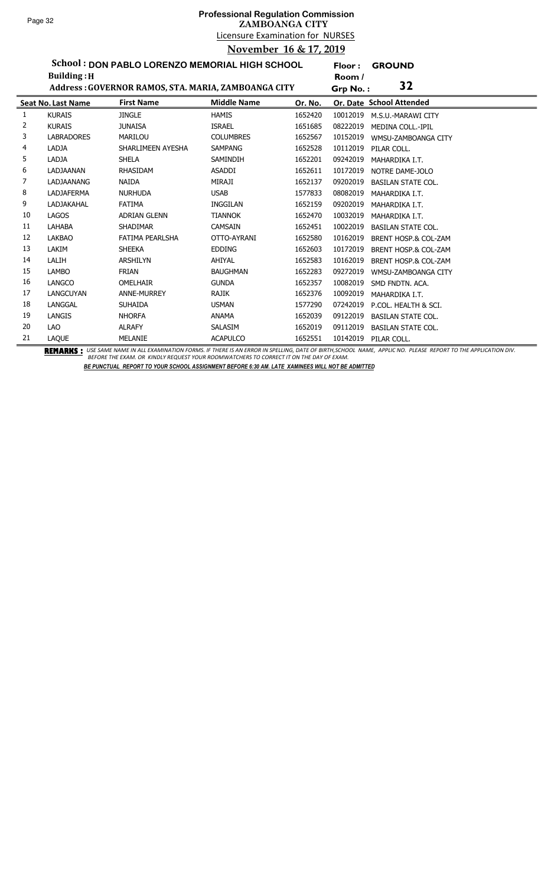# Professional Regulation Commission
## ZAMBOANGA CITY
### Licensure Examination for NURSES
### November 16 & 17, 2019

**School : DON PABLO LORENZO MEMORIAL HIGH SCHOOL** | **Floor : GROUND**
**Building : H** | **Room / Grp No. : 32**
**Address : GOVERNOR RAMOS, STA. MARIA, ZAMBOANGA CITY**

| Seat No. | Last Name | First Name | Middle Name | Or. No. | Or. Date | School Attended |
|---|---|---|---|---|---|---|
| 1 | KURAIS | JINGLE | HAMIS | 1652420 | 10012019 | M.S.U.-MARAWI CITY |
| 2 | KURAIS | JUNAISA | ISRAEL | 1651685 | 08222019 | MEDINA COLL.-IPIL |
| 3 | LABRADORES | MARILOU | COLUMBRES | 1652567 | 10152019 | WMSU-ZAMBOANGA CITY |
| 4 | LADJA | SHARLIMEEN AYESHA | SAMPANG | 1652528 | 10112019 | PILAR COLL. |
| 5 | LADJA | SHELA | SAMINDIH | 1652201 | 09242019 | MAHARDIKA I.T. |
| 6 | LADJAANAN | RHASIDAM | ASADDI | 1652611 | 10172019 | NOTRE DAME-JOLO |
| 7 | LADJAANANG | NAIDA | MIRAJI | 1652137 | 09202019 | BASILAN STATE COL. |
| 8 | LADJAFERMA | NURHUDA | USAB | 1577833 | 08082019 | MAHARDIKA I.T. |
| 9 | LADJAKAHAL | FATIMA | INGGILAN | 1652159 | 09202019 | MAHARDIKA I.T. |
| 10 | LAGOS | ADRIAN GLENN | TIANNOK | 1652470 | 10032019 | MAHARDIKA I.T. |
| 11 | LAHABA | SHADIMAR | CAMSAIN | 1652451 | 10022019 | BASILAN STATE COL. |
| 12 | LAKBAO | FATIMA PEARLSHA | OTTO-AYRANI | 1652580 | 10162019 | BRENT HOSP.& COL-ZAM |
| 13 | LAKIM | SHEEKA | EDDING | 1652603 | 10172019 | BRENT HOSP.& COL-ZAM |
| 14 | LALIH | ARSHILYN | AHIYAL | 1652583 | 10162019 | BRENT HOSP.& COL-ZAM |
| 15 | LAMBO | FRIAN | BAUGHMAN | 1652283 | 09272019 | WMSU-ZAMBOANGA CITY |
| 16 | LANGCO | OMELHAIR | GUNDA | 1652357 | 10082019 | SMD FNDTN. ACA. |
| 17 | LANGCUYAN | ANNE-MURREY | RAJIK | 1652376 | 10092019 | MAHARDIKA I.T. |
| 18 | LANGGAL | SUHAIDA | USMAN | 1577290 | 07242019 | P.COL. HEALTH & SCI. |
| 19 | LANGIS | NHORFA | ANAMA | 1652039 | 09122019 | BASILAN STATE COL. |
| 20 | LAO | ALRAFY | SALASIM | 1652019 | 09112019 | BASILAN STATE COL. |
| 21 | LAQUE | MELANIE | ACAPULCO | 1652551 | 10142019 | PILAR COLL. |

**REMARKS :** *USE SAME NAME IN ALL EXAMINATION FORMS. IF THERE IS AN ERROR IN SPELLING, DATE OF BIRTH,SCHOOL NAME, APPLIC NO. PLEASE REPORT TO THE APPLICATION DIV. BEFORE THE EXAM. OR KINDLY REQUEST YOUR ROOMWATCHERS TO CORRECT IT ON THE DAY OF EXAM.*

***BE PUNCTUAL REPORT TO YOUR SCHOOL ASSIGNMENT BEFORE 6:30 AM. LATE XAMINEES WILL NOT BE ADMITTED***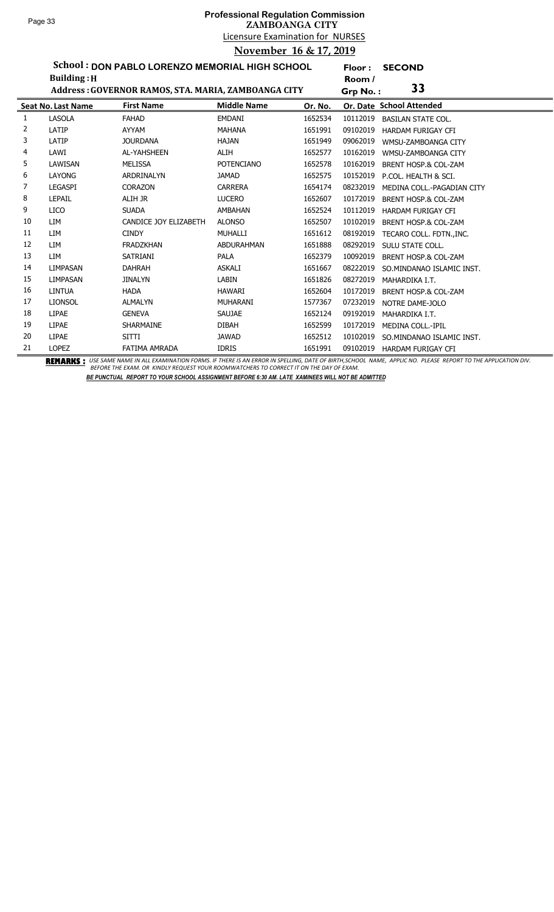# Professional Regulation Commission
## ZAMBOANGA CITY
### Licensure Examination for NURSES
### November 16 & 17, 2019

**School : DON PABLO LORENZO MEMORIAL HIGH SCHOOL** **Floor : SECOND**
**Building : H** **Room / Grp No. : 33**
**Address : GOVERNOR RAMOS, STA. MARIA, ZAMBOANGA CITY**

| Seat No. | Last Name | First Name | Middle Name | Or. No. | Or. Date | School Attended |
|---|---|---|---|---|---|---|
| 1 | LASOLA | FAHAD | EMDANI | 1652534 | 10112019 | BASILAN STATE COL. |
| 2 | LATIP | AYYAM | MAHANA | 1651991 | 09102019 | HARDAM FURIGAY CFI |
| 3 | LATIP | JOURDANA | HAJAN | 1651949 | 09062019 | WMSU-ZAMBOANGA CITY |
| 4 | LAWI | AL-YAHSHEEN | ALIH | 1652577 | 10162019 | WMSU-ZAMBOANGA CITY |
| 5 | LAWISAN | MELISSA | POTENCIANO | 1652578 | 10162019 | BRENT HOSP.& COL-ZAM |
| 6 | LAYONG | ARDRINALYN | JAMAD | 1652575 | 10152019 | P.COL. HEALTH & SCI. |
| 7 | LEGASPI | CORAZON | CARRERA | 1654174 | 08232019 | MEDINA COLL.-PAGADIAN CITY |
| 8 | LEPAIL | ALIH JR | LUCERO | 1652607 | 10172019 | BRENT HOSP.& COL-ZAM |
| 9 | LICO | SUADA | AMBAHAN | 1652524 | 10112019 | HARDAM FURIGAY CFI |
| 10 | LIM | CANDICE JOY ELIZABETH | ALONSO | 1652507 | 10102019 | BRENT HOSP.& COL-ZAM |
| 11 | LIM | CINDY | MUHALLI | 1651612 | 08192019 | TECARO COLL. FDTN.,INC. |
| 12 | LIM | FRADZKHAN | ABDURAHMAN | 1651888 | 08292019 | SULU STATE COLL. |
| 13 | LIM | SATRIANI | PALA | 1652379 | 10092019 | BRENT HOSP.& COL-ZAM |
| 14 | LIMPASAN | DAHRAH | ASKALI | 1651667 | 08222019 | SO.MINDANAO ISLAMIC INST. |
| 15 | LIMPASAN | JINALYN | LABIN | 1651826 | 08272019 | MAHARDIKA I.T. |
| 16 | LINTUA | HADA | HAWARI | 1652604 | 10172019 | BRENT HOSP.& COL-ZAM |
| 17 | LIONSOL | ALMALYN | MUHARANI | 1577367 | 07232019 | NOTRE DAME-JOLO |
| 18 | LIPAE | GENEVA | SAUJAE | 1652124 | 09192019 | MAHARDIKA I.T. |
| 19 | LIPAE | SHARMAINE | DIBAH | 1652599 | 10172019 | MEDINA COLL.-IPIL |
| 20 | LIPAE | SITTI | JAWAD | 1652512 | 10102019 | SO.MINDANAO ISLAMIC INST. |
| 21 | LOPEZ | FATIMA AMRADA | IDRIS | 1651991 | 09102019 | HARDAM FURIGAY CFI |

**REMARKS :** *USE SAME NAME IN ALL EXAMINATION FORMS. IF THERE IS AN ERROR IN SPELLING, DATE OF BIRTH,SCHOOL NAME, APPLIC NO. PLEASE REPORT TO THE APPLICATION DIV. BEFORE THE EXAM. OR KINDLY REQUEST YOUR ROOMWATCHERS TO CORRECT IT ON THE DAY OF EXAM.*

***BE PUNCTUAL REPORT TO YOUR SCHOOL ASSIGNMENT BEFORE 6:30 AM. LATE XAMINEES WILL NOT BE ADMITTED***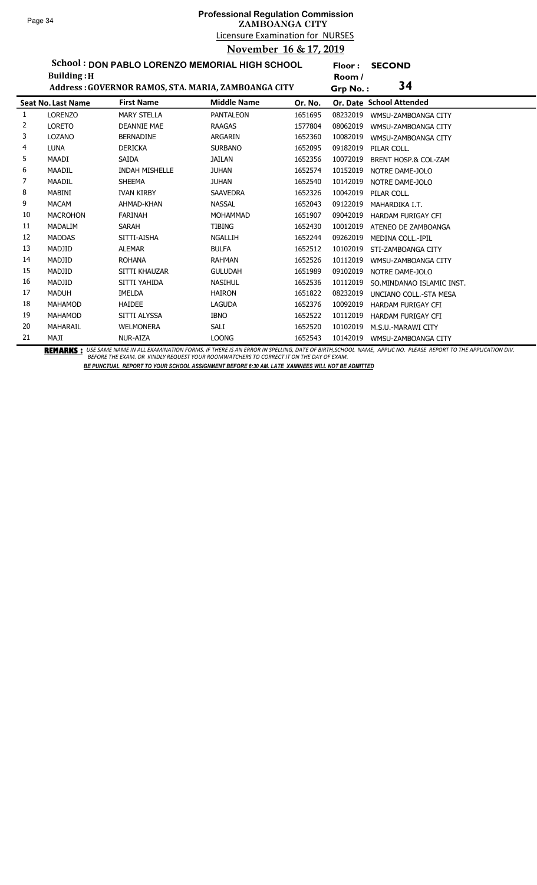# Professional Regulation Commission
## ZAMBOANGA CITY
### Licensure Examination for NURSES
### November 16 & 17, 2019

**School : DON PABLO LORENZO MEMORIAL HIGH SCHOOL** **Floor : SECOND**
**Building : H** **Room / Grp No. : 34**
**Address : GOVERNOR RAMOS, STA. MARIA, ZAMBOANGA CITY**

| Seat No. | Last Name | First Name | Middle Name | Or. No. | Or. Date | School Attended |
|---|---|---|---|---|---|---|
| 1 | LORENZO | MARY STELLA | PANTALEON | 1651695 | 08232019 | WMSU-ZAMBOANGA CITY |
| 2 | LORETO | DEANNIE MAE | RAAGAS | 1577804 | 08062019 | WMSU-ZAMBOANGA CITY |
| 3 | LOZANO | BERNADINE | ARGARIN | 1652360 | 10082019 | WMSU-ZAMBOANGA CITY |
| 4 | LUNA | DERICKA | SURBANO | 1652095 | 09182019 | PILAR COLL. |
| 5 | MAADI | SAIDA | JAILAN | 1652356 | 10072019 | BRENT HOSP.& COL-ZAM |
| 6 | MAADIL | INDAH MISHELLE | JUHAN | 1652574 | 10152019 | NOTRE DAME-JOLO |
| 7 | MAADIL | SHEEMA | JUHAN | 1652540 | 10142019 | NOTRE DAME-JOLO |
| 8 | MABINI | IVAN KIRBY | SAAVEDRA | 1652326 | 10042019 | PILAR COLL. |
| 9 | MACAM | AHMAD-KHAN | NASSAL | 1652043 | 09122019 | MAHARDIKA I.T. |
| 10 | MACROHON | FARINAH | MOHAMMAD | 1651907 | 09042019 | HARDAM FURIGAY CFI |
| 11 | MADALIM | SARAH | TIBING | 1652430 | 10012019 | ATENEO DE ZAMBOANGA |
| 12 | MADDAS | SITTI-AISHA | NGALLIH | 1652244 | 09262019 | MEDINA COLL.-IPIL |
| 13 | MADJID | ALEMAR | BULFA | 1652512 | 10102019 | STI-ZAMBOANGA CITY |
| 14 | MADJID | ROHANA | RAHMAN | 1652526 | 10112019 | WMSU-ZAMBOANGA CITY |
| 15 | MADJID | SITTI KHAUZAR | GULUDAH | 1651989 | 09102019 | NOTRE DAME-JOLO |
| 16 | MADJID | SITTI YAHIDA | NASIHUL | 1652536 | 10112019 | SO.MINDANAO ISLAMIC INST. |
| 17 | MADUH | IMELDA | HAIRON | 1651822 | 08232019 | UNCIANO COLL.-STA MESA |
| 18 | MAHAMOD | HAIDEE | LAGUDA | 1652376 | 10092019 | HARDAM FURIGAY CFI |
| 19 | MAHAMOD | SITTI ALYSSA | IBNO | 1652522 | 10112019 | HARDAM FURIGAY CFI |
| 20 | MAHARAIL | WELMONERA | SALI | 1652520 | 10102019 | M.S.U.-MARAWI CITY |
| 21 | MAJI | NUR-AIZA | LOONG | 1652543 | 10142019 | WMSU-ZAMBOANGA CITY |

**REMARKS :** *USE SAME NAME IN ALL EXAMINATION FORMS. IF THERE IS AN ERROR IN SPELLING, DATE OF BIRTH,SCHOOL NAME, APPLIC NO. PLEASE REPORT TO THE APPLICATION DIV. BEFORE THE EXAM. OR KINDLY REQUEST YOUR ROOMWATCHERS TO CORRECT IT ON THE DAY OF EXAM.*

***BE PUNCTUAL REPORT TO YOUR SCHOOL ASSIGNMENT BEFORE 6:30 AM. LATE XAMINEES WILL NOT BE ADMITTED***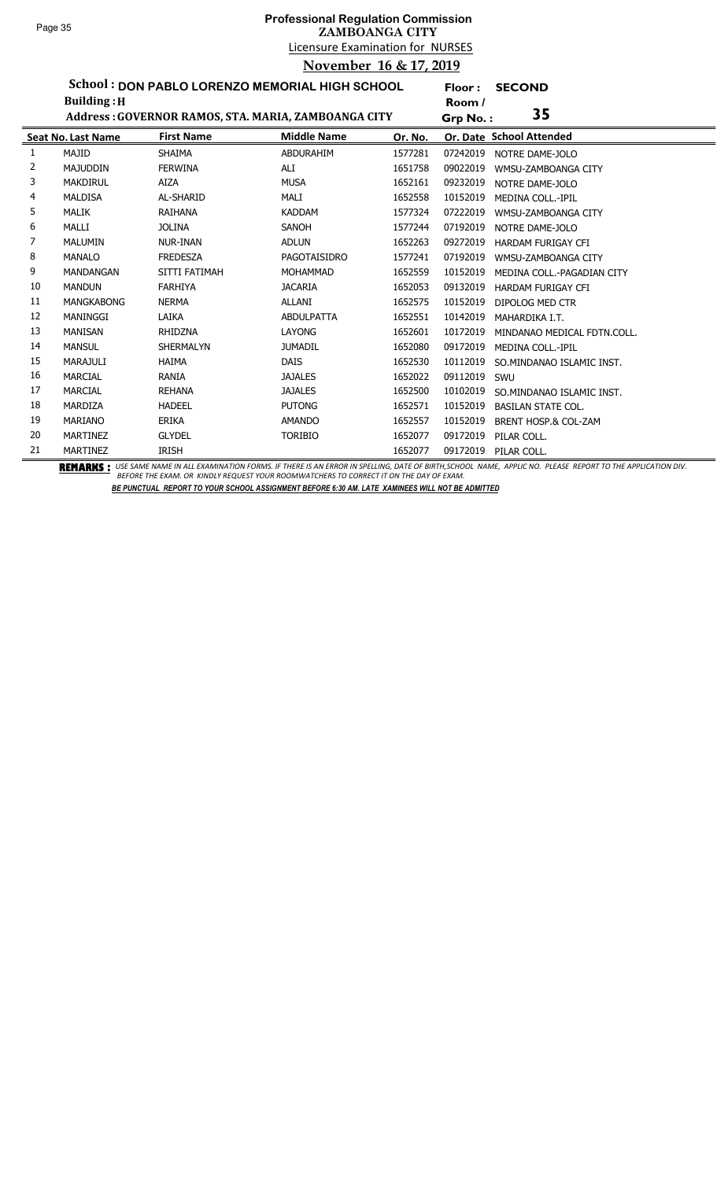# Professional Regulation Commission

## ZAMBOANGA CITY

Licensure Examination for NURSES

**November 16 & 17, 2019**

**School : DON PABLO LORENZO MEMORIAL HIGH SCHOOL**
**Building : H**
**Address : GOVERNOR RAMOS, STA. MARIA, ZAMBOANGA CITY**

**Floor : SECOND**
**Room / Grp No. : 35**

| Seat No. | Last Name | First Name | Middle Name | Or. No. | Or. Date | School Attended |
|---|---|---|---|---|---|---|
| 1 | MAJID | SHAIMA | ABDURAHIM | 1577281 | 07242019 | NOTRE DAME-JOLO |
| 2 | MAJUDDIN | FERWINA | ALI | 1651758 | 09022019 | WMSU-ZAMBOANGA CITY |
| 3 | MAKDIRUL | AIZA | MUSA | 1652161 | 09232019 | NOTRE DAME-JOLO |
| 4 | MALDISA | AL-SHARID | MALI | 1652558 | 10152019 | MEDINA COLL.-IPIL |
| 5 | MALIK | RAIHANA | KADDAM | 1577324 | 07222019 | WMSU-ZAMBOANGA CITY |
| 6 | MALLI | JOLINA | SANOH | 1577244 | 07192019 | NOTRE DAME-JOLO |
| 7 | MALUMIN | NUR-INAN | ADLUN | 1652263 | 09272019 | HARDAM FURIGAY CFI |
| 8 | MANALO | FREDESZA | PAGOTAISIDRO | 1577241 | 07192019 | WMSU-ZAMBOANGA CITY |
| 9 | MANDANGAN | SITTI FATIMAH | MOHAMMAD | 1652559 | 10152019 | MEDINA COLL.-PAGADIAN CITY |
| 10 | MANDUN | FARHIYA | JACARIA | 1652053 | 09132019 | HARDAM FURIGAY CFI |
| 11 | MANGKABONG | NERMA | ALLANI | 1652575 | 10152019 | DIPOLOG MED CTR |
| 12 | MANINGGI | LAIKA | ABDULPATTA | 1652551 | 10142019 | MAHARDIKA I.T. |
| 13 | MANISAN | RHIDZNA | LAYONG | 1652601 | 10172019 | MINDANAO MEDICAL FDTN.COLL. |
| 14 | MANSUL | SHERMALYN | JUMADIL | 1652080 | 09172019 | MEDINA COLL.-IPIL |
| 15 | MARAJULI | HAIMA | DAIS | 1652530 | 10112019 | SO.MINDANAO ISLAMIC INST. |
| 16 | MARCIAL | RANIA | JAJALES | 1652022 | 09112019 | SWU |
| 17 | MARCIAL | REHANA | JAJALES | 1652500 | 10102019 | SO.MINDANAO ISLAMIC INST. |
| 18 | MARDIZA | HADEEL | PUTONG | 1652571 | 10152019 | BASILAN STATE COL. |
| 19 | MARIANO | ERIKA | AMANDO | 1652557 | 10152019 | BRENT HOSP.& COL-ZAM |
| 20 | MARTINEZ | GLYDEL | TORIBIO | 1652077 | 09172019 | PILAR COLL. |
| 21 | MARTINEZ | IRISH | | 1652077 | 09172019 | PILAR COLL. |

**REMARKS :** *USE SAME NAME IN ALL EXAMINATION FORMS. IF THERE IS AN ERROR IN SPELLING, DATE OF BIRTH,SCHOOL NAME, APPLIC NO. PLEASE REPORT TO THE APPLICATION DIV. BEFORE THE EXAM. OR KINDLY REQUEST YOUR ROOMWATCHERS TO CORRECT IT ON THE DAY OF EXAM.*

***BE PUNCTUAL REPORT TO YOUR SCHOOL ASSIGNMENT BEFORE 6:30 AM. LATE XAMINEES WILL NOT BE ADMITTED***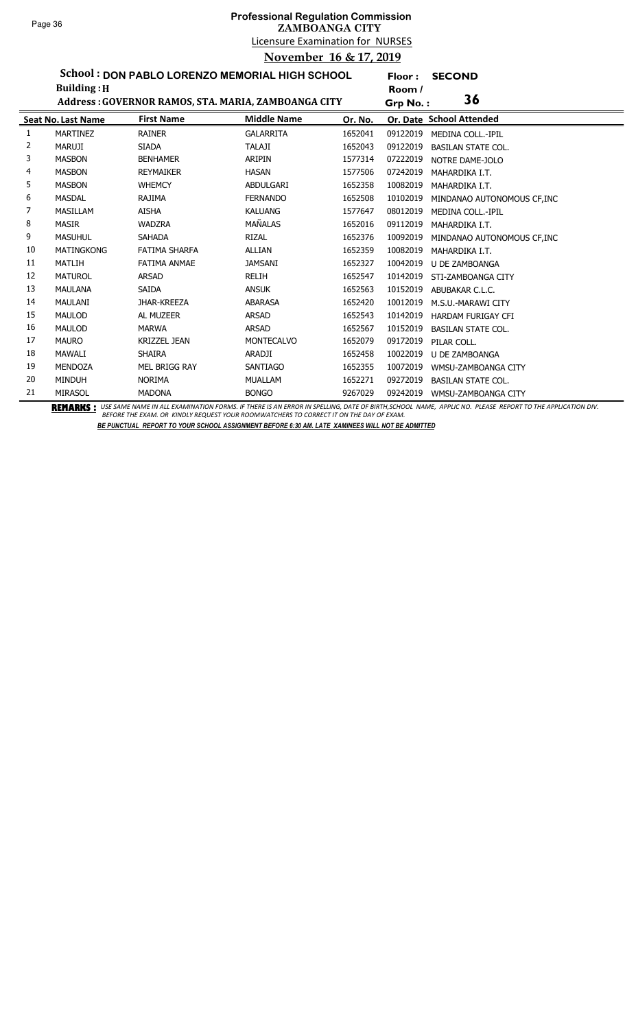# Professional Regulation Commission
## ZAMBOANGA CITY
### Licensure Examination for NURSES
### November 16 & 17, 2019

**School : DON PABLO LORENZO MEMORIAL HIGH SCHOOL** &nbsp;&nbsp; **Floor : SECOND**

**Building : H** &nbsp;&nbsp; **Room / Grp No. : 36**

**Address : GOVERNOR RAMOS, STA. MARIA, ZAMBOANGA CITY**

| Seat No. | Last Name | First Name | Middle Name | Or. No. | Or. Date | School Attended |
|---|---|---|---|---|---|---|
| 1 | MARTINEZ | RAINER | GALARRITA | 1652041 | 09122019 | MEDINA COLL.-IPIL |
| 2 | MARUJI | SIADA | TALAJI | 1652043 | 09122019 | BASILAN STATE COL. |
| 3 | MASBON | BENHAMER | ARIPIN | 1577314 | 07222019 | NOTRE DAME-JOLO |
| 4 | MASBON | REYMAIKER | HASAN | 1577506 | 07242019 | MAHARDIKA I.T. |
| 5 | MASBON | WHEMCY | ABDULGARI | 1652358 | 10082019 | MAHARDIKA I.T. |
| 6 | MASDAL | RAJIMA | FERNANDO | 1652508 | 10102019 | MINDANAO AUTONOMOUS CF,INC |
| 7 | MASILLAM | AISHA | KALUANG | 1577647 | 08012019 | MEDINA COLL.-IPIL |
| 8 | MASIR | WADZRA | MAÑALAS | 1652016 | 09112019 | MAHARDIKA I.T. |
| 9 | MASUHUL | SAHADA | RIZAL | 1652376 | 10092019 | MINDANAO AUTONOMOUS CF,INC |
| 10 | MATINGKONG | FATIMA SHARFA | ALLIAN | 1652359 | 10082019 | MAHARDIKA I.T. |
| 11 | MATLIH | FATIMA ANMAE | JAMSANI | 1652327 | 10042019 | U DE ZAMBOANGA |
| 12 | MATUROL | ARSAD | RELIH | 1652547 | 10142019 | STI-ZAMBOANGA CITY |
| 13 | MAULANA | SAIDA | ANSUK | 1652563 | 10152019 | ABUBAKAR C.L.C. |
| 14 | MAULANI | JHAR-KREEZA | ABARASA | 1652420 | 10012019 | M.S.U.-MARAWI CITY |
| 15 | MAULOD | AL MUZEER | ARSAD | 1652543 | 10142019 | HARDAM FURIGAY CFI |
| 16 | MAULOD | MARWA | ARSAD | 1652567 | 10152019 | BASILAN STATE COL. |
| 17 | MAURO | KRIZZEL JEAN | MONTECALVO | 1652079 | 09172019 | PILAR COLL. |
| 18 | MAWALI | SHAIRA | ARADJI | 1652458 | 10022019 | U DE ZAMBOANGA |
| 19 | MENDOZA | MEL BRIGG RAY | SANTIAGO | 1652355 | 10072019 | WMSU-ZAMBOANGA CITY |
| 20 | MINDUH | NORIMA | MUALLAM | 1652271 | 09272019 | BASILAN STATE COL. |
| 21 | MIRASOL | MADONA | BONGO | 9267029 | 09242019 | WMSU-ZAMBOANGA CITY |

**REMARKS :** *USE SAME NAME IN ALL EXAMINATION FORMS. IF THERE IS AN ERROR IN SPELLING, DATE OF BIRTH,SCHOOL NAME, APPLIC NO. PLEASE REPORT TO THE APPLICATION DIV. BEFORE THE EXAM. OR KINDLY REQUEST YOUR ROOMWATCHERS TO CORRECT IT ON THE DAY OF EXAM.*

***BE PUNCTUAL REPORT TO YOUR SCHOOL ASSIGNMENT BEFORE 6:30 AM. LATE XAMINEES WILL NOT BE ADMITTED***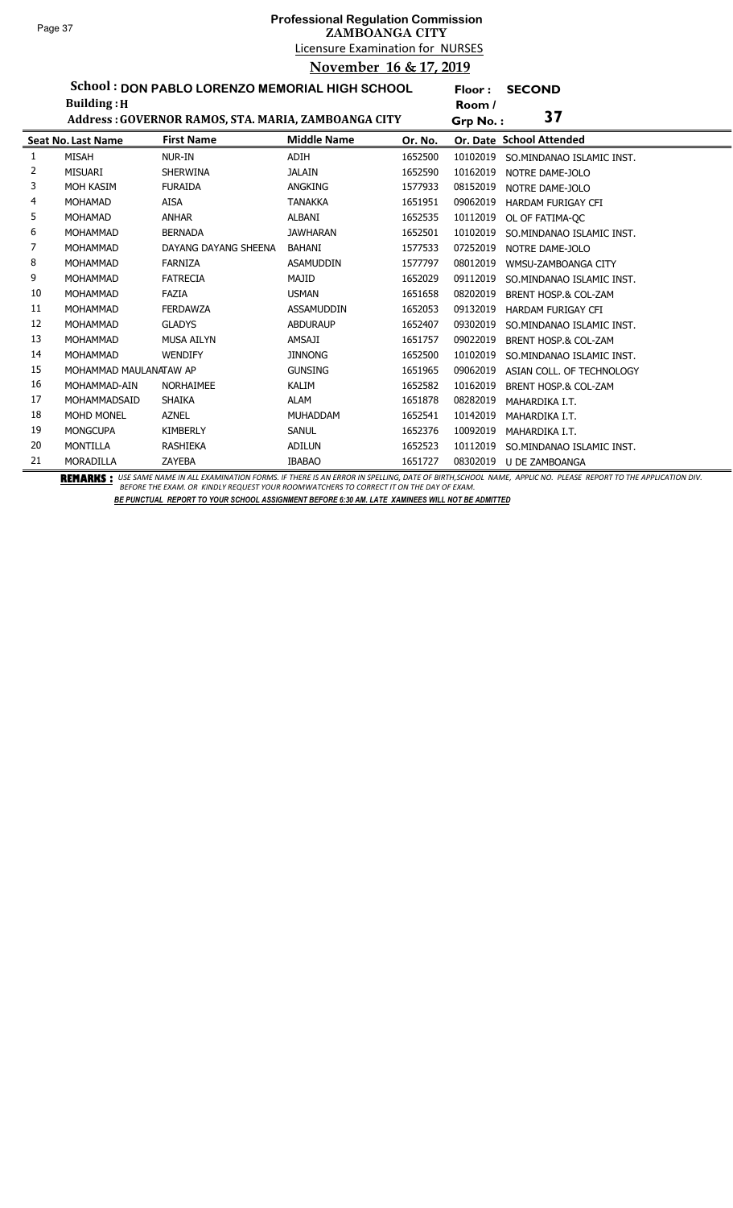# Professional Regulation Commission
## ZAMBOANGA CITY
### Licensure Examination for NURSES
### November 16 & 17, 2019

**School : DON PABLO LORENZO MEMORIAL HIGH SCHOOL** **Floor : SECOND**
**Building : H** **Room / Grp No. : 37**
**Address : GOVERNOR RAMOS, STA. MARIA, ZAMBOANGA CITY**

| Seat No. | Last Name | First Name | Middle Name | Or. No. | Or. Date | School Attended |
|---|---|---|---|---|---|---|
| 1 | MISAH | NUR-IN | ADIH | 1652500 | 10102019 | SO.MINDANAO ISLAMIC INST. |
| 2 | MISUARI | SHERWINA | JALAIN | 1652590 | 10162019 | NOTRE DAME-JOLO |
| 3 | MOH KASIM | FURAIDA | ANGKING | 1577933 | 08152019 | NOTRE DAME-JOLO |
| 4 | MOHAMAD | AISA | TANAKKA | 1651951 | 09062019 | HARDAM FURIGAY CFI |
| 5 | MOHAMAD | ANHAR | ALBANI | 1652535 | 10112019 | OL OF FATIMA-QC |
| 6 | MOHAMMAD | BERNADA | JAWHARAN | 1652501 | 10102019 | SO.MINDANAO ISLAMIC INST. |
| 7 | MOHAMMAD | DAYANG DAYANG SHEENA | BAHANI | 1577533 | 07252019 | NOTRE DAME-JOLO |
| 8 | MOHAMMAD | FARNIZA | ASAMUDDIN | 1577797 | 08012019 | WMSU-ZAMBOANGA CITY |
| 9 | MOHAMMAD | FATRECIA | MAJID | 1652029 | 09112019 | SO.MINDANAO ISLAMIC INST. |
| 10 | MOHAMMAD | FAZIA | USMAN | 1651658 | 08202019 | BRENT HOSP.& COL-ZAM |
| 11 | MOHAMMAD | FERDAWZA | ASSAMUDDIN | 1652053 | 09132019 | HARDAM FURIGAY CFI |
| 12 | MOHAMMAD | GLADYS | ABDURAUP | 1652407 | 09302019 | SO.MINDANAO ISLAMIC INST. |
| 13 | MOHAMMAD | MUSA AILYN | AMSAJI | 1651757 | 09022019 | BRENT HOSP.& COL-ZAM |
| 14 | MOHAMMAD | WENDIFY | JINNONG | 1652500 | 10102019 | SO.MINDANAO ISLAMIC INST. |
| 15 | MOHAMMAD MAULANATAW AP | | GUNSING | 1651965 | 09062019 | ASIAN COLL. OF TECHNOLOGY |
| 16 | MOHAMMAD-AIN | NORHAIMEE | KALIM | 1652582 | 10162019 | BRENT HOSP.& COL-ZAM |
| 17 | MOHAMMADSAID | SHAIKA | ALAM | 1651878 | 08282019 | MAHARDIKA I.T. |
| 18 | MOHD MONEL | AZNEL | MUHADDAM | 1652541 | 10142019 | MAHARDIKA I.T. |
| 19 | MONGCUPA | KIMBERLY | SANUL | 1652376 | 10092019 | MAHARDIKA I.T. |
| 20 | MONTILLA | RASHIEKA | ADILUN | 1652523 | 10112019 | SO.MINDANAO ISLAMIC INST. |
| 21 | MORADILLA | ZAYEBA | IBABAO | 1651727 | 08302019 | U DE ZAMBOANGA |

**REMARKS :** USE SAME NAME IN ALL EXAMINATION FORMS. IF THERE IS AN ERROR IN SPELLING, DATE OF BIRTH,SCHOOL NAME, APPLIC NO. PLEASE REPORT TO THE APPLICATION DIV. BEFORE THE EXAM. OR KINDLY REQUEST YOUR ROOMWATCHERS TO CORRECT IT ON THE DAY OF EXAM.

***BE PUNCTUAL REPORT TO YOUR SCHOOL ASSIGNMENT BEFORE 6:30 AM. LATE XAMINEES WILL NOT BE ADMITTED***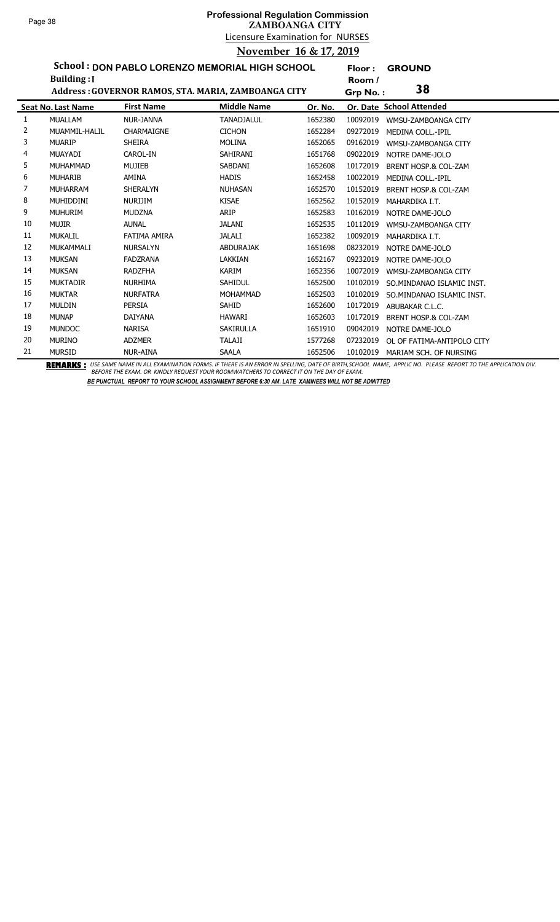# Professional Regulation Commission
## ZAMBOANGA CITY
Licensure Examination for NURSES
**November 16 & 17, 2019**

**School : DON PABLO LORENZO MEMORIAL HIGH SCHOOL** Floor : **GROUND**
**Building : I** Room / Grp No. : **38**
**Address : GOVERNOR RAMOS, STA. MARIA, ZAMBOANGA CITY**

| Seat No. | Last Name | First Name | Middle Name | Or. No. | Or. Date | School Attended |
|---|---|---|---|---|---|---|
| 1 | MUALLAM | NUR-JANNA | TANADJALUL | 1652380 | 10092019 | WMSU-ZAMBOANGA CITY |
| 2 | MUAMMIL-HALIL | CHARMAIGNE | CICHON | 1652284 | 09272019 | MEDINA COLL.-IPIL |
| 3 | MUARIP | SHEIRA | MOLINA | 1652065 | 09162019 | WMSU-ZAMBOANGA CITY |
| 4 | MUAYADI | CAROL-IN | SAHIRANI | 1651768 | 09022019 | NOTRE DAME-JOLO |
| 5 | MUHAMMAD | MUJIEB | SABDANI | 1652608 | 10172019 | BRENT HOSP.& COL-ZAM |
| 6 | MUHARIB | AMINA | HADIS | 1652458 | 10022019 | MEDINA COLL.-IPIL |
| 7 | MUHARRAM | SHERALYN | NUHASAN | 1652570 | 10152019 | BRENT HOSP.& COL-ZAM |
| 8 | MUHIDDINI | NURIJIM | KISAE | 1652562 | 10152019 | MAHARDIKA I.T. |
| 9 | MUHURIM | MUDZNA | ARIP | 1652583 | 10162019 | NOTRE DAME-JOLO |
| 10 | MUJIR | AUNAL | JALANI | 1652535 | 10112019 | WMSU-ZAMBOANGA CITY |
| 11 | MUKALIL | FATIMA AMIRA | JALALI | 1652382 | 10092019 | MAHARDIKA I.T. |
| 12 | MUKAMMALI | NURSALYN | ABDURAJAK | 1651698 | 08232019 | NOTRE DAME-JOLO |
| 13 | MUKSAN | FADZRANA | LAKKIAN | 1652167 | 09232019 | NOTRE DAME-JOLO |
| 14 | MUKSAN | RADZFHA | KARIM | 1652356 | 10072019 | WMSU-ZAMBOANGA CITY |
| 15 | MUKTADIR | NURHIMA | SAHIDUL | 1652500 | 10102019 | SO.MINDANAO ISLAMIC INST. |
| 16 | MUKTAR | NURFATRA | MOHAMMAD | 1652503 | 10102019 | SO.MINDANAO ISLAMIC INST. |
| 17 | MULDIN | PERSIA | SAHID | 1652600 | 10172019 | ABUBAKAR C.L.C. |
| 18 | MUNAP | DAIYANA | HAWARI | 1652603 | 10172019 | BRENT HOSP.& COL-ZAM |
| 19 | MUNDOC | NARISA | SAKIRULLA | 1651910 | 09042019 | NOTRE DAME-JOLO |
| 20 | MURINO | ADZMER | TALAJI | 1577268 | 07232019 | OL OF FATIMA-ANTIPOLO CITY |
| 21 | MURSID | NUR-AINA | SAALA | 1652506 | 10102019 | MARIAM SCH. OF NURSING |

**REMARKS :** *USE SAME NAME IN ALL EXAMINATION FORMS. IF THERE IS AN ERROR IN SPELLING, DATE OF BIRTH,SCHOOL NAME, APPLIC NO. PLEASE REPORT TO THE APPLICATION DIV. BEFORE THE EXAM. OR KINDLY REQUEST YOUR ROOMWATCHERS TO CORRECT IT ON THE DAY OF EXAM.*

***BE PUNCTUAL REPORT TO YOUR SCHOOL ASSIGNMENT BEFORE 6:30 AM. LATE XAMINEES WILL NOT BE ADMITTED***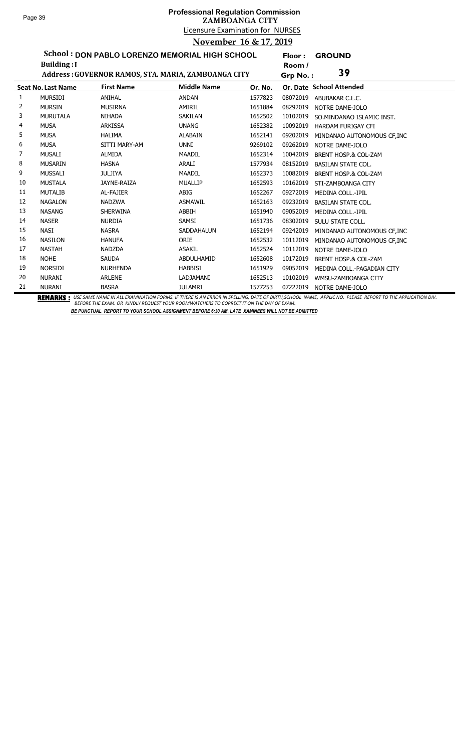# Professional Regulation Commission
## ZAMBOANGA CITY
### Licensure Examination for NURSES
### November 16 & 17, 2019

**School : DON PABLO LORENZO MEMORIAL HIGH SCHOOL** Floor : **GROUND**

**Building : I** Room / Grp No. : **39**

**Address : GOVERNOR RAMOS, STA. MARIA, ZAMBOANGA CITY**

| Seat No. | Last Name | First Name | Middle Name | Or. No. | Or. Date | School Attended |
|---|---|---|---|---|---|---|
| 1 | MURSIDI | ANIHAL | ANDAN | 1577823 | 08072019 | ABUBAKAR C.L.C. |
| 2 | MURSIN | MUSIRNA | AMIRIL | 1651884 | 08292019 | NOTRE DAME-JOLO |
| 3 | MURUTALA | NIHADA | SAKILAN | 1652502 | 10102019 | SO.MINDANAO ISLAMIC INST. |
| 4 | MUSA | ARKISSA | UNANG | 1652382 | 10092019 | HARDAM FURIGAY CFI |
| 5 | MUSA | HALIMA | ALABAIN | 1652141 | 09202019 | MINDANAO AUTONOMOUS CF,INC |
| 6 | MUSA | SITTI MARY-AM | UNNI | 9269102 | 09262019 | NOTRE DAME-JOLO |
| 7 | MUSALI | ALMIDA | MAADIL | 1652314 | 10042019 | BRENT HOSP.& COL-ZAM |
| 8 | MUSARIN | HASNA | ARALI | 1577934 | 08152019 | BASILAN STATE COL. |
| 9 | MUSSALI | JULJIYA | MAADIL | 1652373 | 10082019 | BRENT HOSP.& COL-ZAM |
| 10 | MUSTALA | JAYNE-RAIZA | MUALLIP | 1652593 | 10162019 | STI-ZAMBOANGA CITY |
| 11 | MUTALIB | AL-FAJIER | ABIG | 1652267 | 09272019 | MEDINA COLL.-IPIL |
| 12 | NAGALON | NADZWA | ASMAWIL | 1652163 | 09232019 | BASILAN STATE COL. |
| 13 | NASANG | SHERWINA | ABBIH | 1651940 | 09052019 | MEDINA COLL.-IPIL |
| 14 | NASER | NURDIA | SAMSI | 1651736 | 08302019 | SULU STATE COLL. |
| 15 | NASI | NASRA | SADDAHALUN | 1652194 | 09242019 | MINDANAO AUTONOMOUS CF,INC |
| 16 | NASILON | HANUFA | ORIE | 1652532 | 10112019 | MINDANAO AUTONOMOUS CF,INC |
| 17 | NASTAH | NADZDA | ASAKIL | 1652524 | 10112019 | NOTRE DAME-JOLO |
| 18 | NOHE | SAUDA | ABDULHAMID | 1652608 | 10172019 | BRENT HOSP.& COL-ZAM |
| 19 | NORSIDI | NURHENDA | HABBISI | 1651929 | 09052019 | MEDINA COLL.-PAGADIAN CITY |
| 20 | NURANI | ARLENE | LADJAMANI | 1652513 | 10102019 | WMSU-ZAMBOANGA CITY |
| 21 | NURANI | BASRA | JULAMRI | 1577253 | 07222019 | NOTRE DAME-JOLO |

**REMARKS :** *USE SAME NAME IN ALL EXAMINATION FORMS. IF THERE IS AN ERROR IN SPELLING, DATE OF BIRTH,SCHOOL NAME, APPLIC NO. PLEASE REPORT TO THE APPLICATION DIV. BEFORE THE EXAM. OR KINDLY REQUEST YOUR ROOMWATCHERS TO CORRECT IT ON THE DAY OF EXAM.*

***BE PUNCTUAL REPORT TO YOUR SCHOOL ASSIGNMENT BEFORE 6:30 AM. LATE XAMINEES WILL NOT BE ADMITTED***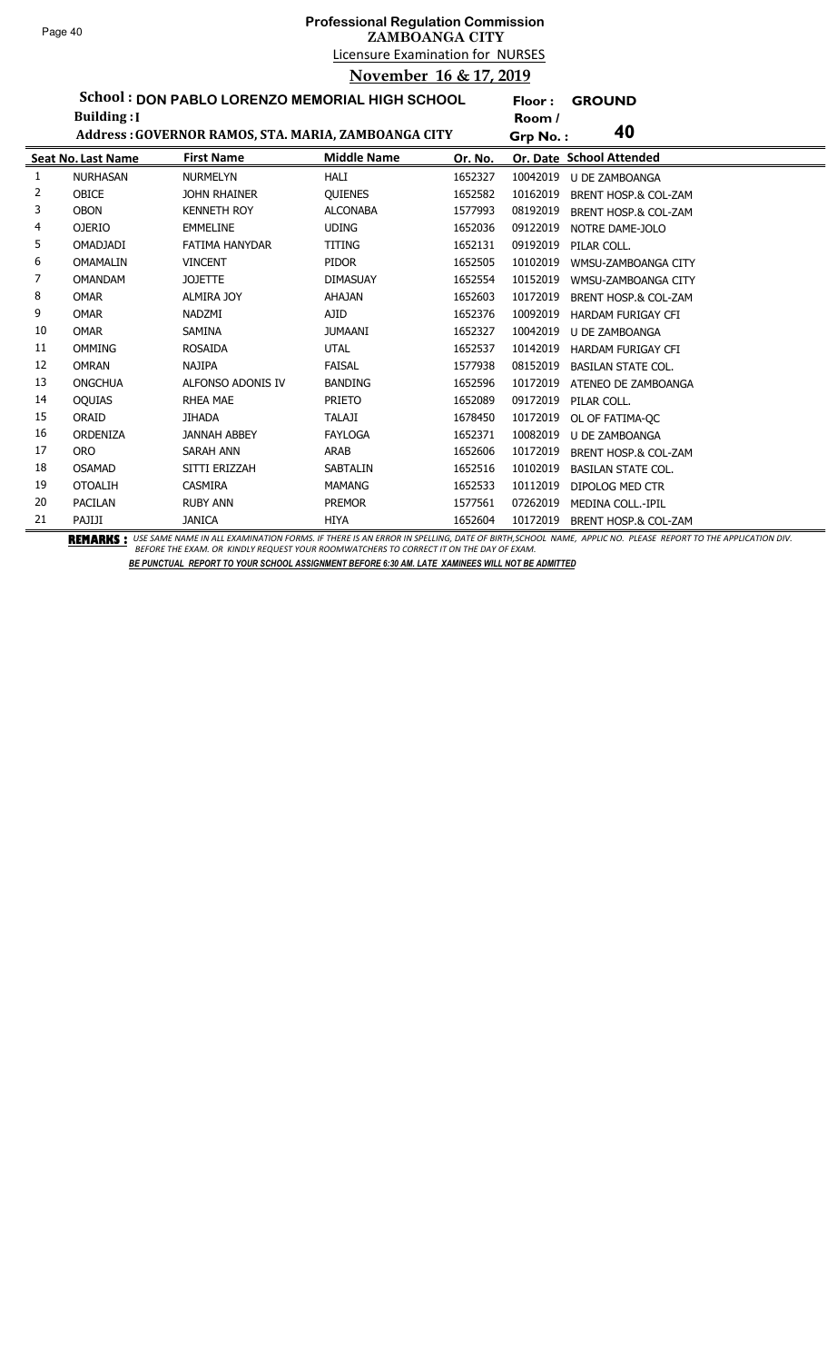# Professional Regulation Commission
## ZAMBOANGA CITY
Licensure Examination for NURSES
**November 16 & 17, 2019**

**School : DON PABLO LORENZO MEMORIAL HIGH SCHOOL** Floor : **GROUND**
**Building : I** Room / Grp No. : **40**
**Address : GOVERNOR RAMOS, STA. MARIA, ZAMBOANGA CITY**

| Seat No. | Last Name | First Name | Middle Name | Or. No. | Or. Date | School Attended |
|---|---|---|---|---|---|---|
| 1 | NURHASAN | NURMELYN | HALI | 1652327 | 10042019 | U DE ZAMBOANGA |
| 2 | OBICE | JOHN RHAINER | QUIENES | 1652582 | 10162019 | BRENT HOSP.& COL-ZAM |
| 3 | OBON | KENNETH ROY | ALCONABA | 1577993 | 08192019 | BRENT HOSP.& COL-ZAM |
| 4 | OJERIO | EMMELINE | UDING | 1652036 | 09122019 | NOTRE DAME-JOLO |
| 5 | OMADJADI | FATIMA HANYDAR | TITING | 1652131 | 09192019 | PILAR COLL. |
| 6 | OMAMALIN | VINCENT | PIDOR | 1652505 | 10102019 | WMSU-ZAMBOANGA CITY |
| 7 | OMANDAM | JOJETTE | DIMASUAY | 1652554 | 10152019 | WMSU-ZAMBOANGA CITY |
| 8 | OMAR | ALMIRA JOY | AHAJAN | 1652603 | 10172019 | BRENT HOSP.& COL-ZAM |
| 9 | OMAR | NADZMI | AJID | 1652376 | 10092019 | HARDAM FURIGAY CFI |
| 10 | OMAR | SAMINA | JUMAANI | 1652327 | 10042019 | U DE ZAMBOANGA |
| 11 | OMMING | ROSAIDA | UTAL | 1652537 | 10142019 | HARDAM FURIGAY CFI |
| 12 | OMRAN | NAJIPA | FAISAL | 1577938 | 08152019 | BASILAN STATE COL. |
| 13 | ONGCHUA | ALFONSO ADONIS IV | BANDING | 1652596 | 10172019 | ATENEO DE ZAMBOANGA |
| 14 | OQUIAS | RHEA MAE | PRIETO | 1652089 | 09172019 | PILAR COLL. |
| 15 | ORAID | JIHADA | TALAJI | 1678450 | 10172019 | OL OF FATIMA-QC |
| 16 | ORDENIZA | JANNAH ABBEY | FAYLOGA | 1652371 | 10082019 | U DE ZAMBOANGA |
| 17 | ORO | SARAH ANN | ARAB | 1652606 | 10172019 | BRENT HOSP.& COL-ZAM |
| 18 | OSAMAD | SITTI ERIZZAH | SABTALIN | 1652516 | 10102019 | BASILAN STATE COL. |
| 19 | OTOALIH | CASMIRA | MAMANG | 1652533 | 10112019 | DIPOLOG MED CTR |
| 20 | PACILAN | RUBY ANN | PREMOR | 1577561 | 07262019 | MEDINA COLL.-IPIL |
| 21 | PAJIJI | JANICA | HIYA | 1652604 | 10172019 | BRENT HOSP.& COL-ZAM |

**REMARKS :** *USE SAME NAME IN ALL EXAMINATION FORMS. IF THERE IS AN ERROR IN SPELLING, DATE OF BIRTH,SCHOOL NAME, APPLIC NO. PLEASE REPORT TO THE APPLICATION DIV. BEFORE THE EXAM. OR KINDLY REQUEST YOUR ROOMWATCHERS TO CORRECT IT ON THE DAY OF EXAM.*

***BE PUNCTUAL REPORT TO YOUR SCHOOL ASSIGNMENT BEFORE 6:30 AM. LATE XAMINEES WILL NOT BE ADMITTED***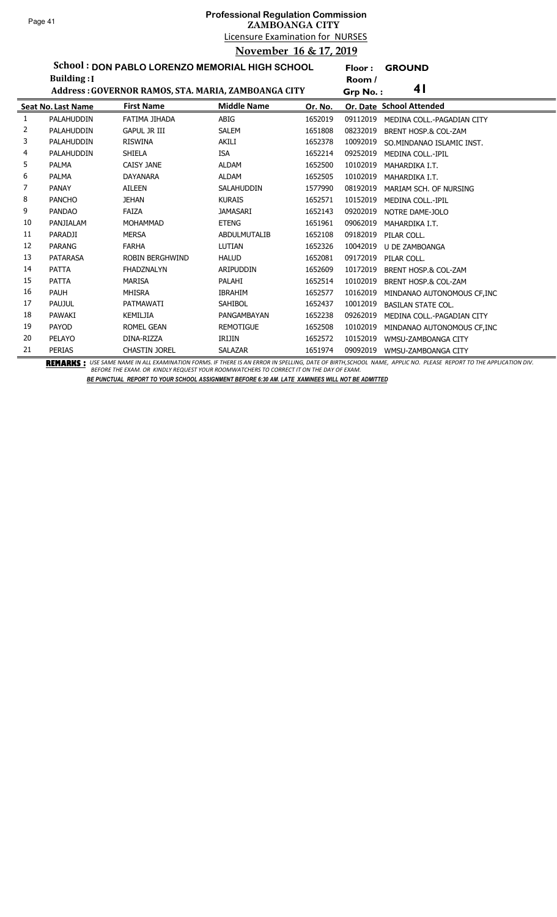# Professional Regulation Commission

## ZAMBOANGA CITY

Licensure Examination for NURSES

**November 16 & 17, 2019**

**School : DON PABLO LORENZO MEMORIAL HIGH SCHOOL**
**Building : I**
**Address : GOVERNOR RAMOS, STA. MARIA, ZAMBOANGA CITY**

**Floor : GROUND**
**Room / Grp No. : 41**

| Seat No. | Last Name | First Name | Middle Name | Or. No. | Or. Date | School Attended |
|---|---|---|---|---|---|---|
| 1 | PALAHUDDIN | FATIMA JIHADA | ABIG | 1652019 | 09112019 | MEDINA COLL.-PAGADIAN CITY |
| 2 | PALAHUDDIN | GAPUL JR III | SALEM | 1651808 | 08232019 | BRENT HOSP.& COL-ZAM |
| 3 | PALAHUDDIN | RISWINA | AKILI | 1652378 | 10092019 | SO.MINDANAO ISLAMIC INST. |
| 4 | PALAHUDDIN | SHIELA | ISA | 1652214 | 09252019 | MEDINA COLL.-IPIL |
| 5 | PALMA | CAISY JANE | ALDAM | 1652500 | 10102019 | MAHARDIKA I.T. |
| 6 | PALMA | DAYANARA | ALDAM | 1652505 | 10102019 | MAHARDIKA I.T. |
| 7 | PANAY | AILEEN | SALAHUDDIN | 1577990 | 08192019 | MARIAM SCH. OF NURSING |
| 8 | PANCHO | JEHAN | KURAIS | 1652571 | 10152019 | MEDINA COLL.-IPIL |
| 9 | PANDAO | FAIZA | JAMASARI | 1652143 | 09202019 | NOTRE DAME-JOLO |
| 10 | PANJIALAM | MOHAMMAD | ETENG | 1651961 | 09062019 | MAHARDIKA I.T. |
| 11 | PARADJI | MERSA | ABDULMUTALIB | 1652108 | 09182019 | PILAR COLL. |
| 12 | PARANG | FARHA | LUTIAN | 1652326 | 10042019 | U DE ZAMBOANGA |
| 13 | PATARASA | ROBIN BERGHWIND | HALUD | 1652081 | 09172019 | PILAR COLL. |
| 14 | PATTA | FHADZNALYN | ARIPUDDIN | 1652609 | 10172019 | BRENT HOSP.& COL-ZAM |
| 15 | PATTA | MARISA | PALAHI | 1652514 | 10102019 | BRENT HOSP.& COL-ZAM |
| 16 | PAUH | MHISRA | IBRAHIM | 1652577 | 10162019 | MINDANAO AUTONOMOUS CF,INC |
| 17 | PAUJUL | PATMAWATI | SAHIBOL | 1652437 | 10012019 | BASILAN STATE COL. |
| 18 | PAWAKI | KEMILJIA | PANGAMBAYAN | 1652238 | 09262019 | MEDINA COLL.-PAGADIAN CITY |
| 19 | PAYOD | ROMEL GEAN | REMOTIGUE | 1652508 | 10102019 | MINDANAO AUTONOMOUS CF,INC |
| 20 | PELAYO | DINA-RIZZA | IRIJIN | 1652572 | 10152019 | WMSU-ZAMBOANGA CITY |
| 21 | PERIAS | CHASTIN JOREL | SALAZAR | 1651974 | 09092019 | WMSU-ZAMBOANGA CITY |

**REMARKS :** *USE SAME NAME IN ALL EXAMINATION FORMS. IF THERE IS AN ERROR IN SPELLING, DATE OF BIRTH,SCHOOL NAME, APPLIC NO. PLEASE REPORT TO THE APPLICATION DIV. BEFORE THE EXAM. OR KINDLY REQUEST YOUR ROOMWATCHERS TO CORRECT IT ON THE DAY OF EXAM.*

***BE PUNCTUAL REPORT TO YOUR SCHOOL ASSIGNMENT BEFORE 6:30 AM. LATE XAMINEES WILL NOT BE ADMITTED***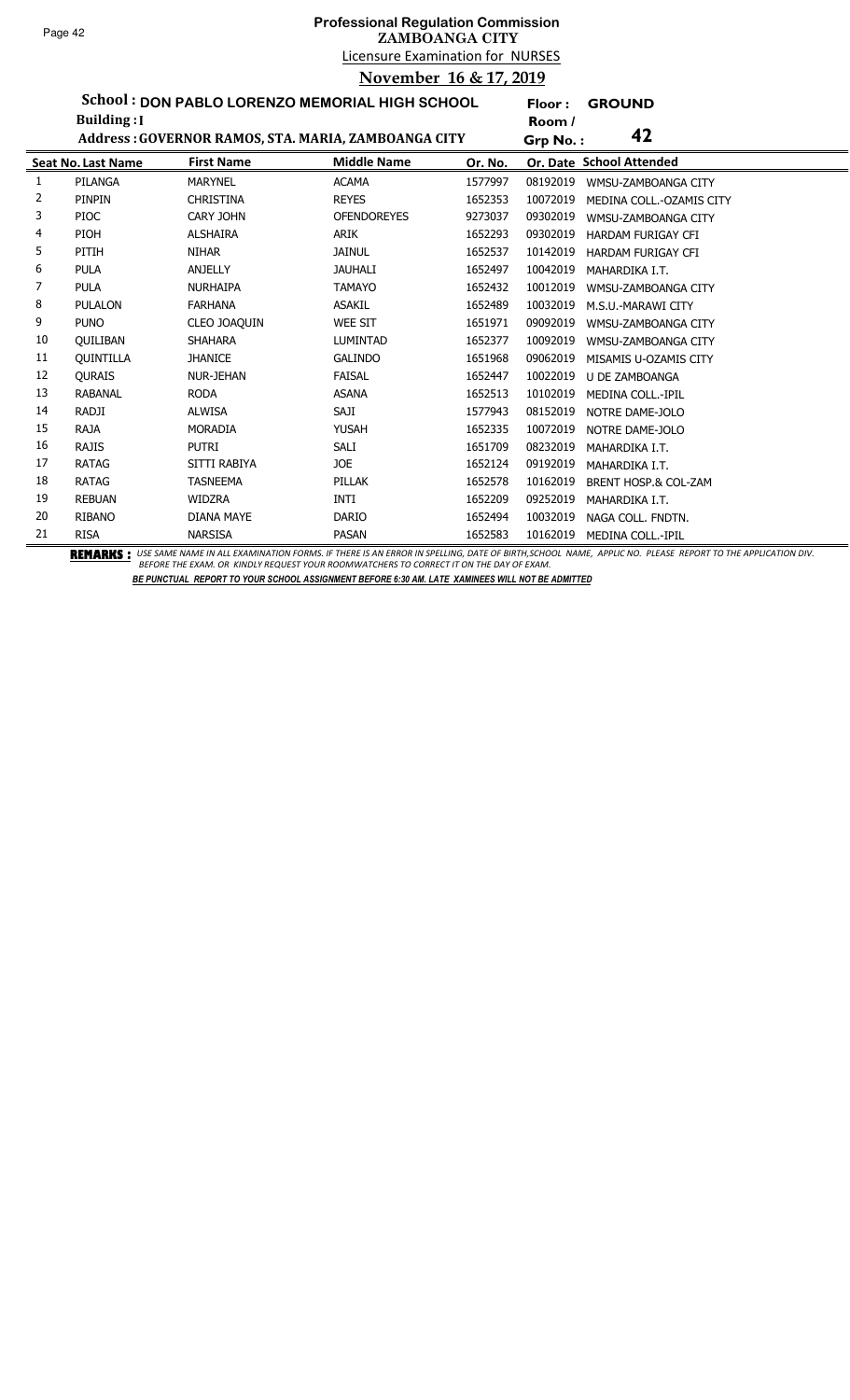# Professional Regulation Commission
## ZAMBOANGA CITY
### Licensure Examination for NURSES
### November 16 & 17, 2019

**School :** DON PABLO LORENZO MEMORIAL HIGH SCHOOL **Floor :** GROUND
**Building :** I **Room / Grp No. :** 42
**Address :** GOVERNOR RAMOS, STA. MARIA, ZAMBOANGA CITY

| Seat No. | Last Name | First Name | Middle Name | Or. No. | Or. Date | School Attended |
|---|---|---|---|---|---|---|
| 1 | PILANGA | MARYNEL | ACAMA | 1577997 | 08192019 | WMSU-ZAMBOANGA CITY |
| 2 | PINPIN | CHRISTINA | REYES | 1652353 | 10072019 | MEDINA COLL.-OZAMIS CITY |
| 3 | PIOC | CARY JOHN | OFENDOREYES | 9273037 | 09302019 | WMSU-ZAMBOANGA CITY |
| 4 | PIOH | ALSHAIRA | ARIK | 1652293 | 09302019 | HARDAM FURIGAY CFI |
| 5 | PITIH | NIHAR | JAINUL | 1652537 | 10142019 | HARDAM FURIGAY CFI |
| 6 | PULA | ANJELLY | JAUHALI | 1652497 | 10042019 | MAHARDIKA I.T. |
| 7 | PULA | NURHAIPA | TAMAYO | 1652432 | 10012019 | WMSU-ZAMBOANGA CITY |
| 8 | PULALON | FARHANA | ASAKIL | 1652489 | 10032019 | M.S.U.-MARAWI CITY |
| 9 | PUNO | CLEO JOAQUIN | WEE SIT | 1651971 | 09092019 | WMSU-ZAMBOANGA CITY |
| 10 | QUILIBAN | SHAHARA | LUMINTAD | 1652377 | 10092019 | WMSU-ZAMBOANGA CITY |
| 11 | QUINTILLA | JHANICE | GALINDO | 1651968 | 09062019 | MISAMIS U-OZAMIS CITY |
| 12 | QURAIS | NUR-JEHAN | FAISAL | 1652447 | 10022019 | U DE ZAMBOANGA |
| 13 | RABANAL | RODA | ASANA | 1652513 | 10102019 | MEDINA COLL.-IPIL |
| 14 | RADJI | ALWISA | SAJI | 1577943 | 08152019 | NOTRE DAME-JOLO |
| 15 | RAJA | MORADIA | YUSAH | 1652335 | 10072019 | NOTRE DAME-JOLO |
| 16 | RAJIS | PUTRI | SALI | 1651709 | 08232019 | MAHARDIKA I.T. |
| 17 | RATAG | SITTI RABIYA | JOE | 1652124 | 09192019 | MAHARDIKA I.T. |
| 18 | RATAG | TASNEEMA | PILLAK | 1652578 | 10162019 | BRENT HOSP.& COL-ZAM |
| 19 | REBUAN | WIDZRA | INTI | 1652209 | 09252019 | MAHARDIKA I.T. |
| 20 | RIBANO | DIANA MAYE | DARIO | 1652494 | 10032019 | NAGA COLL. FNDTN. |
| 21 | RISA | NARSISA | PASAN | 1652583 | 10162019 | MEDINA COLL.-IPIL |

**REMARKS :** *USE SAME NAME IN ALL EXAMINATION FORMS. IF THERE IS AN ERROR IN SPELLING, DATE OF BIRTH,SCHOOL NAME, APPLIC NO. PLEASE REPORT TO THE APPLICATION DIV. BEFORE THE EXAM. OR KINDLY REQUEST YOUR ROOMWATCHERS TO CORRECT IT ON THE DAY OF EXAM.*

***BE PUNCTUAL REPORT TO YOUR SCHOOL ASSIGNMENT BEFORE 6:30 AM. LATE XAMINEES WILL NOT BE ADMITTED***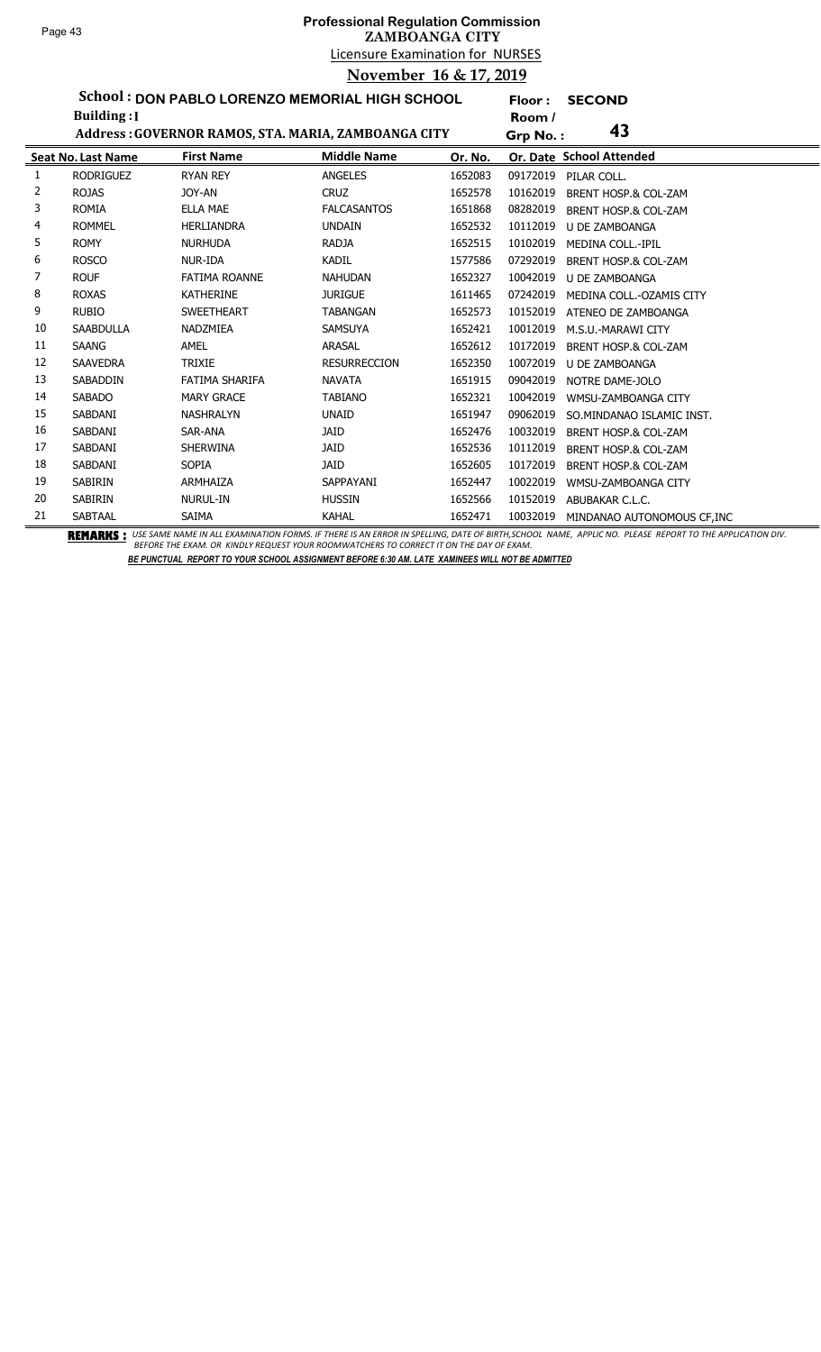# Professional Regulation Commission
## ZAMBOANGA CITY
### Licensure Examination for NURSES
### November 16 & 17, 2019

**School : DON PABLO LORENZO MEMORIAL HIGH SCHOOL**
**Building : I**
**Address : GOVERNOR RAMOS, STA. MARIA, ZAMBOANGA CITY**

**Floor : SECOND**
**Room / Grp No. : 43**

| Seat No. | Last Name | First Name | Middle Name | Or. No. | Or. Date | School Attended |
|---|---|---|---|---|---|---|
| 1 | RODRIGUEZ | RYAN REY | ANGELES | 1652083 | 09172019 | PILAR COLL. |
| 2 | ROJAS | JOY-AN | CRUZ | 1652578 | 10162019 | BRENT HOSP.& COL-ZAM |
| 3 | ROMIA | ELLA MAE | FALCASANTOS | 1651868 | 08282019 | BRENT HOSP.& COL-ZAM |
| 4 | ROMMEL | HERLIANDRA | UNDAIN | 1652532 | 10112019 | U DE ZAMBOANGA |
| 5 | ROMY | NURHUDA | RADJA | 1652515 | 10102019 | MEDINA COLL.-IPIL |
| 6 | ROSCO | NUR-IDA | KADIL | 1577586 | 07292019 | BRENT HOSP.& COL-ZAM |
| 7 | ROUF | FATIMA ROANNE | NAHUDAN | 1652327 | 10042019 | U DE ZAMBOANGA |
| 8 | ROXAS | KATHERINE | JURIGUE | 1611465 | 07242019 | MEDINA COLL.-OZAMIS CITY |
| 9 | RUBIO | SWEETHEART | TABANGAN | 1652573 | 10152019 | ATENEO DE ZAMBOANGA |
| 10 | SAABDULLA | NADZMIEA | SAMSUYA | 1652421 | 10012019 | M.S.U.-MARAWI CITY |
| 11 | SAANG | AMEL | ARASAL | 1652612 | 10172019 | BRENT HOSP.& COL-ZAM |
| 12 | SAAVEDRA | TRIXIE | RESURRECCION | 1652350 | 10072019 | U DE ZAMBOANGA |
| 13 | SABADDIN | FATIMA SHARIFA | NAVATA | 1651915 | 09042019 | NOTRE DAME-JOLO |
| 14 | SABADO | MARY GRACE | TABIANO | 1652321 | 10042019 | WMSU-ZAMBOANGA CITY |
| 15 | SABDANI | NASHRALYN | UNAID | 1651947 | 09062019 | SO.MINDANAO ISLAMIC INST. |
| 16 | SABDANI | SAR-ANA | JAID | 1652476 | 10032019 | BRENT HOSP.& COL-ZAM |
| 17 | SABDANI | SHERWINA | JAID | 1652536 | 10112019 | BRENT HOSP.& COL-ZAM |
| 18 | SABDANI | SOPIA | JAID | 1652605 | 10172019 | BRENT HOSP.& COL-ZAM |
| 19 | SABIRIN | ARMHAIZA | SAPPAYANI | 1652447 | 10022019 | WMSU-ZAMBOANGA CITY |
| 20 | SABIRIN | NURUL-IN | HUSSIN | 1652566 | 10152019 | ABUBAKAR C.L.C. |
| 21 | SABTAAL | SAIMA | KAHAL | 1652471 | 10032019 | MINDANAO AUTONOMOUS CF,INC |

**REMARKS :** USE SAME NAME IN ALL EXAMINATION FORMS. IF THERE IS AN ERROR IN SPELLING, DATE OF BIRTH,SCHOOL NAME, APPLIC NO. PLEASE REPORT TO THE APPLICATION DIV. BEFORE THE EXAM. OR KINDLY REQUEST YOUR ROOMWATCHERS TO CORRECT IT ON THE DAY OF EXAM.

***BE PUNCTUAL REPORT TO YOUR SCHOOL ASSIGNMENT BEFORE 6:30 AM. LATE XAMINEES WILL NOT BE ADMITTED***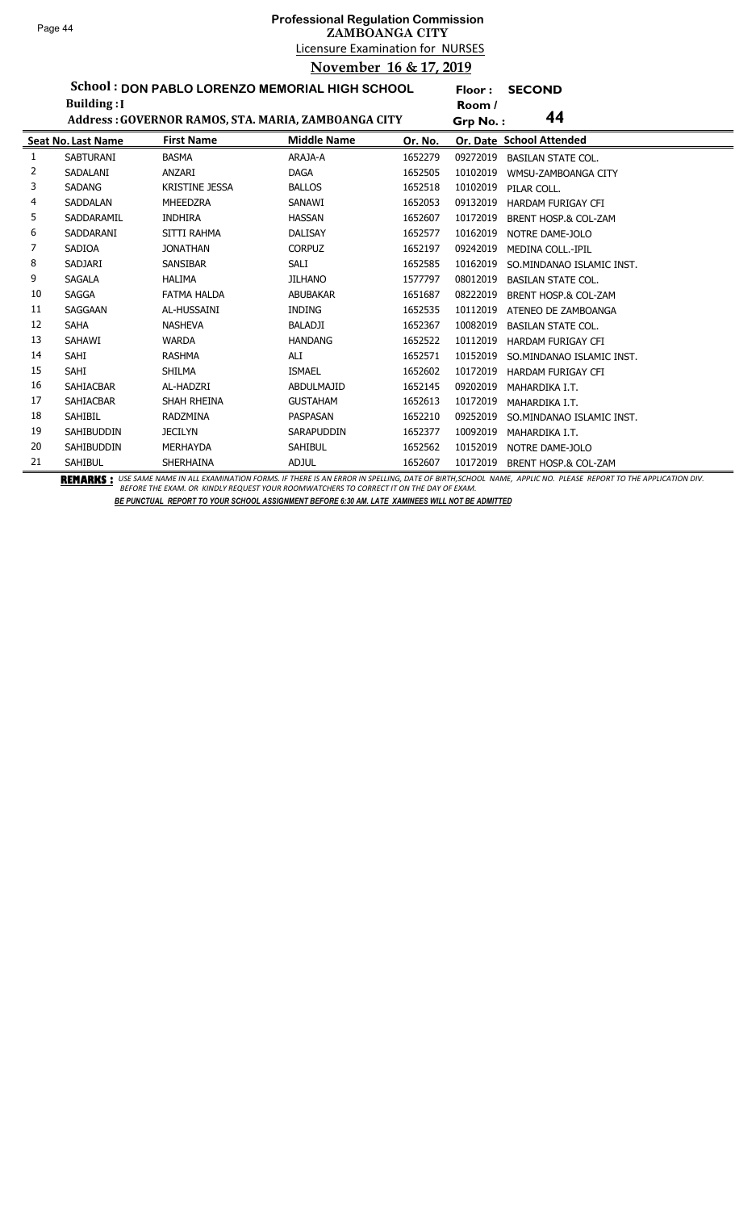# Professional Regulation Commission
## ZAMBOANGA CITY
### Licensure Examination for NURSES
### November 16 & 17, 2019

**School : DON PABLO LORENZO MEMORIAL HIGH SCHOOL** **Floor : SECOND**
**Building : I** **Room / Grp No. : 44**
**Address : GOVERNOR RAMOS, STA. MARIA, ZAMBOANGA CITY**

| Seat No. | Last Name | First Name | Middle Name | Or. No. | Or. Date | School Attended |
|---|---|---|---|---|---|---|
| 1 | SABTURANI | BASMA | ARAJA-A | 1652279 | 09272019 | BASILAN STATE COL. |
| 2 | SADALANI | ANZARI | DAGA | 1652505 | 10102019 | WMSU-ZAMBOANGA CITY |
| 3 | SADANG | KRISTINE JESSA | BALLOS | 1652518 | 10102019 | PILAR COLL. |
| 4 | SADDALAN | MHEEDZRA | SANAWI | 1652053 | 09132019 | HARDAM FURIGAY CFI |
| 5 | SADDARAMIL | INDHIRA | HASSAN | 1652607 | 10172019 | BRENT HOSP.& COL-ZAM |
| 6 | SADDARANI | SITTI RAHMA | DALISAY | 1652577 | 10162019 | NOTRE DAME-JOLO |
| 7 | SADIOA | JONATHAN | CORPUZ | 1652197 | 09242019 | MEDINA COLL.-IPIL |
| 8 | SADJARI | SANSIBAR | SALI | 1652585 | 10162019 | SO.MINDANAO ISLAMIC INST. |
| 9 | SAGALA | HALIMA | JILHANO | 1577797 | 08012019 | BASILAN STATE COL. |
| 10 | SAGGA | FATMA HALDA | ABUBAKAR | 1651687 | 08222019 | BRENT HOSP.& COL-ZAM |
| 11 | SAGGAAN | AL-HUSSAINI | INDING | 1652535 | 10112019 | ATENEO DE ZAMBOANGA |
| 12 | SAHA | NASHEVA | BALADJI | 1652367 | 10082019 | BASILAN STATE COL. |
| 13 | SAHAWI | WARDA | HANDANG | 1652522 | 10112019 | HARDAM FURIGAY CFI |
| 14 | SAHI | RASHMA | ALI | 1652571 | 10152019 | SO.MINDANAO ISLAMIC INST. |
| 15 | SAHI | SHILMA | ISMAEL | 1652602 | 10172019 | HARDAM FURIGAY CFI |
| 16 | SAHIACBAR | AL-HADZRI | ABDULMAJID | 1652145 | 09202019 | MAHARDIKA I.T. |
| 17 | SAHIACBAR | SHAH RHEINA | GUSTAHAM | 1652613 | 10172019 | MAHARDIKA I.T. |
| 18 | SAHIBIL | RADZMINA | PASPASAN | 1652210 | 09252019 | SO.MINDANAO ISLAMIC INST. |
| 19 | SAHIBUDDIN | JECILYN | SARAPUDDIN | 1652377 | 10092019 | MAHARDIKA I.T. |
| 20 | SAHIBUDDIN | MERHAYDA | SAHIBUL | 1652562 | 10152019 | NOTRE DAME-JOLO |
| 21 | SAHIBUL | SHERHAINA | ADJUL | 1652607 | 10172019 | BRENT HOSP.& COL-ZAM |

**REMARKS :** *USE SAME NAME IN ALL EXAMINATION FORMS. IF THERE IS AN ERROR IN SPELLING, DATE OF BIRTH,SCHOOL NAME, APPLIC NO. PLEASE REPORT TO THE APPLICATION DIV. BEFORE THE EXAM. OR KINDLY REQUEST YOUR ROOMWATCHERS TO CORRECT IT ON THE DAY OF EXAM.*

***BE PUNCTUAL REPORT TO YOUR SCHOOL ASSIGNMENT BEFORE 6:30 AM. LATE XAMINEES WILL NOT BE ADMITTED***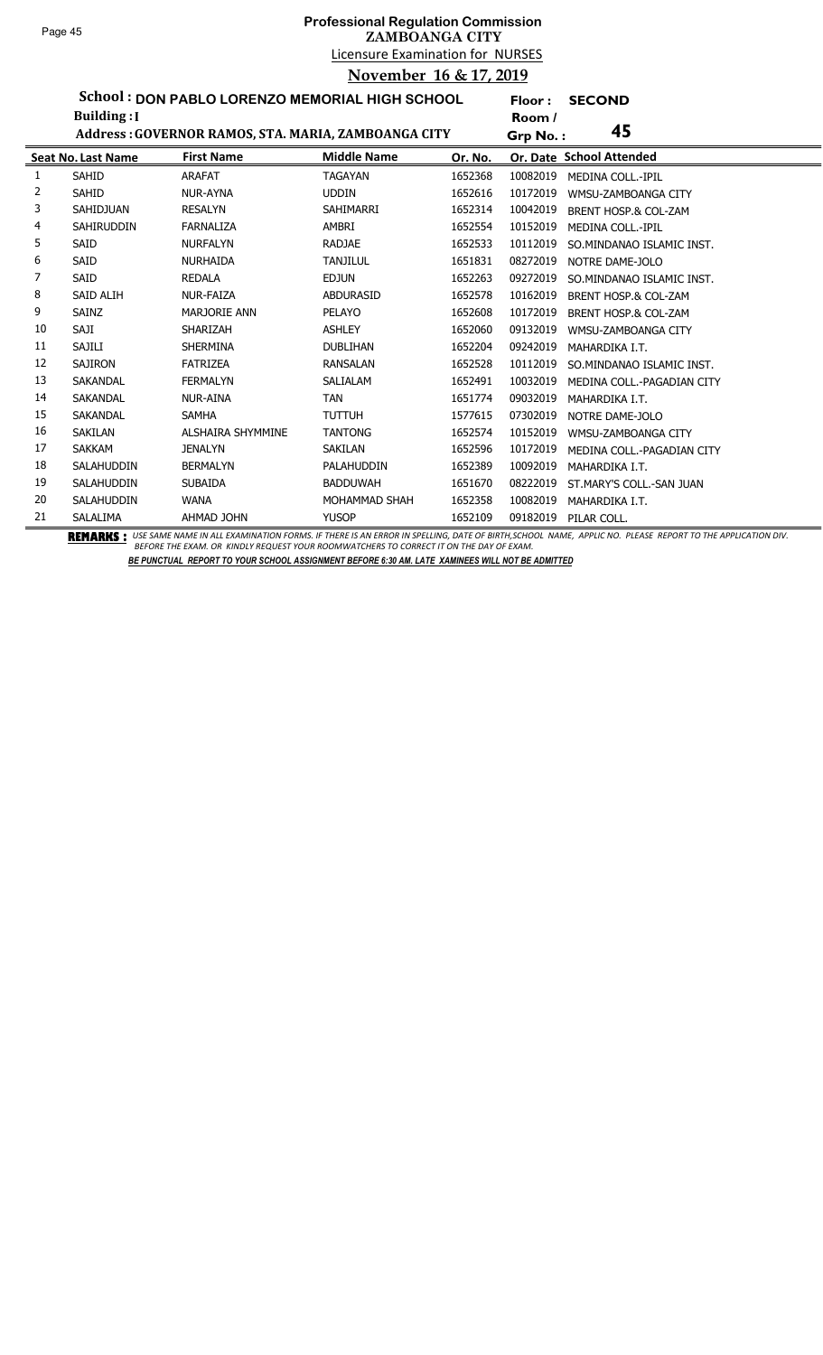# Professional Regulation Commission
## ZAMBOANGA CITY
### Licensure Examination for NURSES
### November 16 & 17, 2019

**School : DON PABLO LORENZO MEMORIAL HIGH SCHOOL** | **Floor : SECOND**
**Building : I** | **Room / Grp No. : 45**
**Address : GOVERNOR RAMOS, STA. MARIA, ZAMBOANGA CITY**

| Seat No. | Last Name | First Name | Middle Name | Or. No. | Or. Date | School Attended |
|---|---|---|---|---|---|---|
| 1 | SAHID | ARAFAT | TAGAYAN | 1652368 | 10082019 | MEDINA COLL.-IPIL |
| 2 | SAHID | NUR-AYNA | UDDIN | 1652616 | 10172019 | WMSU-ZAMBOANGA CITY |
| 3 | SAHIDJUAN | RESALYN | SAHIMARRI | 1652314 | 10042019 | BRENT HOSP.& COL-ZAM |
| 4 | SAHIRUDDIN | FARNALIZA | AMBRI | 1652554 | 10152019 | MEDINA COLL.-IPIL |
| 5 | SAID | NURFALYN | RADJAE | 1652533 | 10112019 | SO.MINDANAO ISLAMIC INST. |
| 6 | SAID | NURHAIDA | TANJILUL | 1651831 | 08272019 | NOTRE DAME-JOLO |
| 7 | SAID | REDALA | EDJUN | 1652263 | 09272019 | SO.MINDANAO ISLAMIC INST. |
| 8 | SAID ALIH | NUR-FAIZA | ABDURASID | 1652578 | 10162019 | BRENT HOSP.& COL-ZAM |
| 9 | SAINZ | MARJORIE ANN | PELAYO | 1652608 | 10172019 | BRENT HOSP.& COL-ZAM |
| 10 | SAJI | SHARIZAH | ASHLEY | 1652060 | 09132019 | WMSU-ZAMBOANGA CITY |
| 11 | SAJILI | SHERMINA | DUBLIHAN | 1652204 | 09242019 | MAHARDIKA I.T. |
| 12 | SAJIRON | FATRIZEA | RANSALAN | 1652528 | 10112019 | SO.MINDANAO ISLAMIC INST. |
| 13 | SAKANDAL | FERMALYN | SALIALAM | 1652491 | 10032019 | MEDINA COLL.-PAGADIAN CITY |
| 14 | SAKANDAL | NUR-AINA | TAN | 1651774 | 09032019 | MAHARDIKA I.T. |
| 15 | SAKANDAL | SAMHA | TUTTUH | 1577615 | 07302019 | NOTRE DAME-JOLO |
| 16 | SAKILAN | ALSHAIRA SHYMMINE | TANTONG | 1652574 | 10152019 | WMSU-ZAMBOANGA CITY |
| 17 | SAKKAM | JENALYN | SAKILAN | 1652596 | 10172019 | MEDINA COLL.-PAGADIAN CITY |
| 18 | SALAHUDDIN | BERMALYN | PALAHUDDIN | 1652389 | 10092019 | MAHARDIKA I.T. |
| 19 | SALAHUDDIN | SUBAIDA | BADDUWAH | 1651670 | 08222019 | ST.MARY'S COLL.-SAN JUAN |
| 20 | SALAHUDDIN | WANA | MOHAMMAD SHAH | 1652358 | 10082019 | MAHARDIKA I.T. |
| 21 | SALALIMA | AHMAD JOHN | YUSOP | 1652109 | 09182019 | PILAR COLL. |

**REMARKS :** USE SAME NAME IN ALL EXAMINATION FORMS. IF THERE IS AN ERROR IN SPELLING, DATE OF BIRTH,SCHOOL NAME, APPLIC NO. PLEASE REPORT TO THE APPLICATION DIV. BEFORE THE EXAM. OR KINDLY REQUEST YOUR ROOMWATCHERS TO CORRECT IT ON THE DAY OF EXAM.

***BE PUNCTUAL REPORT TO YOUR SCHOOL ASSIGNMENT BEFORE 6:30 AM. LATE XAMINEES WILL NOT BE ADMITTED***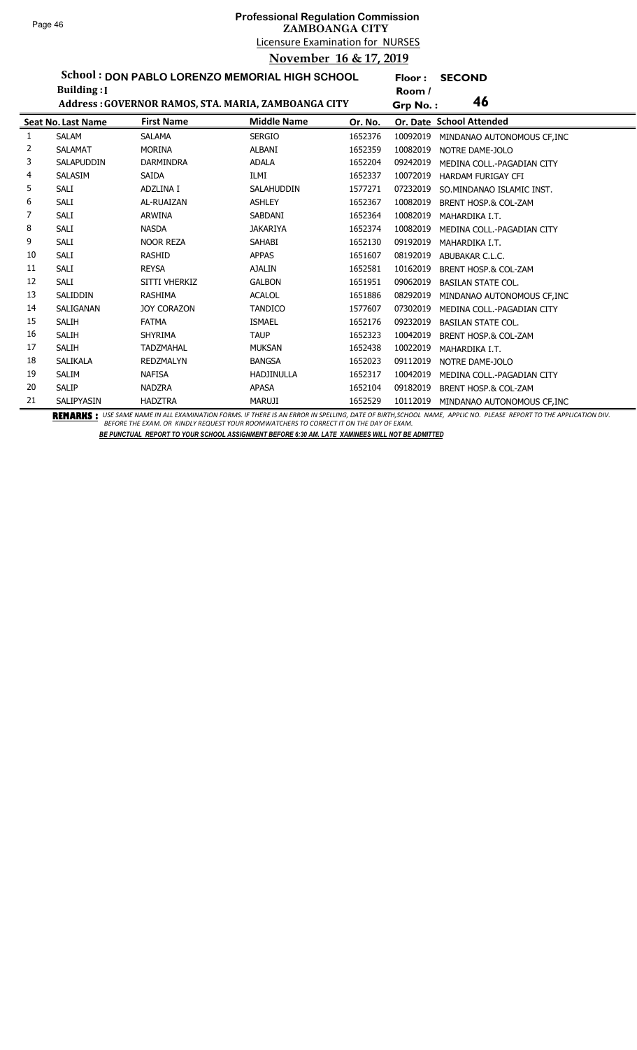# Professional Regulation Commission
## ZAMBOANGA CITY
### Licensure Examination for NURSES
### November 16 & 17, 2019

**School : DON PABLO LORENZO MEMORIAL HIGH SCHOOL** — **Floor : SECOND**

**Building : I** — **Room / Grp No. : 46**

**Address : GOVERNOR RAMOS, STA. MARIA, ZAMBOANGA CITY**

| Seat No. | Last Name | First Name | Middle Name | Or. No. | Or. Date | School Attended |
|---|---|---|---|---|---|---|
| 1 | SALAM | SALAMA | SERGIO | 1652376 | 10092019 | MINDANAO AUTONOMOUS CF,INC |
| 2 | SALAMAT | MORINA | ALBANI | 1652359 | 10082019 | NOTRE DAME-JOLO |
| 3 | SALAPUDDIN | DARMINDRA | ADALA | 1652204 | 09242019 | MEDINA COLL.-PAGADIAN CITY |
| 4 | SALASIM | SAIDA | ILMI | 1652337 | 10072019 | HARDAM FURIGAY CFI |
| 5 | SALI | ADZLINA I | SALAHUDDIN | 1577271 | 07232019 | SO.MINDANAO ISLAMIC INST. |
| 6 | SALI | AL-RUAIZAN | ASHLEY | 1652367 | 10082019 | BRENT HOSP.& COL-ZAM |
| 7 | SALI | ARWINA | SABDANI | 1652364 | 10082019 | MAHARDIKA I.T. |
| 8 | SALI | NASDA | JAKARIYA | 1652374 | 10082019 | MEDINA COLL.-PAGADIAN CITY |
| 9 | SALI | NOOR REZA | SAHABI | 1652130 | 09192019 | MAHARDIKA I.T. |
| 10 | SALI | RASHID | APPAS | 1651607 | 08192019 | ABUBAKAR C.L.C. |
| 11 | SALI | REYSA | AJALIN | 1652581 | 10162019 | BRENT HOSP.& COL-ZAM |
| 12 | SALI | SITTI VHERKIZ | GALBON | 1651951 | 09062019 | BASILAN STATE COL. |
| 13 | SALIDDIN | RASHIMA | ACALOL | 1651886 | 08292019 | MINDANAO AUTONOMOUS CF,INC |
| 14 | SALIGANAN | JOY CORAZON | TANDICO | 1577607 | 07302019 | MEDINA COLL.-PAGADIAN CITY |
| 15 | SALIH | FATMA | ISMAEL | 1652176 | 09232019 | BASILAN STATE COL. |
| 16 | SALIH | SHYRIMA | TAUP | 1652323 | 10042019 | BRENT HOSP.& COL-ZAM |
| 17 | SALIH | TADZMAHAL | MUKSAN | 1652438 | 10022019 | MAHARDIKA I.T. |
| 18 | SALIKALA | REDZMALYN | BANGSA | 1652023 | 09112019 | NOTRE DAME-JOLO |
| 19 | SALIM | NAFISA | HADJINULLA | 1652317 | 10042019 | MEDINA COLL.-PAGADIAN CITY |
| 20 | SALIP | NADZRA | APASA | 1652104 | 09182019 | BRENT HOSP.& COL-ZAM |
| 21 | SALIPYASIN | HADZTRA | MARUJI | 1652529 | 10112019 | MINDANAO AUTONOMOUS CF,INC |

**REMARKS :** *USE SAME NAME IN ALL EXAMINATION FORMS. IF THERE IS AN ERROR IN SPELLING, DATE OF BIRTH,SCHOOL NAME, APPLIC NO. PLEASE REPORT TO THE APPLICATION DIV. BEFORE THE EXAM. OR KINDLY REQUEST YOUR ROOMWATCHERS TO CORRECT IT ON THE DAY OF EXAM.*

***BE PUNCTUAL REPORT TO YOUR SCHOOL ASSIGNMENT BEFORE 6:30 AM. LATE XAMINEES WILL NOT BE ADMITTED***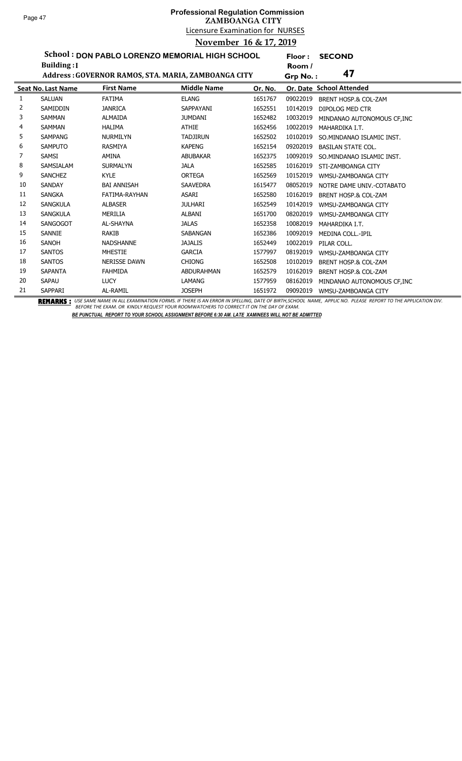# Professional Regulation Commission
## ZAMBOANGA CITY
### Licensure Examination for NURSES
### November 16 & 17, 2019

**School : DON PABLO LORENZO MEMORIAL HIGH SCHOOL** **Floor : SECOND**

**Building : I** **Room / Grp No. : 47**

**Address : GOVERNOR RAMOS, STA. MARIA, ZAMBOANGA CITY**

| Seat No. | Last Name | First Name | Middle Name | Or. No. | Or. Date | School Attended |
|---|---|---|---|---|---|---|
| 1 | SALUAN | FATIMA | ELANG | 1651767 | 09022019 | BRENT HOSP.& COL-ZAM |
| 2 | SAMIDDIN | JANRICA | SAPPAYANI | 1652551 | 10142019 | DIPOLOG MED CTR |
| 3 | SAMMAN | ALMAIDA | JUMDANI | 1652482 | 10032019 | MINDANAO AUTONOMOUS CF,INC |
| 4 | SAMMAN | HALIMA | ATHIE | 1652456 | 10022019 | MAHARDIKA I.T. |
| 5 | SAMPANG | NURMILYN | TADJIRUN | 1652502 | 10102019 | SO.MINDANAO ISLAMIC INST. |
| 6 | SAMPUTO | RASMIYA | KAPENG | 1652154 | 09202019 | BASILAN STATE COL. |
| 7 | SAMSI | AMINA | ABUBAKAR | 1652375 | 10092019 | SO.MINDANAO ISLAMIC INST. |
| 8 | SAMSIALAM | SURMALYN | JALA | 1652585 | 10162019 | STI-ZAMBOANGA CITY |
| 9 | SANCHEZ | KYLE | ORTEGA | 1652569 | 10152019 | WMSU-ZAMBOANGA CITY |
| 10 | SANDAY | BAI ANNISAH | SAAVEDRA | 1615477 | 08052019 | NOTRE DAME UNIV.-COTABATO |
| 11 | SANGKA | FATIMA-RAYHAN | ASARI | 1652580 | 10162019 | BRENT HOSP.& COL-ZAM |
| 12 | SANGKULA | ALBASER | JULHARI | 1652549 | 10142019 | WMSU-ZAMBOANGA CITY |
| 13 | SANGKULA | MERILIA | ALBANI | 1651700 | 08202019 | WMSU-ZAMBOANGA CITY |
| 14 | SANGOGOT | AL-SHAYNA | JALAS | 1652358 | 10082019 | MAHARDIKA I.T. |
| 15 | SANNIE | RAKIB | SABANGAN | 1652386 | 10092019 | MEDINA COLL.-IPIL |
| 16 | SANOH | NADSHANNE | JAJALIS | 1652449 | 10022019 | PILAR COLL. |
| 17 | SANTOS | MHESTIE | GARCIA | 1577997 | 08192019 | WMSU-ZAMBOANGA CITY |
| 18 | SANTOS | NERISSE DAWN | CHIONG | 1652508 | 10102019 | BRENT HOSP.& COL-ZAM |
| 19 | SAPANTA | FAHMIDA | ABDURAHMAN | 1652579 | 10162019 | BRENT HOSP.& COL-ZAM |
| 20 | SAPAU | LUCY | LAMANG | 1577959 | 08162019 | MINDANAO AUTONOMOUS CF,INC |
| 21 | SAPPARI | AL-RAMIL | JOSEPH | 1651972 | 09092019 | WMSU-ZAMBOANGA CITY |

**REMARKS :** *USE SAME NAME IN ALL EXAMINATION FORMS. IF THERE IS AN ERROR IN SPELLING, DATE OF BIRTH,SCHOOL NAME, APPLIC NO. PLEASE REPORT TO THE APPLICATION DIV. BEFORE THE EXAM. OR KINDLY REQUEST YOUR ROOMWATCHERS TO CORRECT IT ON THE DAY OF EXAM.*

***BE PUNCTUAL REPORT TO YOUR SCHOOL ASSIGNMENT BEFORE 6:30 AM. LATE XAMINEES WILL NOT BE ADMITTED***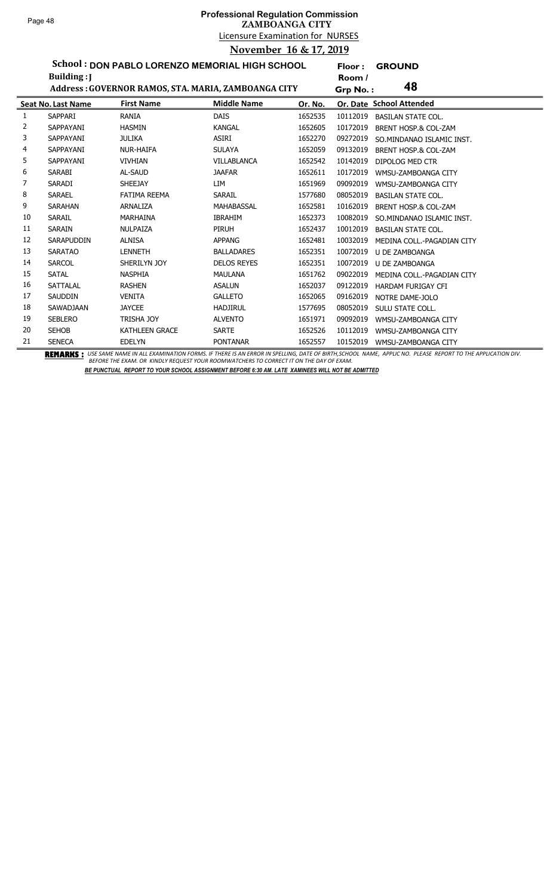# Professional Regulation Commission
## ZAMBOANGA CITY
### Licensure Examination for NURSES
### November 16 & 17, 2019

**School : DON PABLO LORENZO MEMORIAL HIGH SCHOOL** | **Floor : GROUND**

**Building : J** | **Room / Grp No. : 48**

**Address : GOVERNOR RAMOS, STA. MARIA, ZAMBOANGA CITY**

| Seat No. | Last Name | First Name | Middle Name | Or. No. | Or. Date | School Attended |
|---|---|---|---|---|---|---|
| 1 | SAPPARI | RANIA | DAIS | 1652535 | 10112019 | BASILAN STATE COL. |
| 2 | SAPPAYANI | HASMIN | KANGAL | 1652605 | 10172019 | BRENT HOSP.& COL-ZAM |
| 3 | SAPPAYANI | JULIKA | ASIRI | 1652270 | 09272019 | SO.MINDANAO ISLAMIC INST. |
| 4 | SAPPAYANI | NUR-HAIFA | SULAYA | 1652059 | 09132019 | BRENT HOSP.& COL-ZAM |
| 5 | SAPPAYANI | VIVHIAN | VILLABLANCA | 1652542 | 10142019 | DIPOLOG MED CTR |
| 6 | SARABI | AL-SAUD | JAAFAR | 1652611 | 10172019 | WMSU-ZAMBOANGA CITY |
| 7 | SARADI | SHEEJAY | LIM | 1651969 | 09092019 | WMSU-ZAMBOANGA CITY |
| 8 | SARAEL | FATIMA REEMA | SARAIL | 1577680 | 08052019 | BASILAN STATE COL. |
| 9 | SARAHAN | ARNALIZA | MAHABASSAL | 1652581 | 10162019 | BRENT HOSP.& COL-ZAM |
| 10 | SARAIL | MARHAINA | IBRAHIM | 1652373 | 10082019 | SO.MINDANAO ISLAMIC INST. |
| 11 | SARAIN | NULPAIZA | PIRUH | 1652437 | 10012019 | BASILAN STATE COL. |
| 12 | SARAPUDDIN | ALNISA | APPANG | 1652481 | 10032019 | MEDINA COLL.-PAGADIAN CITY |
| 13 | SARATAO | LENNETH | BALLADARES | 1652351 | 10072019 | U DE ZAMBOANGA |
| 14 | SARCOL | SHERILYN JOY | DELOS REYES | 1652351 | 10072019 | U DE ZAMBOANGA |
| 15 | SATAL | NASPHIA | MAULANA | 1651762 | 09022019 | MEDINA COLL.-PAGADIAN CITY |
| 16 | SATTALAL | RASHEN | ASALUN | 1652037 | 09122019 | HARDAM FURIGAY CFI |
| 17 | SAUDDIN | VENITA | GALLETO | 1652065 | 09162019 | NOTRE DAME-JOLO |
| 18 | SAWADJAAN | JAYCEE | HADJIRUL | 1577695 | 08052019 | SULU STATE COLL. |
| 19 | SEBLERO | TRISHA JOY | ALVENTO | 1651971 | 09092019 | WMSU-ZAMBOANGA CITY |
| 20 | SEHOB | KATHLEEN GRACE | SARTE | 1652526 | 10112019 | WMSU-ZAMBOANGA CITY |
| 21 | SENECA | EDELYN | PONTANAR | 1652557 | 10152019 | WMSU-ZAMBOANGA CITY |

**REMARKS :** *USE SAME NAME IN ALL EXAMINATION FORMS. IF THERE IS AN ERROR IN SPELLING, DATE OF BIRTH,SCHOOL NAME, APPLIC NO. PLEASE REPORT TO THE APPLICATION DIV. BEFORE THE EXAM. OR KINDLY REQUEST YOUR ROOMWATCHERS TO CORRECT IT ON THE DAY OF EXAM.*

***BE PUNCTUAL REPORT TO YOUR SCHOOL ASSIGNMENT BEFORE 6:30 AM. LATE XAMINEES WILL NOT BE ADMITTED***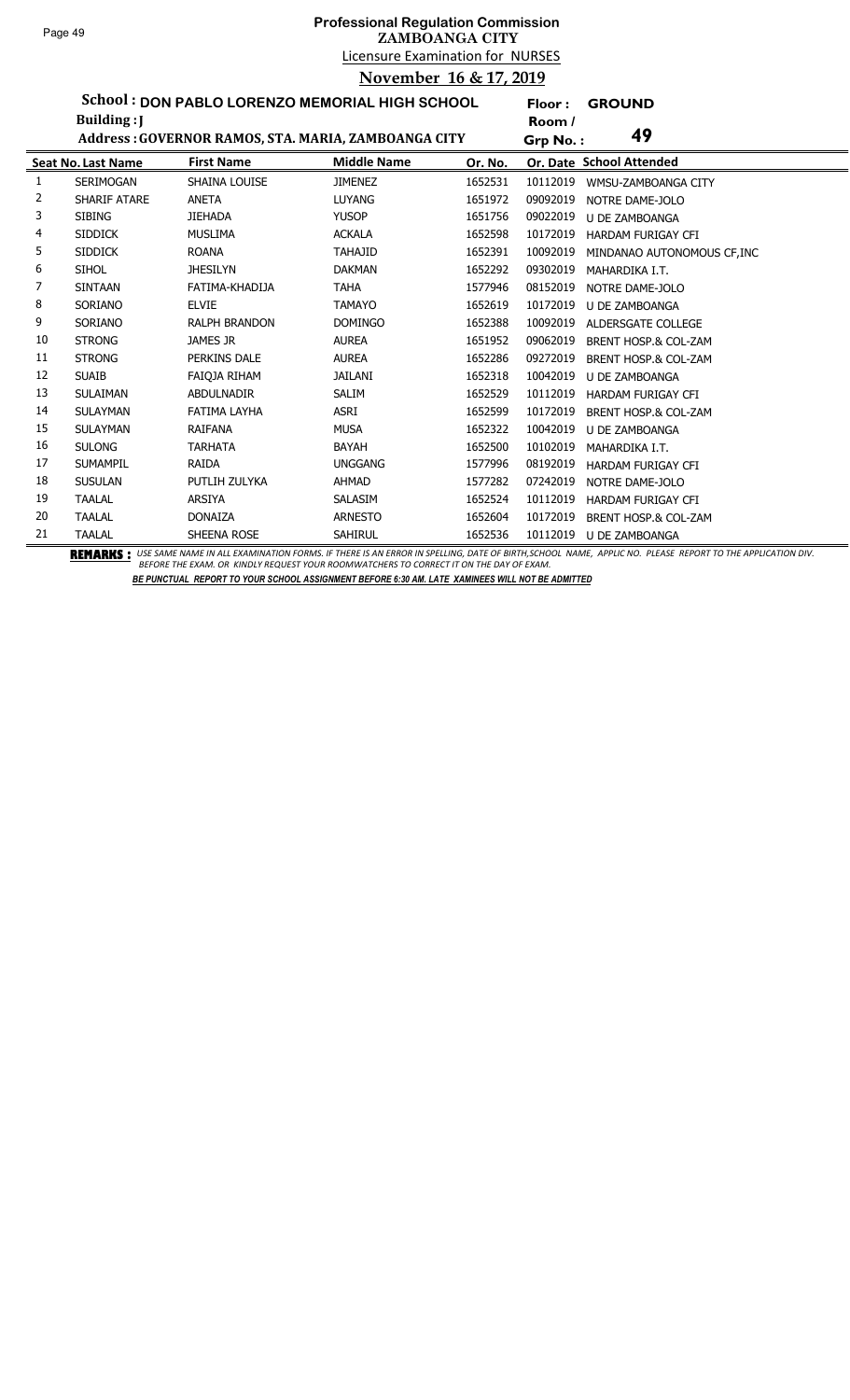# Professional Regulation Commission
## ZAMBOANGA CITY
Licensure Examination for NURSES
**November 16 & 17, 2019**

**School : DON PABLO LORENZO MEMORIAL HIGH SCHOOL** Floor : **GROUND**
**Building : J** Room /
**Address : GOVERNOR RAMOS, STA. MARIA, ZAMBOANGA CITY** Grp No. : **49**

| Seat No. | Last Name | First Name | Middle Name | Or. No. | Or. Date | School Attended |
|---|---|---|---|---|---|---|
| 1 | SERIMOGAN | SHAINA LOUISE | JIMENEZ | 1652531 | 10112019 | WMSU-ZAMBOANGA CITY |
| 2 | SHARIF ATARE | ANETA | LUYANG | 1651972 | 09092019 | NOTRE DAME-JOLO |
| 3 | SIBING | JIEHADA | YUSOP | 1651756 | 09022019 | U DE ZAMBOANGA |
| 4 | SIDDICK | MUSLIMA | ACKALA | 1652598 | 10172019 | HARDAM FURIGAY CFI |
| 5 | SIDDICK | ROANA | TAHAJID | 1652391 | 10092019 | MINDANAO AUTONOMOUS CF,INC |
| 6 | SIHOL | JHESILYN | DAKMAN | 1652292 | 09302019 | MAHARDIKA I.T. |
| 7 | SINTAAN | FATIMA-KHADIJA | TAHA | 1577946 | 08152019 | NOTRE DAME-JOLO |
| 8 | SORIANO | ELVIE | TAMAYO | 1652619 | 10172019 | U DE ZAMBOANGA |
| 9 | SORIANO | RALPH BRANDON | DOMINGO | 1652388 | 10092019 | ALDERSGATE COLLEGE |
| 10 | STRONG | JAMES JR | AUREA | 1651952 | 09062019 | BRENT HOSP.& COL-ZAM |
| 11 | STRONG | PERKINS DALE | AUREA | 1652286 | 09272019 | BRENT HOSP.& COL-ZAM |
| 12 | SUAIB | FAIQJA RIHAM | JAILANI | 1652318 | 10042019 | U DE ZAMBOANGA |
| 13 | SULAIMAN | ABDULNADIR | SALIM | 1652529 | 10112019 | HARDAM FURIGAY CFI |
| 14 | SULAYMAN | FATIMA LAYHA | ASRI | 1652599 | 10172019 | BRENT HOSP.& COL-ZAM |
| 15 | SULAYMAN | RAIFANA | MUSA | 1652322 | 10042019 | U DE ZAMBOANGA |
| 16 | SULONG | TARHATA | BAYAH | 1652500 | 10102019 | MAHARDIKA I.T. |
| 17 | SUMAMPIL | RAIDA | UNGGANG | 1577996 | 08192019 | HARDAM FURIGAY CFI |
| 18 | SUSULAN | PUTLIH ZULYKA | AHMAD | 1577282 | 07242019 | NOTRE DAME-JOLO |
| 19 | TAALAL | ARSIYA | SALASIM | 1652524 | 10112019 | HARDAM FURIGAY CFI |
| 20 | TAALAL | DONAIZA | ARNESTO | 1652604 | 10172019 | BRENT HOSP.& COL-ZAM |
| 21 | TAALAL | SHEENA ROSE | SAHIRUL | 1652536 | 10112019 | U DE ZAMBOANGA |

**REMARKS :** *USE SAME NAME IN ALL EXAMINATION FORMS. IF THERE IS AN ERROR IN SPELLING, DATE OF BIRTH,SCHOOL NAME, APPLIC NO. PLEASE REPORT TO THE APPLICATION DIV. BEFORE THE EXAM. OR KINDLY REQUEST YOUR ROOMWATCHERS TO CORRECT IT ON THE DAY OF EXAM.*

***BE PUNCTUAL REPORT TO YOUR SCHOOL ASSIGNMENT BEFORE 6:30 AM. LATE XAMINEES WILL NOT BE ADMITTED***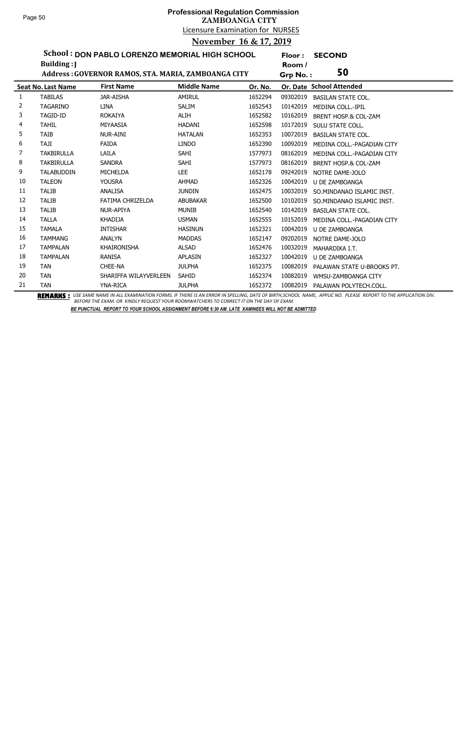## Professional Regulation Commission
### ZAMBOANGA CITY
Licensure Examination for NURSES

**November 16 & 17, 2019**

**School : DON PABLO LORENZO MEMORIAL HIGH SCHOOL** Floor : **SECOND**

**Building : J** Room / Grp No. : **50**

**Address : GOVERNOR RAMOS, STA. MARIA, ZAMBOANGA CITY**

| Seat No. | Last Name | First Name | Middle Name | Or. No. | Or. Date | School Attended |
|---|---|---|---|---|---|---|
| 1 | TABILAS | JAR-AISHA | AMIRUL | 1652294 | 09302019 | BASILAN STATE COL. |
| 2 | TAGARINO | LINA | SALIM | 1652543 | 10142019 | MEDINA COLL.-IPIL |
| 3 | TAGID-ID | ROKAIYA | ALIH | 1652582 | 10162019 | BRENT HOSP.& COL-ZAM |
| 4 | TAHIL | MIYAASIA | HADANI | 1652598 | 10172019 | SULU STATE COLL. |
| 5 | TAIB | NUR-AINI | HATALAN | 1652353 | 10072019 | BASILAN STATE COL. |
| 6 | TAJI | FAIDA | LINDO | 1652390 | 10092019 | MEDINA COLL.-PAGADIAN CITY |
| 7 | TAKBIRULLA | LAILA | SAHI | 1577973 | 08162019 | MEDINA COLL.-PAGADIAN CITY |
| 8 | TAKBIRULLA | SANDRA | SAHI | 1577973 | 08162019 | BRENT HOSP.& COL-ZAM |
| 9 | TALABUDDIN | MICHELDA | LEE | 1652178 | 09242019 | NOTRE DAME-JOLO |
| 10 | TALEON | YOUSRA | AHMAD | 1652326 | 10042019 | U DE ZAMBOANGA |
| 11 | TALIB | ANALISA | JUNDIN | 1652475 | 10032019 | SO.MINDANAO ISLAMIC INST. |
| 12 | TALIB | FATIMA CHRIZELDA | ABUBAKAR | 1652500 | 10102019 | SO.MINDANAO ISLAMIC INST. |
| 13 | TALIB | NUR-APIYA | MUNIB | 1652540 | 10142019 | BASILAN STATE COL. |
| 14 | TALLA | KHADIJA | USMAN | 1652555 | 10152019 | MEDINA COLL.-PAGADIAN CITY |
| 15 | TAMALA | INTISHAR | HASINUN | 1652321 | 10042019 | U DE ZAMBOANGA |
| 16 | TAMMANG | ANALYN | MADDAS | 1652147 | 09202019 | NOTRE DAME-JOLO |
| 17 | TAMPALAN | KHAIRONISHA | ALSAD | 1652476 | 10032019 | MAHARDIKA I.T. |
| 18 | TAMPALAN | RANISA | APLASIN | 1652327 | 10042019 | U DE ZAMBOANGA |
| 19 | TAN | CHEE-NA | JULPHA | 1652375 | 10082019 | PALAWAN STATE U-BROOKS PT. |
| 20 | TAN | SHARIFFA WILAYVERLEEN | SAHID | 1652374 | 10082019 | WMSU-ZAMBOANGA CITY |
| 21 | TAN | YNA-RICA | JULPHA | 1652372 | 10082019 | PALAWAN POLYTECH.COLL. |

**REMARKS :** *USE SAME NAME IN ALL EXAMINATION FORMS. IF THERE IS AN ERROR IN SPELLING, DATE OF BIRTH,SCHOOL NAME, APPLIC NO. PLEASE REPORT TO THE APPLICATION DIV. BEFORE THE EXAM. OR KINDLY REQUEST YOUR ROOMWATCHERS TO CORRECT IT ON THE DAY OF EXAM.*

***BE PUNCTUAL REPORT TO YOUR SCHOOL ASSIGNMENT BEFORE 6:30 AM. LATE XAMINEES WILL NOT BE ADMITTED***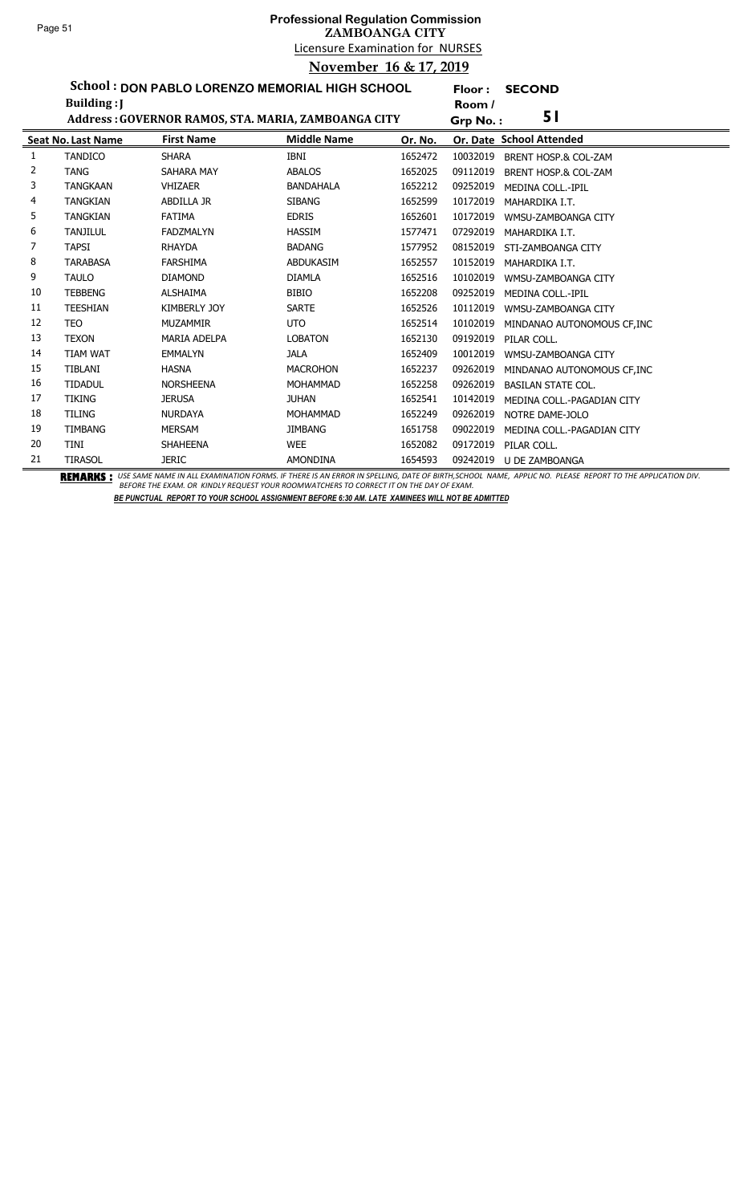# Professional Regulation Commission
## ZAMBOANGA CITY
### Licensure Examination for NURSES
### November 16 & 17, 2019

**School :** DON PABLO LORENZO MEMORIAL HIGH SCHOOL **Floor :** SECOND

**Building :** J **Room / Grp No. :** 51

**Address :** GOVERNOR RAMOS, STA. MARIA, ZAMBOANGA CITY

| Seat No. | Last Name | First Name | Middle Name | Or. No. | Or. Date | School Attended |
|---|---|---|---|---|---|---|
| 1 | TANDICO | SHARA | IBNI | 1652472 | 10032019 | BRENT HOSP.& COL-ZAM |
| 2 | TANG | SAHARA MAY | ABALOS | 1652025 | 09112019 | BRENT HOSP.& COL-ZAM |
| 3 | TANGKAAN | VHIZAER | BANDAHALA | 1652212 | 09252019 | MEDINA COLL.-IPIL |
| 4 | TANGKIAN | ABDILLA JR | SIBANG | 1652599 | 10172019 | MAHARDIKA I.T. |
| 5 | TANGKIAN | FATIMA | EDRIS | 1652601 | 10172019 | WMSU-ZAMBOANGA CITY |
| 6 | TANJILUL | FADZMALYN | HASSIM | 1577471 | 07292019 | MAHARDIKA I.T. |
| 7 | TAPSI | RHAYDA | BADANG | 1577952 | 08152019 | STI-ZAMBOANGA CITY |
| 8 | TARABASA | FARSHIMA | ABDUKASIM | 1652557 | 10152019 | MAHARDIKA I.T. |
| 9 | TAULO | DIAMOND | DIAMLA | 1652516 | 10102019 | WMSU-ZAMBOANGA CITY |
| 10 | TEBBENG | ALSHAIMA | BIBIO | 1652208 | 09252019 | MEDINA COLL.-IPIL |
| 11 | TEESHIAN | KIMBERLY JOY | SARTE | 1652526 | 10112019 | WMSU-ZAMBOANGA CITY |
| 12 | TEO | MUZAMMIR | UTO | 1652514 | 10102019 | MINDANAO AUTONOMOUS CF,INC |
| 13 | TEXON | MARIA ADELPA | LOBATON | 1652130 | 09192019 | PILAR COLL. |
| 14 | TIAM WAT | EMMALYN | JALA | 1652409 | 10012019 | WMSU-ZAMBOANGA CITY |
| 15 | TIBLANI | HASNA | MACROHON | 1652237 | 09262019 | MINDANAO AUTONOMOUS CF,INC |
| 16 | TIDADUL | NORSHEENA | MOHAMMAD | 1652258 | 09262019 | BASILAN STATE COL. |
| 17 | TIKING | JERUSA | JUHAN | 1652541 | 10142019 | MEDINA COLL.-PAGADIAN CITY |
| 18 | TILING | NURDAYA | MOHAMMAD | 1652249 | 09262019 | NOTRE DAME-JOLO |
| 19 | TIMBANG | MERSAM | JIMBANG | 1651758 | 09022019 | MEDINA COLL.-PAGADIAN CITY |
| 20 | TINI | SHAHEENA | WEE | 1652082 | 09172019 | PILAR COLL. |
| 21 | TIRASOL | JERIC | AMONDINA | 1654593 | 09242019 | U DE ZAMBOANGA |

**REMARKS :** *USE SAME NAME IN ALL EXAMINATION FORMS. IF THERE IS AN ERROR IN SPELLING, DATE OF BIRTH,SCHOOL NAME, APPLIC NO. PLEASE REPORT TO THE APPLICATION DIV. BEFORE THE EXAM. OR KINDLY REQUEST YOUR ROOMWATCHERS TO CORRECT IT ON THE DAY OF EXAM.*

***BE PUNCTUAL REPORT TO YOUR SCHOOL ASSIGNMENT BEFORE 6:30 AM. LATE XAMINEES WILL NOT BE ADMITTED***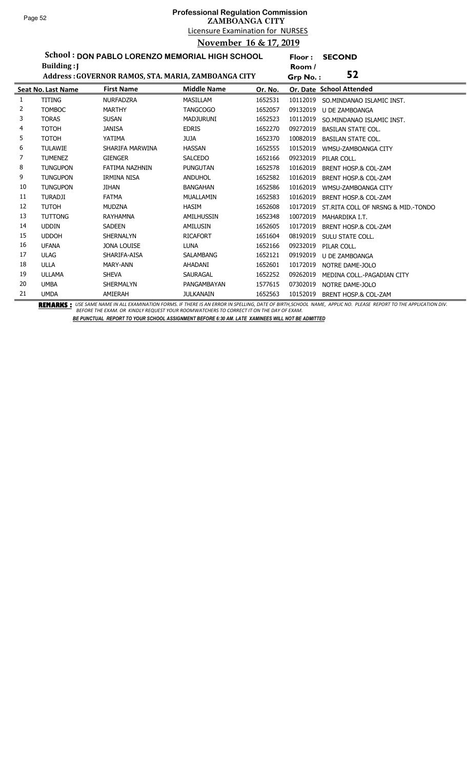# Professional Regulation Commission
## ZAMBOANGA CITY
### Licensure Examination for NURSES
### November 16 & 17, 2019

**School : DON PABLO LORENZO MEMORIAL HIGH SCHOOL** **Floor : SECOND**

**Building : J** **Room / Grp No. : 52**

**Address : GOVERNOR RAMOS, STA. MARIA, ZAMBOANGA CITY**

| Seat No. | Last Name | First Name | Middle Name | Or. No. | Or. Date | School Attended |
|---|---|---|---|---|---|---|
| 1 | TITING | NURFADZRA | MASILLAM | 1652531 | 10112019 | SO.MINDANAO ISLAMIC INST. |
| 2 | TOMBOC | MARTHY | TANGCOGO | 1652057 | 09132019 | U DE ZAMBOANGA |
| 3 | TORAS | SUSAN | MADJURUNI | 1652523 | 10112019 | SO.MINDANAO ISLAMIC INST. |
| 4 | TOTOH | JANISA | EDRIS | 1652270 | 09272019 | BASILAN STATE COL. |
| 5 | TOTOH | YATIMA | JUJA | 1652370 | 10082019 | BASILAN STATE COL. |
| 6 | TULAWIE | SHARIFA MARWINA | HASSAN | 1652555 | 10152019 | WMSU-ZAMBOANGA CITY |
| 7 | TUMENEZ | GIENGER | SALCEDO | 1652166 | 09232019 | PILAR COLL. |
| 8 | TUNGUPON | FATIMA NAZHNIN | PUNGUTAN | 1652578 | 10162019 | BRENT HOSP.& COL-ZAM |
| 9 | TUNGUPON | IRMINA NISA | ANDUHOL | 1652582 | 10162019 | BRENT HOSP.& COL-ZAM |
| 10 | TUNGUPON | JIHAN | BANGAHAN | 1652586 | 10162019 | WMSU-ZAMBOANGA CITY |
| 11 | TURADJI | FATMA | MUALLAMIN | 1652583 | 10162019 | BRENT HOSP.& COL-ZAM |
| 12 | TUTOH | MUDZNA | HASIM | 1652608 | 10172019 | ST.RITA COLL OF NRSNG & MID.-TONDO |
| 13 | TUTTONG | RAYHAMNA | AMILHUSSIN | 1652348 | 10072019 | MAHARDIKA I.T. |
| 14 | UDDIN | SADEEN | AMILUSIN | 1652605 | 10172019 | BRENT HOSP.& COL-ZAM |
| 15 | UDDOH | SHERNALYN | RICAFORT | 1651604 | 08192019 | SULU STATE COLL. |
| 16 | UFANA | JONA LOUISE | LUNA | 1652166 | 09232019 | PILAR COLL. |
| 17 | ULAG | SHARIFA-AISA | SALAMBANG | 1652121 | 09192019 | U DE ZAMBOANGA |
| 18 | ULLA | MARY-ANN | AHADANI | 1652601 | 10172019 | NOTRE DAME-JOLO |
| 19 | ULLAMA | SHEVA | SAURAGAL | 1652252 | 09262019 | MEDINA COLL.-PAGADIAN CITY |
| 20 | UMBA | SHERMALYN | PANGAMBAYAN | 1577615 | 07302019 | NOTRE DAME-JOLO |
| 21 | UMDA | AMIERAH | JULKANAIN | 1652563 | 10152019 | BRENT HOSP.& COL-ZAM |

**REMARKS :** *USE SAME NAME IN ALL EXAMINATION FORMS. IF THERE IS AN ERROR IN SPELLING, DATE OF BIRTH,SCHOOL NAME, APPLIC NO. PLEASE REPORT TO THE APPLICATION DIV. BEFORE THE EXAM. OR KINDLY REQUEST YOUR ROOMWATCHERS TO CORRECT IT ON THE DAY OF EXAM.*

***BE PUNCTUAL REPORT TO YOUR SCHOOL ASSIGNMENT BEFORE 6:30 AM. LATE XAMINEES WILL NOT BE ADMITTED***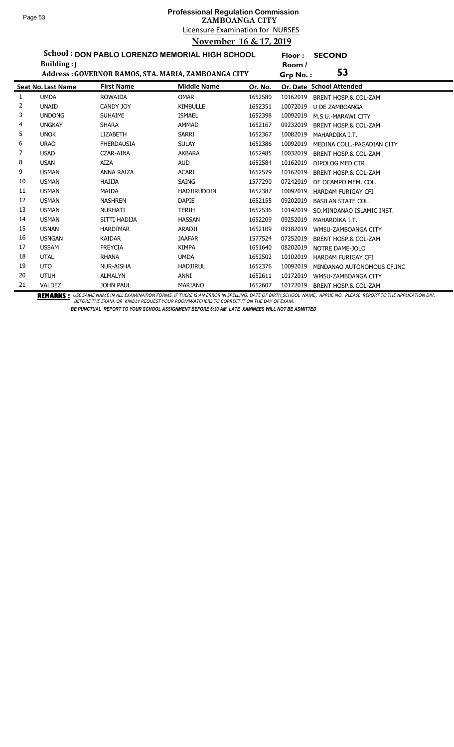# Professional Regulation Commission
## ZAMBOANGA CITY
### Licensure Examination for NURSES
### November 16 & 17, 2019

**School : DON PABLO LORENZO MEMORIAL HIGH SCHOOL** Floor : **SECOND**

**Building : J** Room / Grp No. : **53**

**Address : GOVERNOR RAMOS, STA. MARIA, ZAMBOANGA CITY**

| Seat No. | Last Name | First Name | Middle Name | Or. No. | Or. Date | School Attended |
|---|---|---|---|---|---|---|
| 1 | UMDA | ROWAIDA | OMAR | 1652580 | 10162019 | BRENT HOSP.& COL-ZAM |
| 2 | UNAID | CANDY JOY | KIMBULLE | 1652351 | 10072019 | U DE ZAMBOANGA |
| 3 | UNDONG | SUHAIMI | ISMAEL | 1652398 | 10092019 | M.S.U.-MARAWI CITY |
| 4 | UNGKAY | SHARA | AMMAD | 1652167 | 09232019 | BRENT HOSP.& COL-ZAM |
| 5 | UNOK | LIZABETH | SARRI | 1652367 | 10082019 | MAHARDIKA I.T. |
| 6 | URAO | FHERDAUSIA | SULAY | 1652386 | 10092019 | MEDINA COLL.-PAGADIAN CITY |
| 7 | USAD | CZAR-AINA | AKBARA | 1652485 | 10032019 | BRENT HOSP.& COL-ZAM |
| 8 | USAN | AIZA | AUD | 1652584 | 10162019 | DIPOLOG MED CTR |
| 9 | USMAN | ANNA RAIZA | ACARI | 1652579 | 10162019 | BRENT HOSP.& COL-ZAM |
| 10 | USMAN | HAJIJA | SAING | 1577290 | 07242019 | DE OCAMPO MEM. COL. |
| 11 | USMAN | MAIDA | HADJIRUDDIN | 1652387 | 10092019 | HARDAM FURIGAY CFI |
| 12 | USMAN | NASHREN | DAPIE | 1652155 | 09202019 | BASILAN STATE COL. |
| 13 | USMAN | NURHATI | TERIH | 1652536 | 10142019 | SO.MINDANAO ISLAMIC INST. |
| 14 | USMAN | SITTI HADIJA | HASSAN | 1652209 | 09252019 | MAHARDIKA I.T. |
| 15 | USNAN | HARDIMAR | ARADJI | 1652109 | 09182019 | WMSU-ZAMBOANGA CITY |
| 16 | USNGAN | KAIDAR | JAAFAR | 1577524 | 07252019 | BRENT HOSP.& COL-ZAM |
| 17 | USSAM | FREYCIA | KIMPA | 1651640 | 08202019 | NOTRE DAME-JOLO |
| 18 | UTAL | RHANA | UMDA | 1652502 | 10102019 | HARDAM FURIGAY CFI |
| 19 | UTO | NUR-AISHA | HADJIRUL | 1652376 | 10092019 | MINDANAO AUTONOMOUS CF,INC |
| 20 | UTUH | ALMALYN | ANNI | 1652611 | 10172019 | WMSU-ZAMBOANGA CITY |
| 21 | VALDEZ | JOHN PAUL | MARIANO | 1652607 | 10172019 | BRENT HOSP.& COL-ZAM |

**REMARKS :** *USE SAME NAME IN ALL EXAMINATION FORMS. IF THERE IS AN ERROR IN SPELLING, DATE OF BIRTH,SCHOOL NAME, APPLIC NO. PLEASE REPORT TO THE APPLICATION DIV. BEFORE THE EXAM. OR KINDLY REQUEST YOUR ROOMWATCHERS TO CORRECT IT ON THE DAY OF EXAM.*

***BE PUNCTUAL REPORT TO YOUR SCHOOL ASSIGNMENT BEFORE 6:30 AM. LATE XAMINEES WILL NOT BE ADMITTED***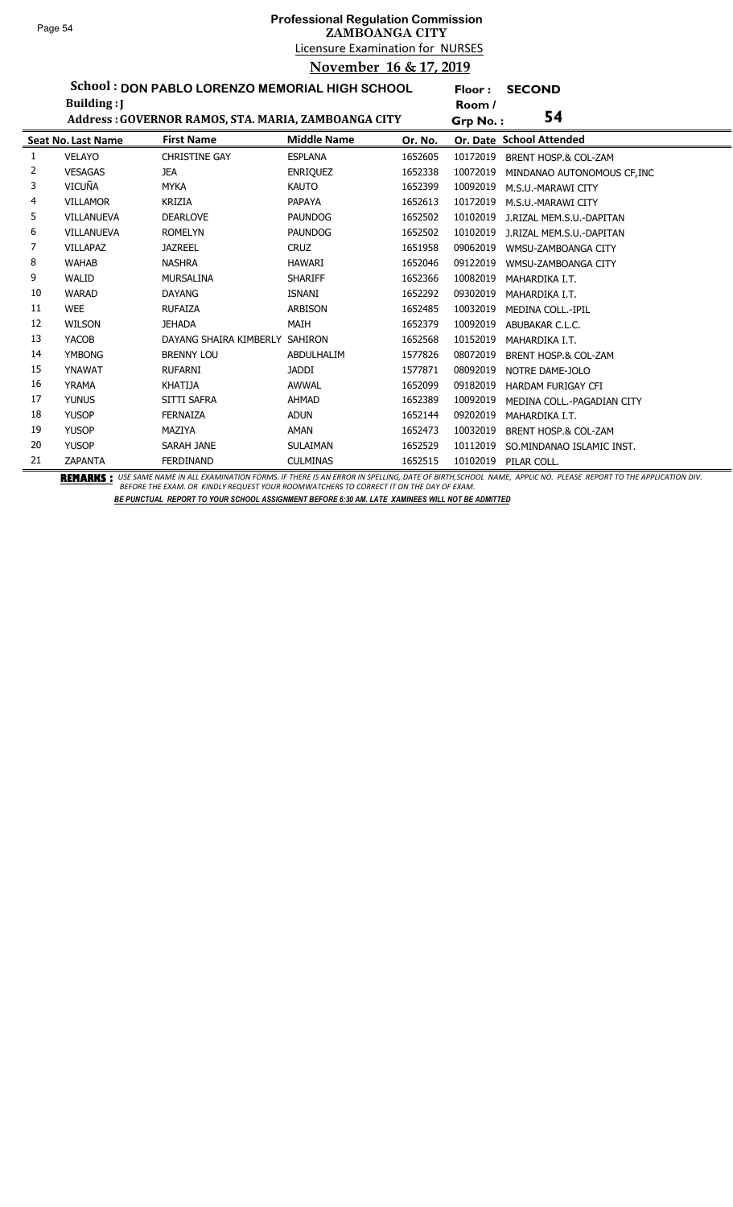**Professional Regulation Commission**
**ZAMBOANGA CITY**
Licensure Examination for NURSES
**November 16 & 17, 2019**

**School : DON PABLO LORENZO MEMORIAL HIGH SCHOOL** **Floor : SECOND**
**Building : J** **Room / Grp No. : 54**
**Address : GOVERNOR RAMOS, STA. MARIA, ZAMBOANGA CITY**

| Seat No. | Last Name | First Name | Middle Name | Or. No. | Or. Date | School Attended |
|---|---|---|---|---|---|---|
| 1 | VELAYO | CHRISTINE GAY | ESPLANA | 1652605 | 10172019 | BRENT HOSP.& COL-ZAM |
| 2 | VESAGAS | JEA | ENRIQUEZ | 1652338 | 10072019 | MINDANAO AUTONOMOUS CF,INC |
| 3 | VICUÑA | MYKA | KAUTO | 1652399 | 10092019 | M.S.U.-MARAWI CITY |
| 4 | VILLAMOR | KRIZIA | PAPAYA | 1652613 | 10172019 | M.S.U.-MARAWI CITY |
| 5 | VILLANUEVA | DEARLOVE | PAUNDOG | 1652502 | 10102019 | J.RIZAL MEM.S.U.-DAPITAN |
| 6 | VILLANUEVA | ROMELYN | PAUNDOG | 1652502 | 10102019 | J.RIZAL MEM.S.U.-DAPITAN |
| 7 | VILLAPAZ | JAZREEL | CRUZ | 1651958 | 09062019 | WMSU-ZAMBOANGA CITY |
| 8 | WAHAB | NASHRA | HAWARI | 1652046 | 09122019 | WMSU-ZAMBOANGA CITY |
| 9 | WALID | MURSALINA | SHARIFF | 1652366 | 10082019 | MAHARDIKA I.T. |
| 10 | WARAD | DAYANG | ISNANI | 1652292 | 09302019 | MAHARDIKA I.T. |
| 11 | WEE | RUFAIZA | ARBISON | 1652485 | 10032019 | MEDINA COLL.-IPIL |
| 12 | WILSON | JEHADA | MAIH | 1652379 | 10092019 | ABUBAKAR C.L.C. |
| 13 | YACOB | DAYANG SHAIRA KIMBERLY | SAHIRON | 1652568 | 10152019 | MAHARDIKA I.T. |
| 14 | YMBONG | BRENNY LOU | ABDULHALIM | 1577826 | 08072019 | BRENT HOSP.& COL-ZAM |
| 15 | YNAWAT | RUFARNI | JADDI | 1577871 | 08092019 | NOTRE DAME-JOLO |
| 16 | YRAMA | KHATIJA | AWWAL | 1652099 | 09182019 | HARDAM FURIGAY CFI |
| 17 | YUNUS | SITTI SAFRA | AHMAD | 1652389 | 10092019 | MEDINA COLL.-PAGADIAN CITY |
| 18 | YUSOP | FERNAIZA | ADUN | 1652144 | 09202019 | MAHARDIKA I.T. |
| 19 | YUSOP | MAZIYA | AMAN | 1652473 | 10032019 | BRENT HOSP.& COL-ZAM |
| 20 | YUSOP | SARAH JANE | SULAIMAN | 1652529 | 10112019 | SO.MINDANAO ISLAMIC INST. |
| 21 | ZAPANTA | FERDINAND | CULMINAS | 1652515 | 10102019 | PILAR COLL. |

**REMARKS :** *USE SAME NAME IN ALL EXAMINATION FORMS. IF THERE IS AN ERROR IN SPELLING, DATE OF BIRTH,SCHOOL NAME, APPLIC NO. PLEASE REPORT TO THE APPLICATION DIV. BEFORE THE EXAM. OR KINDLY REQUEST YOUR ROOMWATCHERS TO CORRECT IT ON THE DAY OF EXAM.*

***BE PUNCTUAL REPORT TO YOUR SCHOOL ASSIGNMENT BEFORE 6:30 AM. LATE XAMINEES WILL NOT BE ADMITTED***